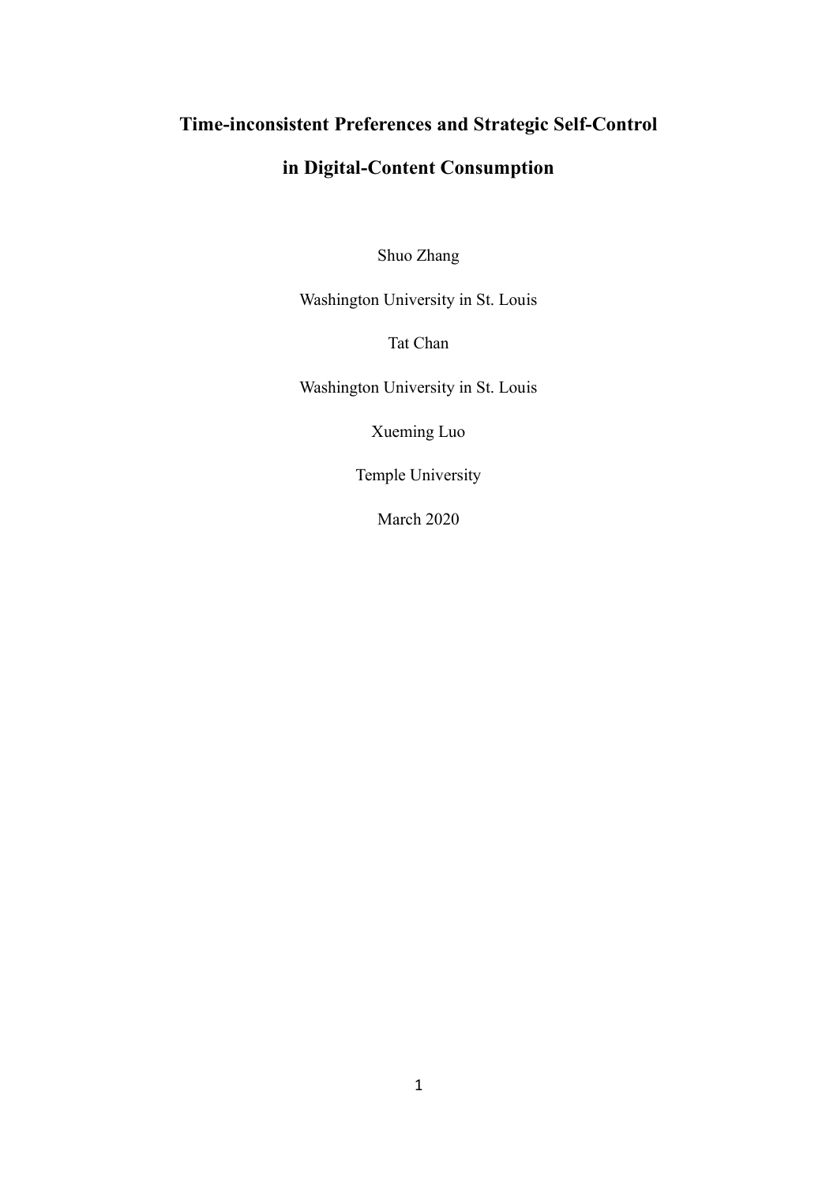# Time-inconsistent Preferences and Strategic Self-Control in Digital-Content Consumption

Shuo Zhang

Washington University in St. Louis

Tat Chan

Washington University in St. Louis

Xueming Luo

Temple University

March 2020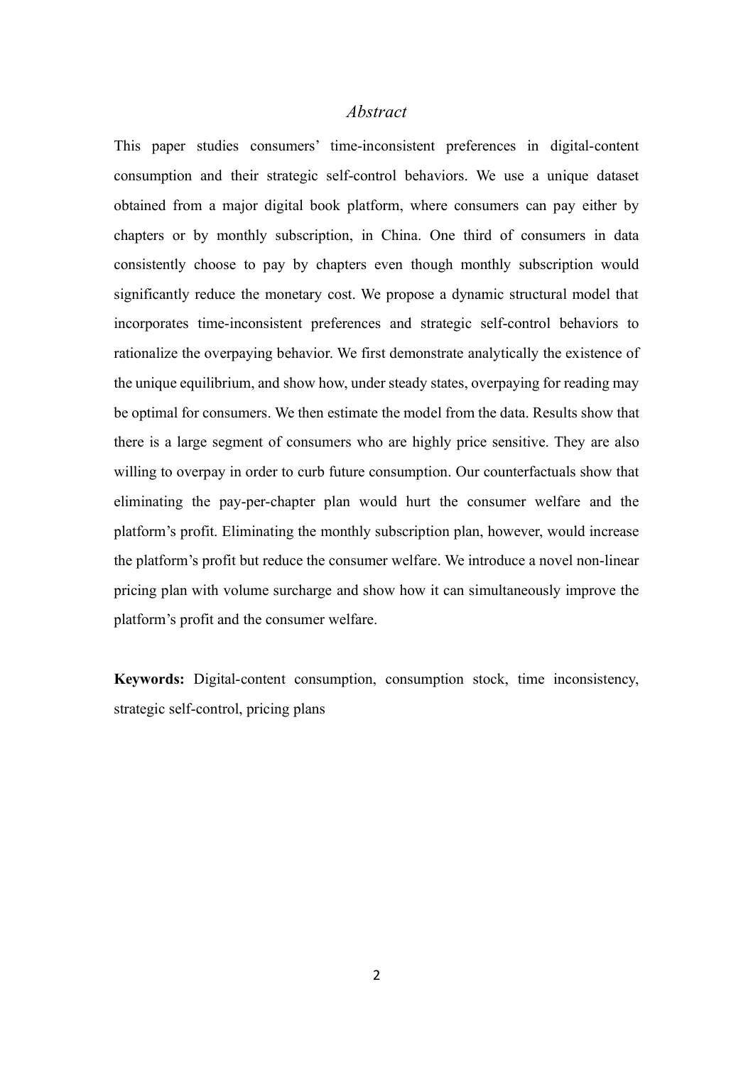## *Abstract*

This paper studies consumers' time-inconsistent preferences in digital-content consumption and their strategic self-control behaviors. We use a unique dataset obtained from a major digital book platform, where consumers can pay either by chapters or by monthly subscription, in China. One third of consumers in data consistently choose to pay by chapters even though monthly subscription would significantly reduce the monetary cost. We propose a dynamic structural model that incorporates time-inconsistent preferences and strategic self-control behaviors to rationalize the overpaying behavior. We first demonstrate analytically the existence of the unique equilibrium, and show how, under steady states, overpaying for reading may be optimal for consumers. We then estimate the model from the data. Results show that there is a large segment of consumers who are highly price sensitive. They are also willing to overpay in order to curb future consumption. Our counterfactuals show that eliminating the pay-per-chapter plan would hurt the consumer welfare and the platform's profit. Eliminating the monthly subscription plan, however, would increase the platform's profit but reduce the consumer welfare. We introduce a novel non-linear pricing plan with volume surcharge and show how it can simultaneously improve the platform's profit and the consumer welfare.

**Keywords:** Digital-content consumption, consumption stock, time inconsistency, strategic self-control, pricing plans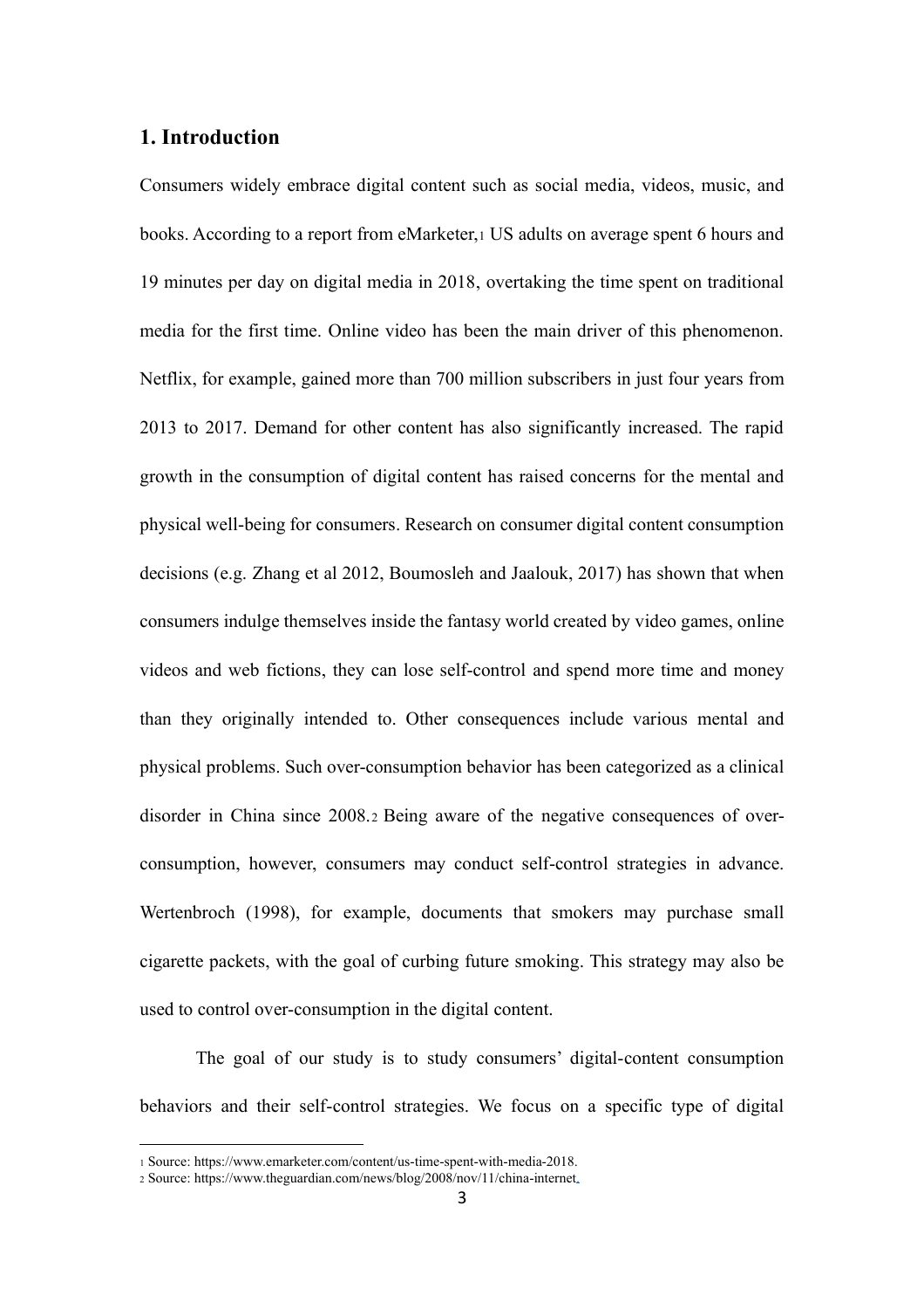## 1. Introduction

Consumers widely embrace digital content such as social media, videos, music, and books. According to a report from eMarketer,[1] US adults on average spent 6 hours and 19 minutes per day on digital media in 2018, overtaking the time spent on traditional media for the first time. Online video has been the main driver of this phenomenon. Netflix, for example, gained more than 700 million subscribers in just four years from 2013 to 2017. Demand for other content has also significantly increased. The rapid growth in the consumption of digital content has raised concerns for the mental and physical well-being for consumers. Research on consumer digital content consumption decisions (e.g. Zhang et al 2012, Boumosleh and Jaalouk, 2017) has shown that when consumers indulge themselves inside the fantasy world created by video games, online videos and web fictions, they can lose self-control and spend more time and money than they originally intended to. Other consequences include various mental and physical problems. Such over-consumption behavior has been categorized as a clinical disorder in China since 2008.[2] Being aware of the negative consequences of over-consumption, however, consumers may conduct self-control strategies in advance. Wertenbroch (1998), for example, documents that smokers may purchase small cigarette packets, with the goal of curbing future smoking. This strategy may also be used to control over-consumption in the digital content.

The goal of our study is to study consumers' digital-content consumption behaviors and their self-control strategies. We focus on a specific type of digital

---

[1] Source: https://www.emarketer.com/content/us-time-spent-with-media-2018.

[2] Source: https://www.theguardian.com/news/blog/2008/nov/11/china-internet.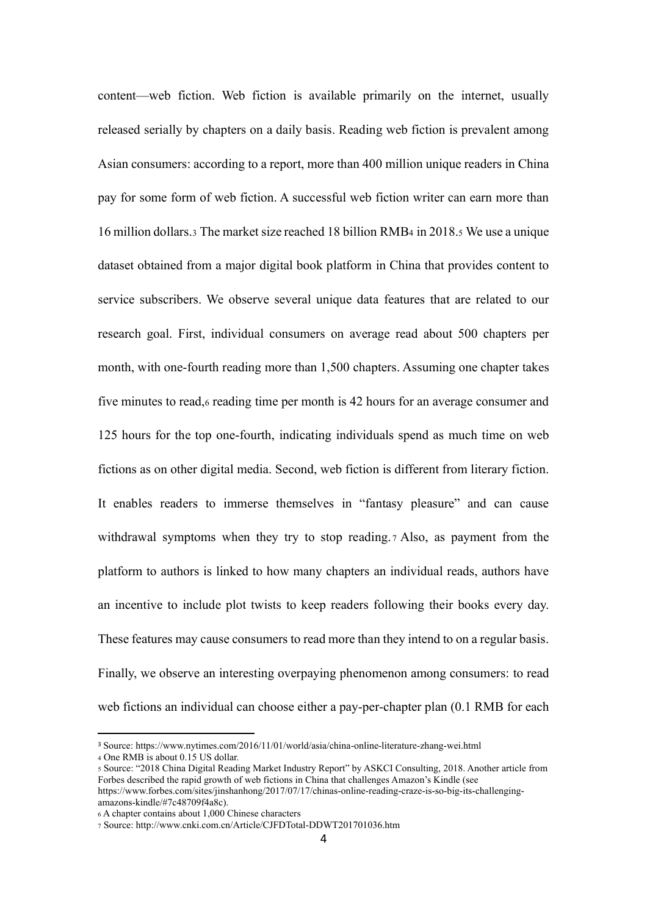content—web fiction. Web fiction is available primarily on the internet, usually released serially by chapters on a daily basis. Reading web fiction is prevalent among Asian consumers: according to a report, more than 400 million unique readers in China pay for some form of web fiction. A successful web fiction writer can earn more than 16 million dollars.[3] The market size reached 18 billion RMB[4] in 2018.[5] We use a unique dataset obtained from a major digital book platform in China that provides content to service subscribers. We observe several unique data features that are related to our research goal. First, individual consumers on average read about 500 chapters per month, with one-fourth reading more than 1,500 chapters. Assuming one chapter takes five minutes to read,[6] reading time per month is 42 hours for an average consumer and 125 hours for the top one-fourth, indicating individuals spend as much time on web fictions as on other digital media. Second, web fiction is different from literary fiction. It enables readers to immerse themselves in "fantasy pleasure" and can cause withdrawal symptoms when they try to stop reading.[7] Also, as payment from the platform to authors is linked to how many chapters an individual reads, authors have an incentive to include plot twists to keep readers following their books every day. These features may cause consumers to read more than they intend to on a regular basis. Finally, we observe an interesting overpaying phenomenon among consumers: to read web fictions an individual can choose either a pay-per-chapter plan (0.1 RMB for each

---

[3] Source: https://www.nytimes.com/2016/11/01/world/asia/china-online-literature-zhang-wei.html

[4] One RMB is about 0.15 US dollar.

[5] Source: "2018 China Digital Reading Market Industry Report" by ASKCI Consulting, 2018. Another article from Forbes described the rapid growth of web fictions in China that challenges Amazon's Kindle (see https://www.forbes.com/sites/jinshanhong/2017/07/17/chinas-online-reading-craze-is-so-big-its-challenging-amazons-kindle/#7c48709f4a8c).

[6] A chapter contains about 1,000 Chinese characters

[7] Source: http://www.cnki.com.cn/Article/CJFDTotal-DDWT201701036.htm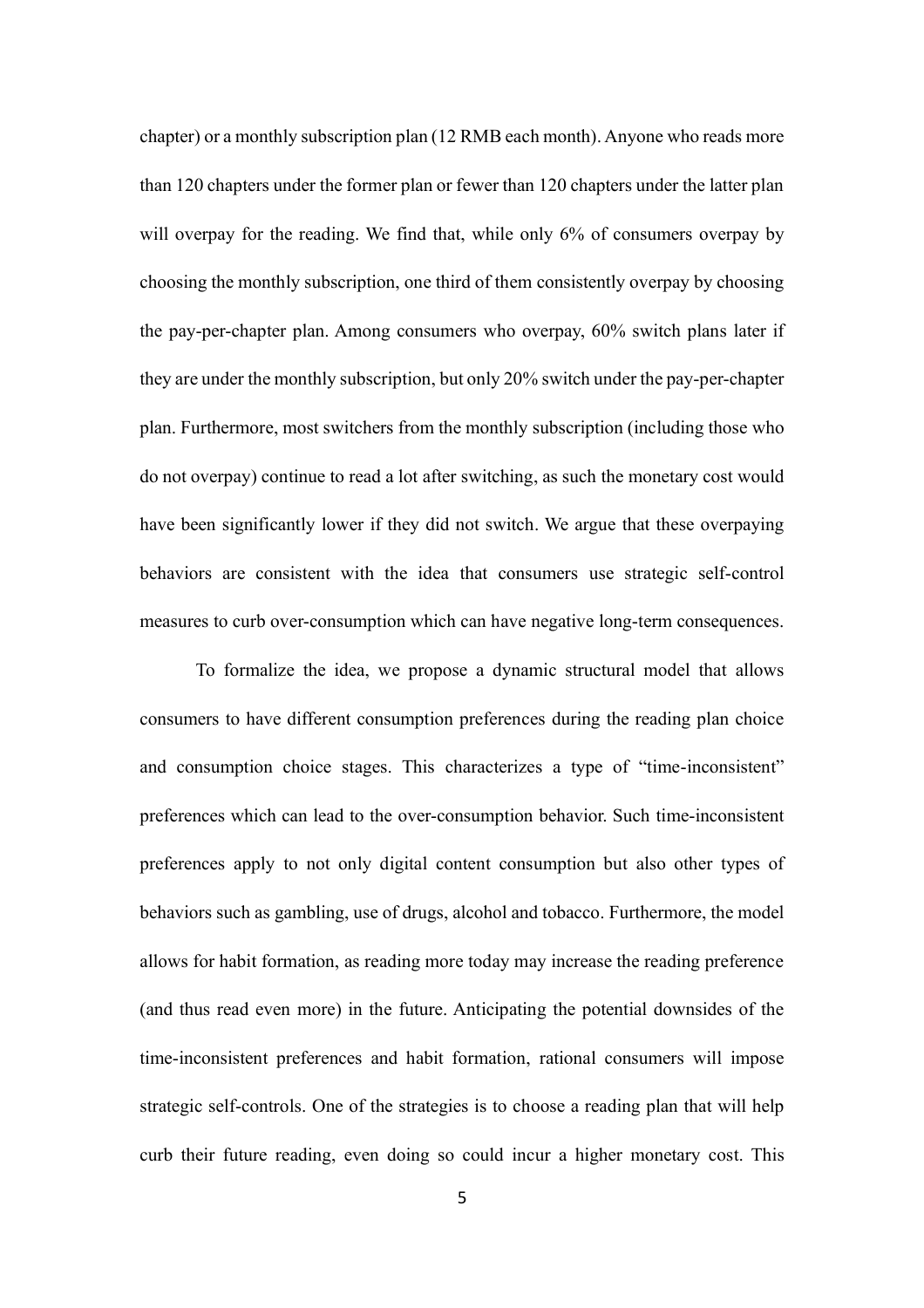chapter) or a monthly subscription plan (12 RMB each month). Anyone who reads more than 120 chapters under the former plan or fewer than 120 chapters under the latter plan will overpay for the reading. We find that, while only 6% of consumers overpay by choosing the monthly subscription, one third of them consistently overpay by choosing the pay-per-chapter plan. Among consumers who overpay, 60% switch plans later if they are under the monthly subscription, but only 20% switch under the pay-per-chapter plan. Furthermore, most switchers from the monthly subscription (including those who do not overpay) continue to read a lot after switching, as such the monetary cost would have been significantly lower if they did not switch. We argue that these overpaying behaviors are consistent with the idea that consumers use strategic self-control measures to curb over-consumption which can have negative long-term consequences.

To formalize the idea, we propose a dynamic structural model that allows consumers to have different consumption preferences during the reading plan choice and consumption choice stages. This characterizes a type of "time-inconsistent" preferences which can lead to the over-consumption behavior. Such time-inconsistent preferences apply to not only digital content consumption but also other types of behaviors such as gambling, use of drugs, alcohol and tobacco. Furthermore, the model allows for habit formation, as reading more today may increase the reading preference (and thus read even more) in the future. Anticipating the potential downsides of the time-inconsistent preferences and habit formation, rational consumers will impose strategic self-controls. One of the strategies is to choose a reading plan that will help curb their future reading, even doing so could incur a higher monetary cost. This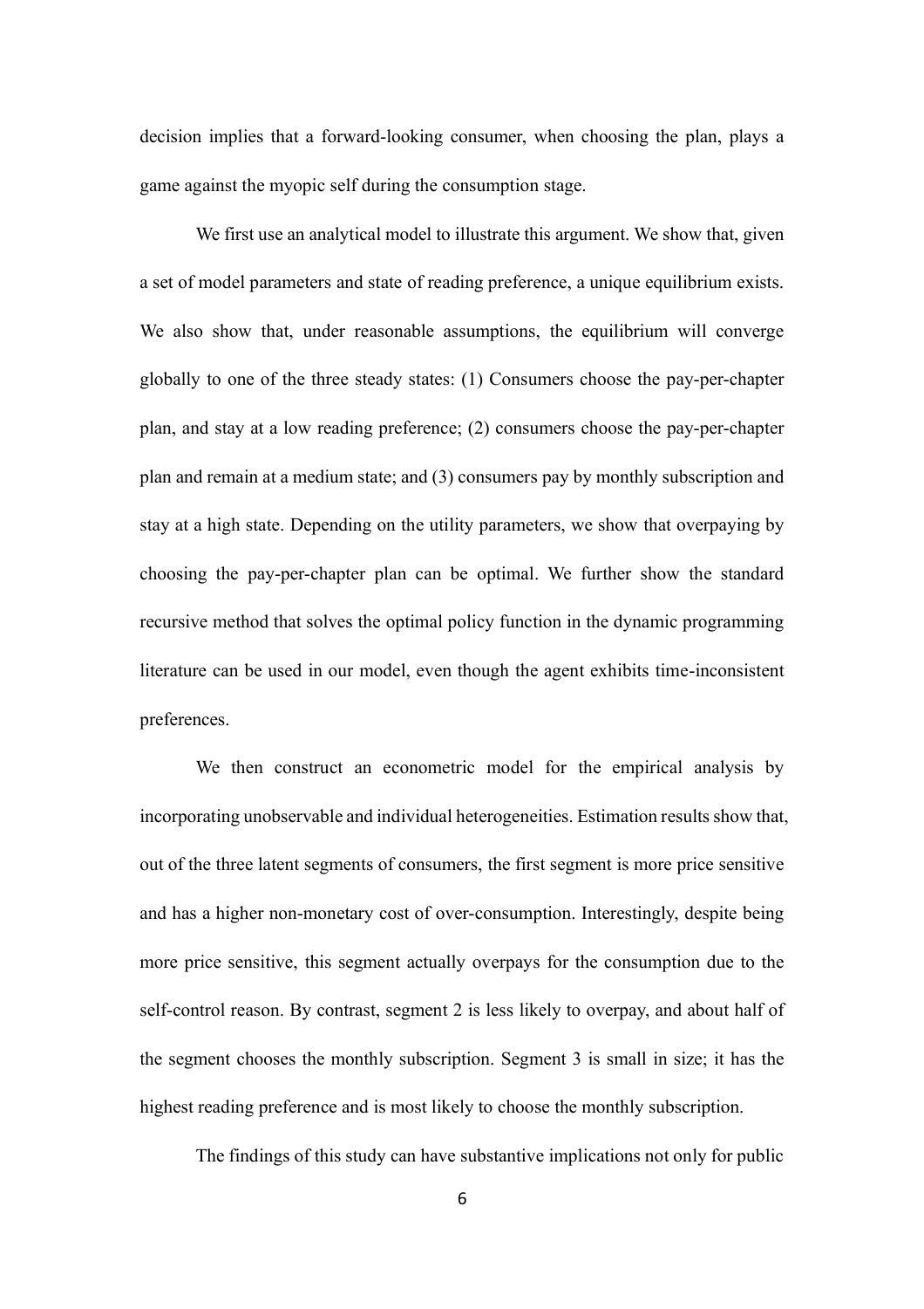decision implies that a forward-looking consumer, when choosing the plan, plays a game against the myopic self during the consumption stage.

We first use an analytical model to illustrate this argument. We show that, given a set of model parameters and state of reading preference, a unique equilibrium exists. We also show that, under reasonable assumptions, the equilibrium will converge globally to one of the three steady states: (1) Consumers choose the pay-per-chapter plan, and stay at a low reading preference; (2) consumers choose the pay-per-chapter plan and remain at a medium state; and (3) consumers pay by monthly subscription and stay at a high state. Depending on the utility parameters, we show that overpaying by choosing the pay-per-chapter plan can be optimal. We further show the standard recursive method that solves the optimal policy function in the dynamic programming literature can be used in our model, even though the agent exhibits time-inconsistent preferences.

We then construct an econometric model for the empirical analysis by incorporating unobservable and individual heterogeneities. Estimation results show that, out of the three latent segments of consumers, the first segment is more price sensitive and has a higher non-monetary cost of over-consumption. Interestingly, despite being more price sensitive, this segment actually overpays for the consumption due to the self-control reason. By contrast, segment 2 is less likely to overpay, and about half of the segment chooses the monthly subscription. Segment 3 is small in size; it has the highest reading preference and is most likely to choose the monthly subscription.

The findings of this study can have substantive implications not only for public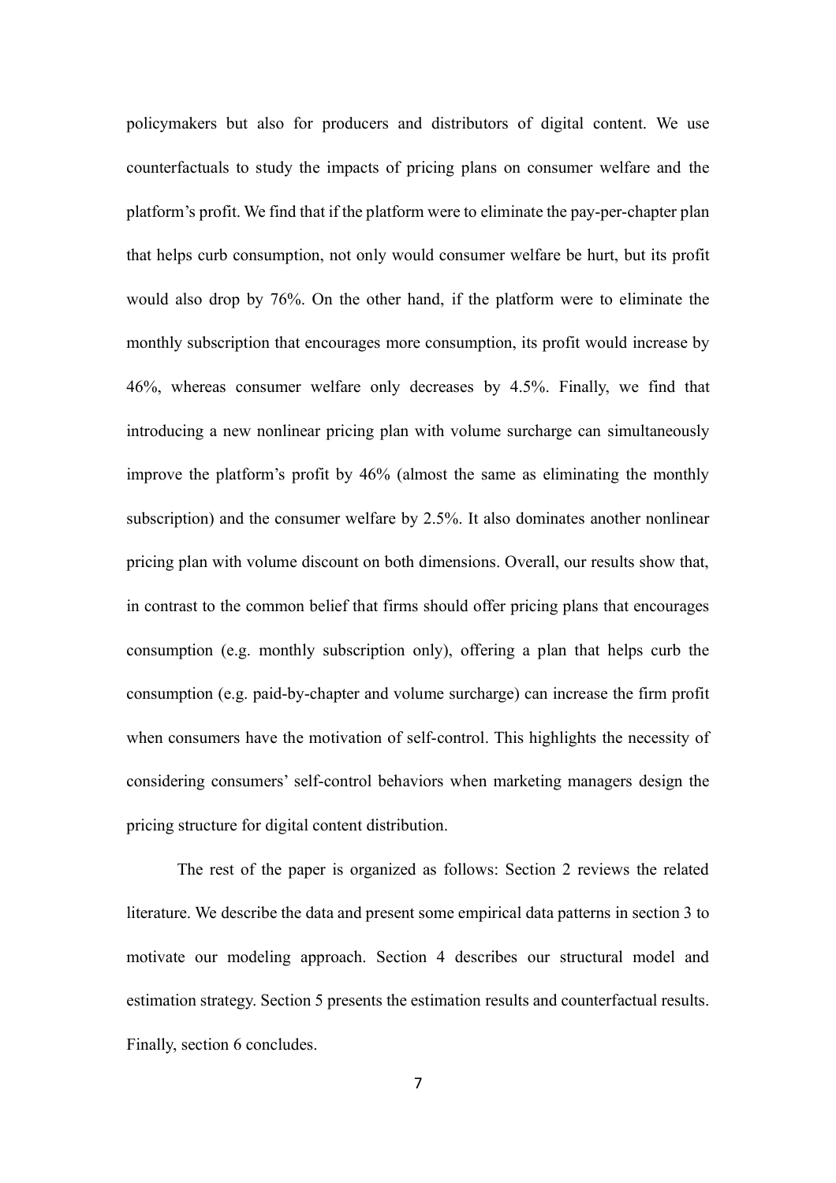policymakers but also for producers and distributors of digital content. We use counterfactuals to study the impacts of pricing plans on consumer welfare and the platform's profit. We find that if the platform were to eliminate the pay-per-chapter plan that helps curb consumption, not only would consumer welfare be hurt, but its profit would also drop by 76%. On the other hand, if the platform were to eliminate the monthly subscription that encourages more consumption, its profit would increase by 46%, whereas consumer welfare only decreases by 4.5%. Finally, we find that introducing a new nonlinear pricing plan with volume surcharge can simultaneously improve the platform's profit by 46% (almost the same as eliminating the monthly subscription) and the consumer welfare by 2.5%. It also dominates another nonlinear pricing plan with volume discount on both dimensions. Overall, our results show that, in contrast to the common belief that firms should offer pricing plans that encourages consumption (e.g. monthly subscription only), offering a plan that helps curb the consumption (e.g. paid-by-chapter and volume surcharge) can increase the firm profit when consumers have the motivation of self-control. This highlights the necessity of considering consumers' self-control behaviors when marketing managers design the pricing structure for digital content distribution.

The rest of the paper is organized as follows: Section 2 reviews the related literature. We describe the data and present some empirical data patterns in section 3 to motivate our modeling approach. Section 4 describes our structural model and estimation strategy. Section 5 presents the estimation results and counterfactual results. Finally, section 6 concludes.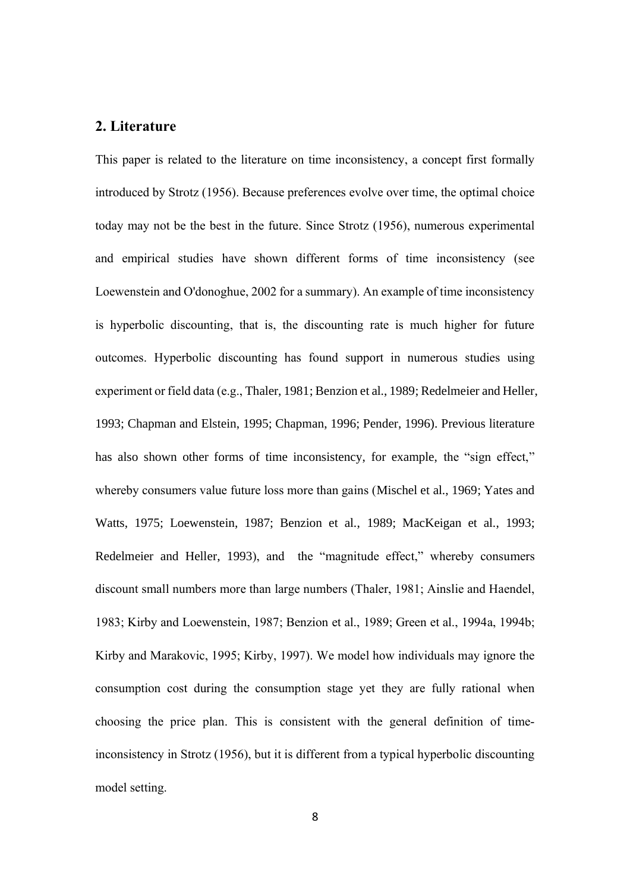## 2. Literature

This paper is related to the literature on time inconsistency, a concept first formally introduced by Strotz (1956). Because preferences evolve over time, the optimal choice today may not be the best in the future. Since Strotz (1956), numerous experimental and empirical studies have shown different forms of time inconsistency (see Loewenstein and O'donoghue, 2002 for a summary). An example of time inconsistency is hyperbolic discounting, that is, the discounting rate is much higher for future outcomes. Hyperbolic discounting has found support in numerous studies using experiment or field data (e.g., Thaler, 1981; Benzion et al., 1989; Redelmeier and Heller, 1993; Chapman and Elstein, 1995; Chapman, 1996; Pender, 1996). Previous literature has also shown other forms of time inconsistency, for example, the "sign effect," whereby consumers value future loss more than gains (Mischel et al., 1969; Yates and Watts, 1975; Loewenstein, 1987; Benzion et al., 1989; MacKeigan et al., 1993; Redelmeier and Heller, 1993), and the "magnitude effect," whereby consumers discount small numbers more than large numbers (Thaler, 1981; Ainslie and Haendel, 1983; Kirby and Loewenstein, 1987; Benzion et al., 1989; Green et al., 1994a, 1994b; Kirby and Marakovic, 1995; Kirby, 1997). We model how individuals may ignore the consumption cost during the consumption stage yet they are fully rational when choosing the price plan. This is consistent with the general definition of time-inconsistency in Strotz (1956), but it is different from a typical hyperbolic discounting model setting.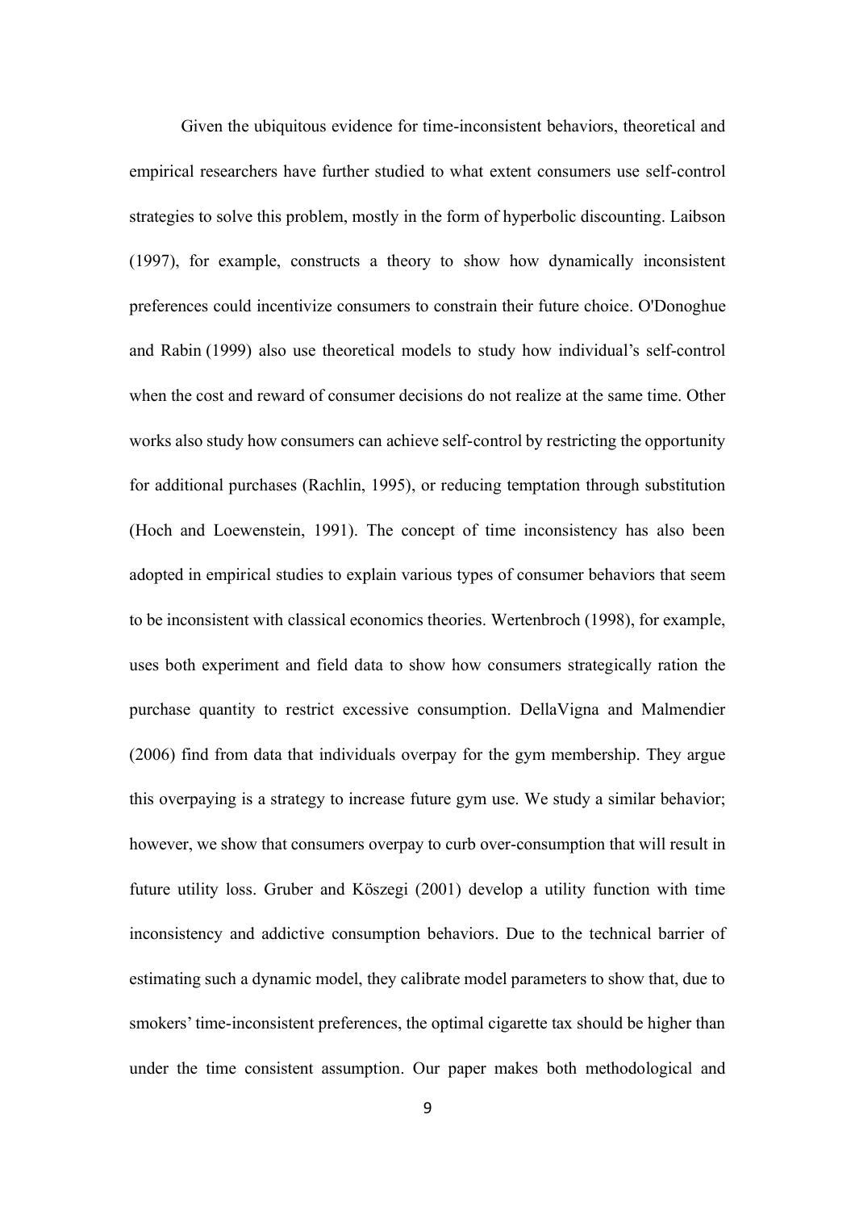Given the ubiquitous evidence for time-inconsistent behaviors, theoretical and empirical researchers have further studied to what extent consumers use self-control strategies to solve this problem, mostly in the form of hyperbolic discounting. Laibson (1997), for example, constructs a theory to show how dynamically inconsistent preferences could incentivize consumers to constrain their future choice. O'Donoghue and Rabin (1999) also use theoretical models to study how individual's self-control when the cost and reward of consumer decisions do not realize at the same time. Other works also study how consumers can achieve self-control by restricting the opportunity for additional purchases (Rachlin, 1995), or reducing temptation through substitution (Hoch and Loewenstein, 1991). The concept of time inconsistency has also been adopted in empirical studies to explain various types of consumer behaviors that seem to be inconsistent with classical economics theories. Wertenbroch (1998), for example, uses both experiment and field data to show how consumers strategically ration the purchase quantity to restrict excessive consumption. DellaVigna and Malmendier (2006) find from data that individuals overpay for the gym membership. They argue this overpaying is a strategy to increase future gym use. We study a similar behavior; however, we show that consumers overpay to curb over-consumption that will result in future utility loss. Gruber and Köszegi (2001) develop a utility function with time inconsistency and addictive consumption behaviors. Due to the technical barrier of estimating such a dynamic model, they calibrate model parameters to show that, due to smokers' time-inconsistent preferences, the optimal cigarette tax should be higher than under the time consistent assumption. Our paper makes both methodological and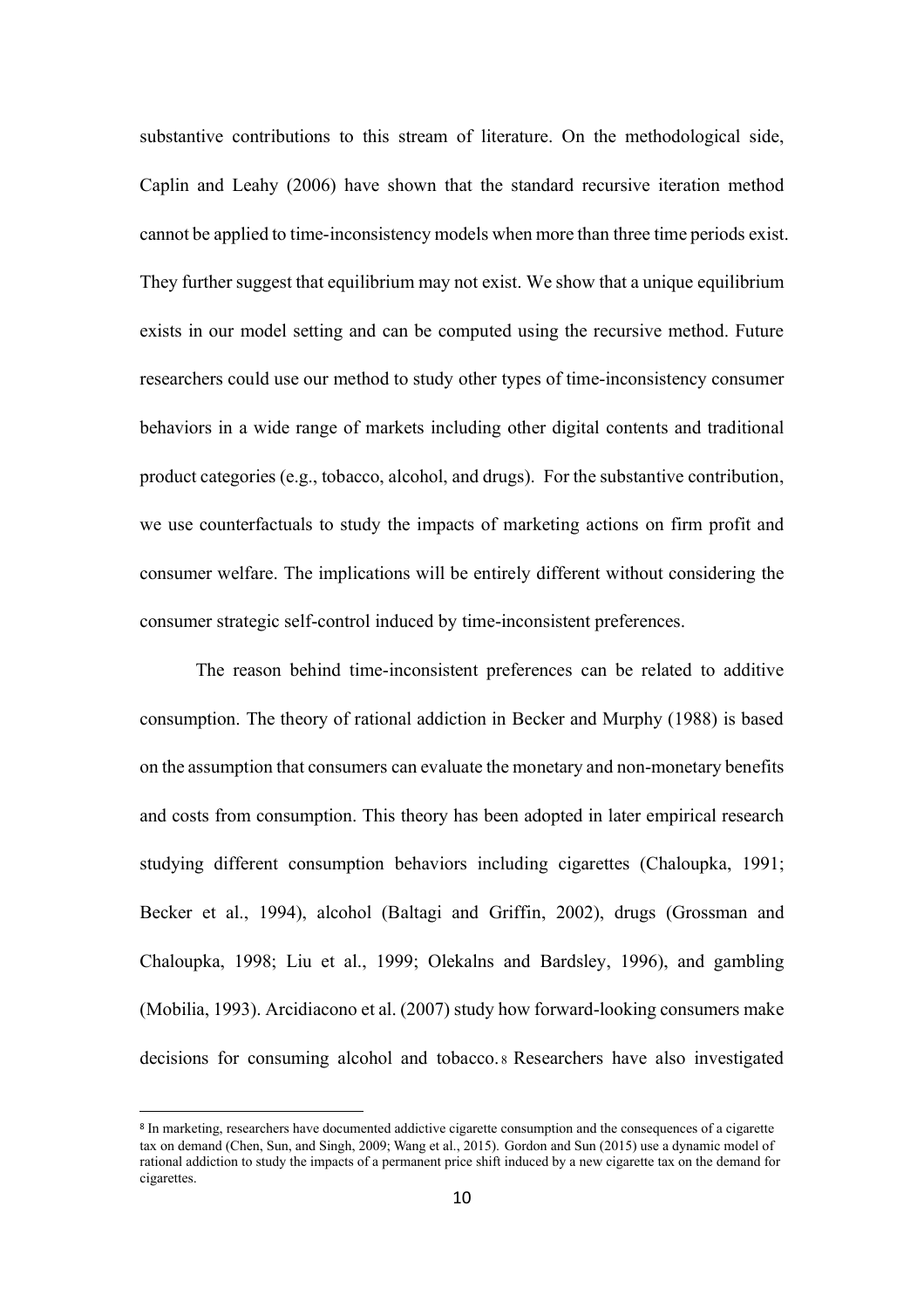substantive contributions to this stream of literature. On the methodological side, Caplin and Leahy (2006) have shown that the standard recursive iteration method cannot be applied to time-inconsistency models when more than three time periods exist. They further suggest that equilibrium may not exist. We show that a unique equilibrium exists in our model setting and can be computed using the recursive method. Future researchers could use our method to study other types of time-inconsistency consumer behaviors in a wide range of markets including other digital contents and traditional product categories (e.g., tobacco, alcohol, and drugs). For the substantive contribution, we use counterfactuals to study the impacts of marketing actions on firm profit and consumer welfare. The implications will be entirely different without considering the consumer strategic self-control induced by time-inconsistent preferences.

The reason behind time-inconsistent preferences can be related to additive consumption. The theory of rational addiction in Becker and Murphy (1988) is based on the assumption that consumers can evaluate the monetary and non-monetary benefits and costs from consumption. This theory has been adopted in later empirical research studying different consumption behaviors including cigarettes (Chaloupka, 1991; Becker et al., 1994), alcohol (Baltagi and Griffin, 2002), drugs (Grossman and Chaloupka, 1998; Liu et al., 1999; Olekalns and Bardsley, 1996), and gambling (Mobilia, 1993). Arcidiacono et al. (2007) study how forward-looking consumers make decisions for consuming alcohol and tobacco.[8] Researchers have also investigated

[8] In marketing, researchers have documented addictive cigarette consumption and the consequences of a cigarette tax on demand (Chen, Sun, and Singh, 2009; Wang et al., 2015). Gordon and Sun (2015) use a dynamic model of rational addiction to study the impacts of a permanent price shift induced by a new cigarette tax on the demand for cigarettes.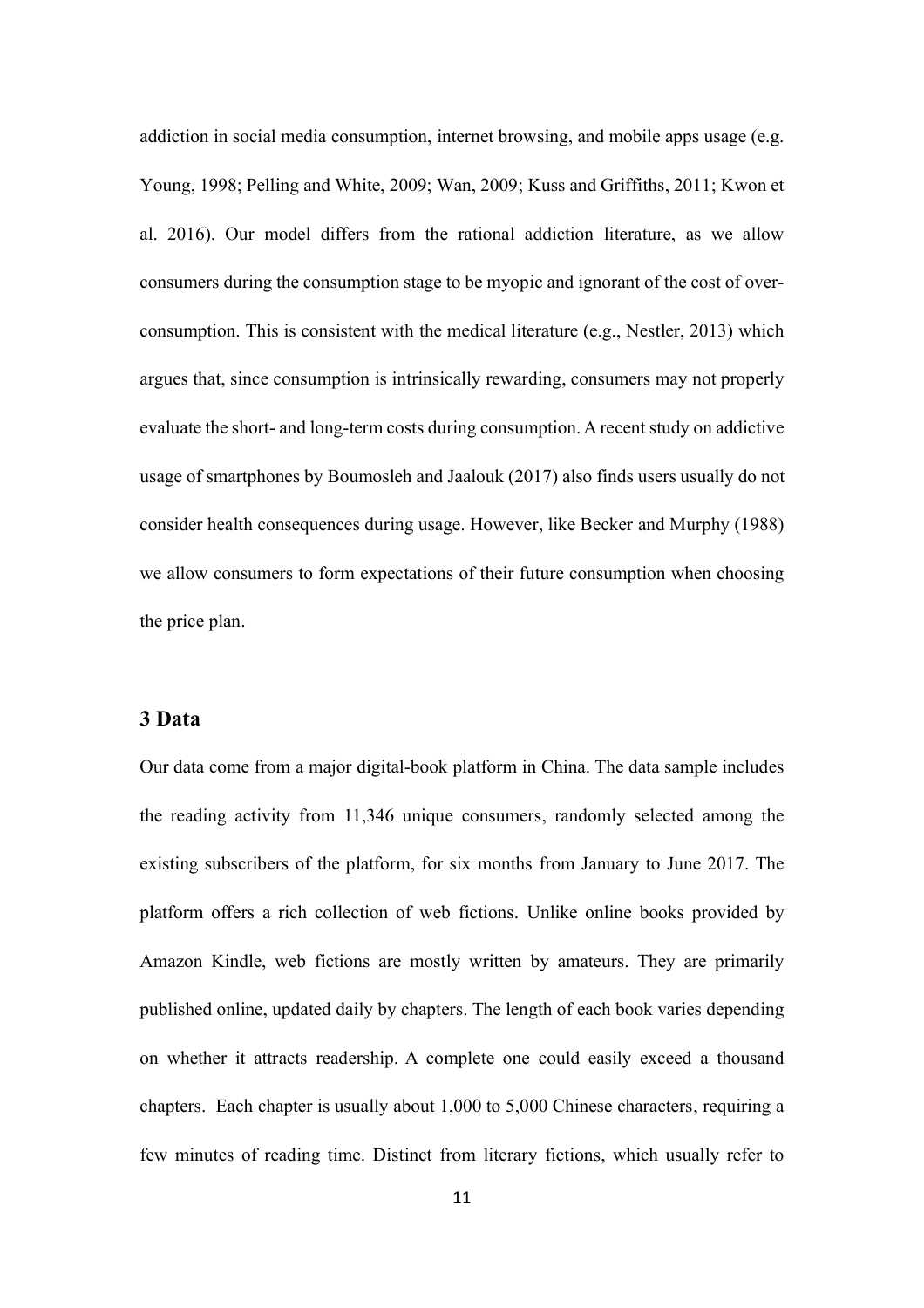addiction in social media consumption, internet browsing, and mobile apps usage (e.g. Young, 1998; Pelling and White, 2009; Wan, 2009; Kuss and Griffiths, 2011; Kwon et al. 2016). Our model differs from the rational addiction literature, as we allow consumers during the consumption stage to be myopic and ignorant of the cost of over-consumption. This is consistent with the medical literature (e.g., Nestler, 2013) which argues that, since consumption is intrinsically rewarding, consumers may not properly evaluate the short- and long-term costs during consumption. A recent study on addictive usage of smartphones by Boumosleh and Jaalouk (2017) also finds users usually do not consider health consequences during usage. However, like Becker and Murphy (1988) we allow consumers to form expectations of their future consumption when choosing the price plan.

## 3 Data

Our data come from a major digital-book platform in China. The data sample includes the reading activity from 11,346 unique consumers, randomly selected among the existing subscribers of the platform, for six months from January to June 2017. The platform offers a rich collection of web fictions. Unlike online books provided by Amazon Kindle, web fictions are mostly written by amateurs. They are primarily published online, updated daily by chapters. The length of each book varies depending on whether it attracts readership. A complete one could easily exceed a thousand chapters. Each chapter is usually about 1,000 to 5,000 Chinese characters, requiring a few minutes of reading time. Distinct from literary fictions, which usually refer to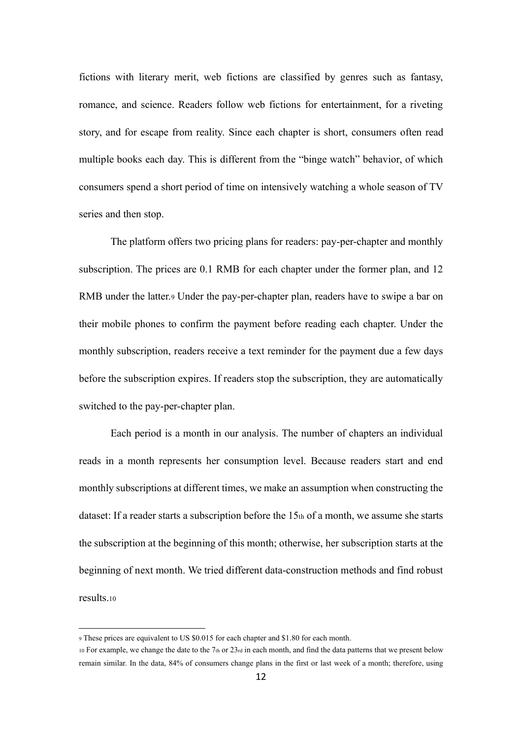fictions with literary merit, web fictions are classified by genres such as fantasy, romance, and science. Readers follow web fictions for entertainment, for a riveting story, and for escape from reality. Since each chapter is short, consumers often read multiple books each day. This is different from the "binge watch" behavior, of which consumers spend a short period of time on intensively watching a whole season of TV series and then stop.

The platform offers two pricing plans for readers: pay-per-chapter and monthly subscription. The prices are 0.1 RMB for each chapter under the former plan, and 12 RMB under the latter.[9] Under the pay-per-chapter plan, readers have to swipe a bar on their mobile phones to confirm the payment before reading each chapter. Under the monthly subscription, readers receive a text reminder for the payment due a few days before the subscription expires. If readers stop the subscription, they are automatically switched to the pay-per-chapter plan.

Each period is a month in our analysis. The number of chapters an individual reads in a month represents her consumption level. Because readers start and end monthly subscriptions at different times, we make an assumption when constructing the dataset: If a reader starts a subscription before the 15th of a month, we assume she starts the subscription at the beginning of this month; otherwise, her subscription starts at the beginning of next month. We tried different data-construction methods and find robust results.[10]

---

[9] These prices are equivalent to US $0.015 for each chapter and $1.80 for each month.

[10] For example, we change the date to the 7th or 23rd in each month, and find the data patterns that we present below remain similar. In the data, 84% of consumers change plans in the first or last week of a month; therefore, using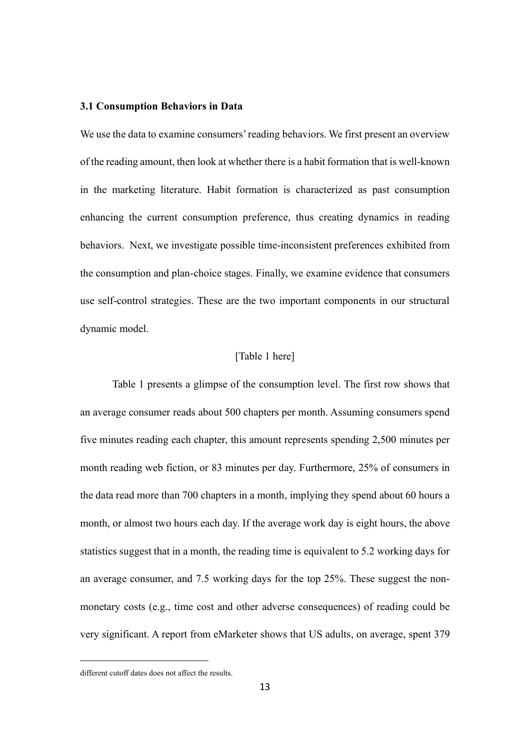### 3.1 Consumption Behaviors in Data

We use the data to examine consumers' reading behaviors. We first present an overview of the reading amount, then look at whether there is a habit formation that is well-known in the marketing literature. Habit formation is characterized as past consumption enhancing the current consumption preference, thus creating dynamics in reading behaviors. Next, we investigate possible time-inconsistent preferences exhibited from the consumption and plan-choice stages. Finally, we examine evidence that consumers use self-control strategies. These are the two important components in our structural dynamic model.

[Table 1 here]

Table 1 presents a glimpse of the consumption level. The first row shows that an average consumer reads about 500 chapters per month. Assuming consumers spend five minutes reading each chapter, this amount represents spending 2,500 minutes per month reading web fiction, or 83 minutes per day. Furthermore, 25% of consumers in the data read more than 700 chapters in a month, implying they spend about 60 hours a month, or almost two hours each day. If the average work day is eight hours, the above statistics suggest that in a month, the reading time is equivalent to 5.2 working days for an average consumer, and 7.5 working days for the top 25%. These suggest the non-monetary costs (e.g., time cost and other adverse consequences) of reading could be very significant. A report from eMarketer shows that US adults, on average, spent 379

different cutoff dates does not affect the results.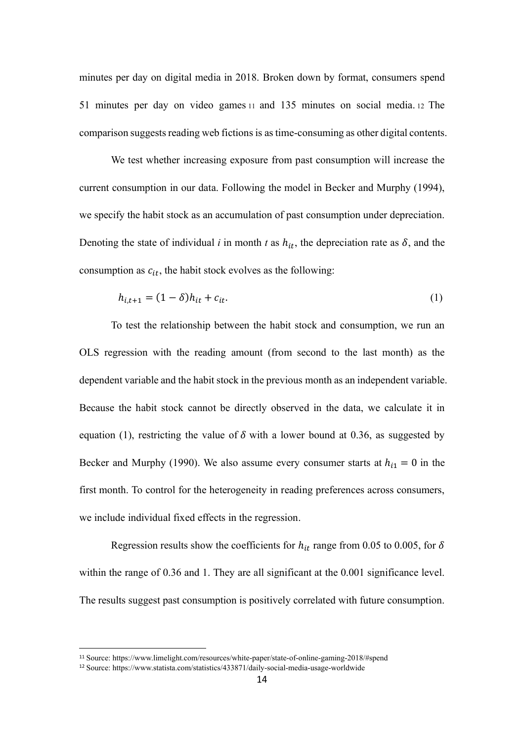minutes per day on digital media in 2018. Broken down by format, consumers spend 51 minutes per day on video games [11] and 135 minutes on social media. [12] The comparison suggests reading web fictions is as time-consuming as other digital contents.

We test whether increasing exposure from past consumption will increase the current consumption in our data. Following the model in Becker and Murphy (1994), we specify the habit stock as an accumulation of past consumption under depreciation. Denoting the state of individual *i* in month *t* as $h_{it}$, the depreciation rate as $\delta$, and the consumption as $c_{it}$, the habit stock evolves as the following:

$$h_{i,t+1} = (1 - \delta)h_{it} + c_{it}. \tag{1}$$

To test the relationship between the habit stock and consumption, we run an OLS regression with the reading amount (from second to the last month) as the dependent variable and the habit stock in the previous month as an independent variable. Because the habit stock cannot be directly observed in the data, we calculate it in equation (1), restricting the value of $\delta$ with a lower bound at 0.36, as suggested by Becker and Murphy (1990). We also assume every consumer starts at $h_{i1} = 0$ in the first month. To control for the heterogeneity in reading preferences across consumers, we include individual fixed effects in the regression.

Regression results show the coefficients for $h_{it}$ range from 0.05 to 0.005, for $\delta$ within the range of 0.36 and 1. They are all significant at the 0.001 significance level. The results suggest past consumption is positively correlated with future consumption.

[11] Source: https://www.limelight.com/resources/white-paper/state-of-online-gaming-2018/#spend

[12] Source: https://www.statista.com/statistics/433871/daily-social-media-usage-worldwide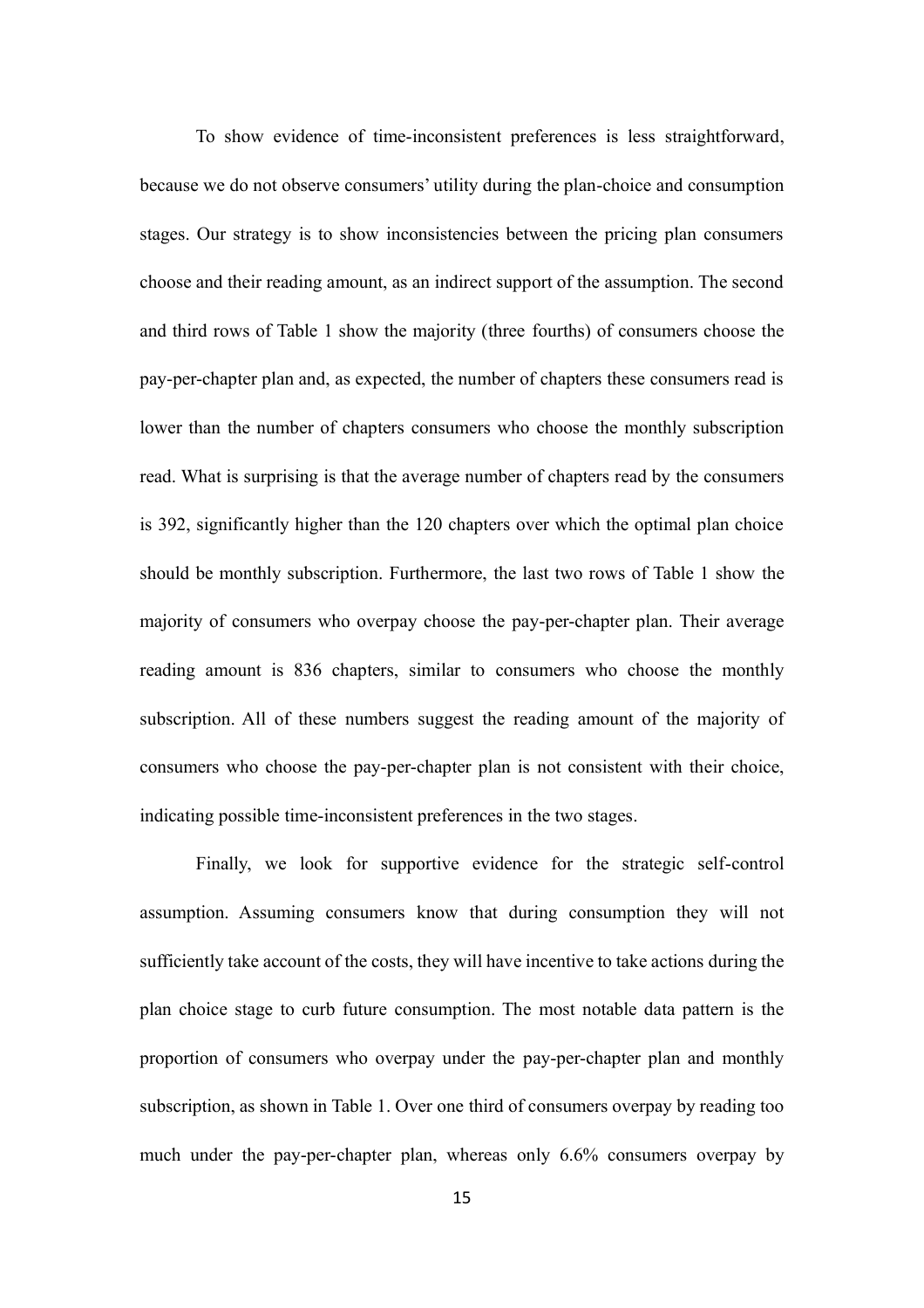To show evidence of time-inconsistent preferences is less straightforward, because we do not observe consumers' utility during the plan-choice and consumption stages. Our strategy is to show inconsistencies between the pricing plan consumers choose and their reading amount, as an indirect support of the assumption. The second and third rows of Table 1 show the majority (three fourths) of consumers choose the pay-per-chapter plan and, as expected, the number of chapters these consumers read is lower than the number of chapters consumers who choose the monthly subscription read. What is surprising is that the average number of chapters read by the consumers is 392, significantly higher than the 120 chapters over which the optimal plan choice should be monthly subscription. Furthermore, the last two rows of Table 1 show the majority of consumers who overpay choose the pay-per-chapter plan. Their average reading amount is 836 chapters, similar to consumers who choose the monthly subscription. All of these numbers suggest the reading amount of the majority of consumers who choose the pay-per-chapter plan is not consistent with their choice, indicating possible time-inconsistent preferences in the two stages.

Finally, we look for supportive evidence for the strategic self-control assumption. Assuming consumers know that during consumption they will not sufficiently take account of the costs, they will have incentive to take actions during the plan choice stage to curb future consumption. The most notable data pattern is the proportion of consumers who overpay under the pay-per-chapter plan and monthly subscription, as shown in Table 1. Over one third of consumers overpay by reading too much under the pay-per-chapter plan, whereas only 6.6% consumers overpay by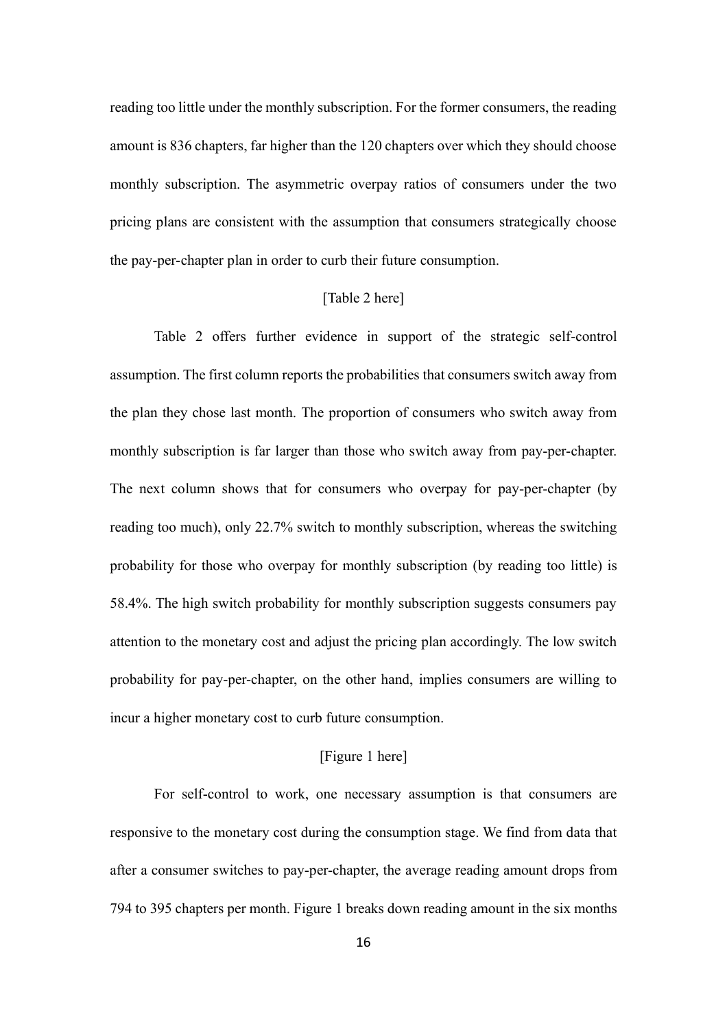reading too little under the monthly subscription. For the former consumers, the reading amount is 836 chapters, far higher than the 120 chapters over which they should choose monthly subscription. The asymmetric overpay ratios of consumers under the two pricing plans are consistent with the assumption that consumers strategically choose the pay-per-chapter plan in order to curb their future consumption.

[Table 2 here]

Table 2 offers further evidence in support of the strategic self-control assumption. The first column reports the probabilities that consumers switch away from the plan they chose last month. The proportion of consumers who switch away from monthly subscription is far larger than those who switch away from pay-per-chapter. The next column shows that for consumers who overpay for pay-per-chapter (by reading too much), only 22.7% switch to monthly subscription, whereas the switching probability for those who overpay for monthly subscription (by reading too little) is 58.4%. The high switch probability for monthly subscription suggests consumers pay attention to the monetary cost and adjust the pricing plan accordingly. The low switch probability for pay-per-chapter, on the other hand, implies consumers are willing to incur a higher monetary cost to curb future consumption.

[Figure 1 here]

For self-control to work, one necessary assumption is that consumers are responsive to the monetary cost during the consumption stage. We find from data that after a consumer switches to pay-per-chapter, the average reading amount drops from 794 to 395 chapters per month. Figure 1 breaks down reading amount in the six months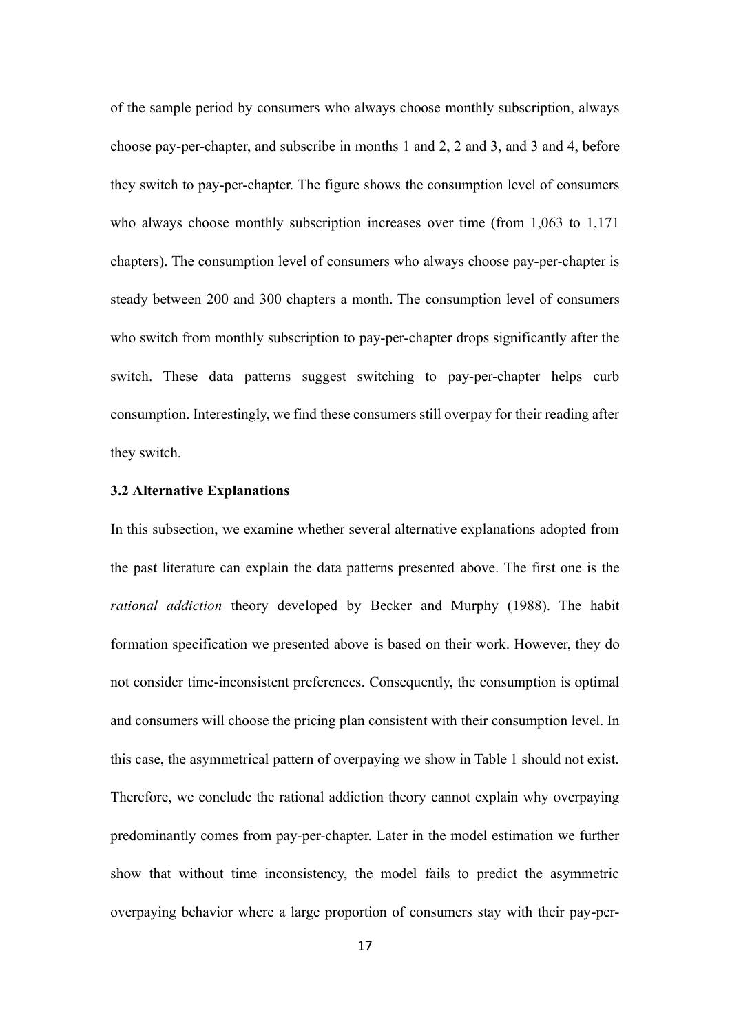of the sample period by consumers who always choose monthly subscription, always choose pay-per-chapter, and subscribe in months 1 and 2, 2 and 3, and 3 and 4, before they switch to pay-per-chapter. The figure shows the consumption level of consumers who always choose monthly subscription increases over time (from 1,063 to 1,171 chapters). The consumption level of consumers who always choose pay-per-chapter is steady between 200 and 300 chapters a month. The consumption level of consumers who switch from monthly subscription to pay-per-chapter drops significantly after the switch. These data patterns suggest switching to pay-per-chapter helps curb consumption. Interestingly, we find these consumers still overpay for their reading after they switch.

### 3.2 Alternative Explanations

In this subsection, we examine whether several alternative explanations adopted from the past literature can explain the data patterns presented above. The first one is the *rational addiction* theory developed by Becker and Murphy (1988). The habit formation specification we presented above is based on their work. However, they do not consider time-inconsistent preferences. Consequently, the consumption is optimal and consumers will choose the pricing plan consistent with their consumption level. In this case, the asymmetrical pattern of overpaying we show in Table 1 should not exist. Therefore, we conclude the rational addiction theory cannot explain why overpaying predominantly comes from pay-per-chapter. Later in the model estimation we further show that without time inconsistency, the model fails to predict the asymmetric overpaying behavior where a large proportion of consumers stay with their pay-per-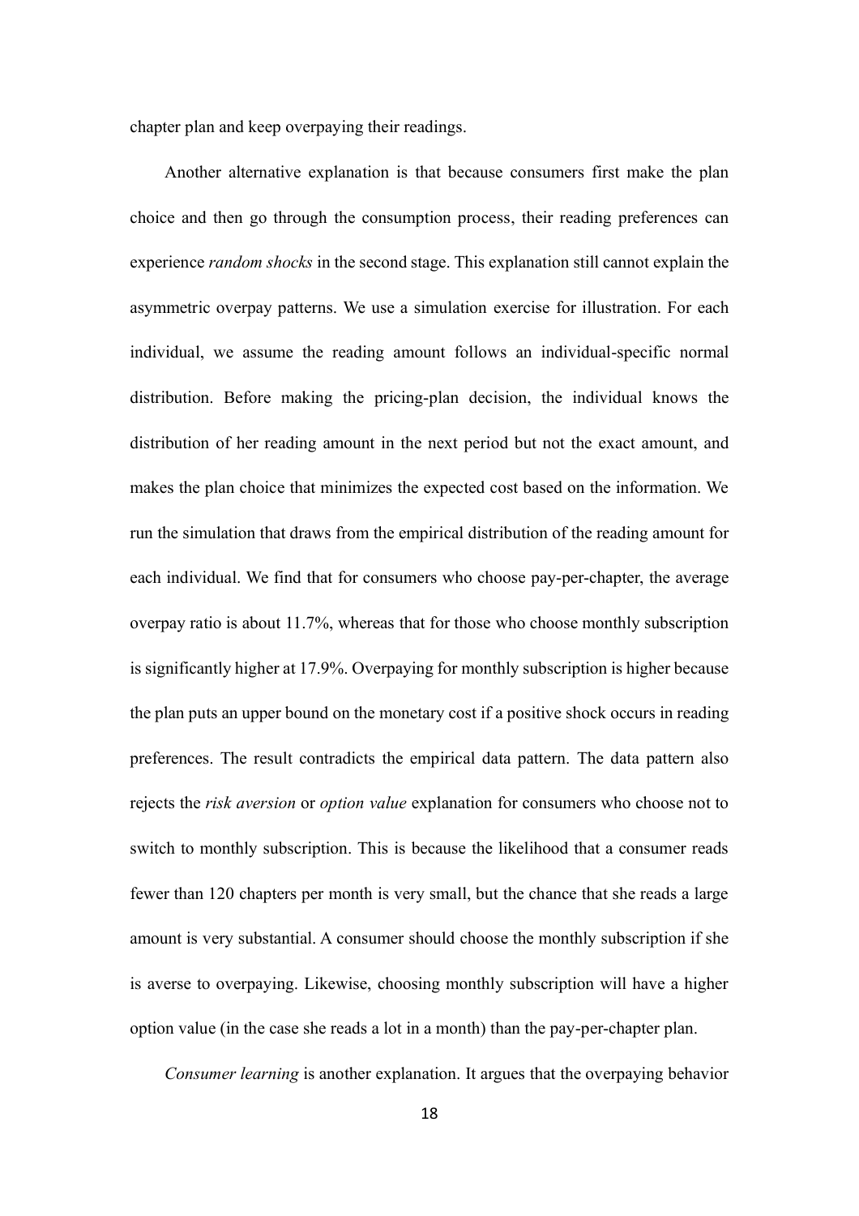chapter plan and keep overpaying their readings.

Another alternative explanation is that because consumers first make the plan choice and then go through the consumption process, their reading preferences can experience *random shocks* in the second stage. This explanation still cannot explain the asymmetric overpay patterns. We use a simulation exercise for illustration. For each individual, we assume the reading amount follows an individual-specific normal distribution. Before making the pricing-plan decision, the individual knows the distribution of her reading amount in the next period but not the exact amount, and makes the plan choice that minimizes the expected cost based on the information. We run the simulation that draws from the empirical distribution of the reading amount for each individual. We find that for consumers who choose pay-per-chapter, the average overpay ratio is about 11.7%, whereas that for those who choose monthly subscription is significantly higher at 17.9%. Overpaying for monthly subscription is higher because the plan puts an upper bound on the monetary cost if a positive shock occurs in reading preferences. The result contradicts the empirical data pattern. The data pattern also rejects the *risk aversion* or *option value* explanation for consumers who choose not to switch to monthly subscription. This is because the likelihood that a consumer reads fewer than 120 chapters per month is very small, but the chance that she reads a large amount is very substantial. A consumer should choose the monthly subscription if she is averse to overpaying. Likewise, choosing monthly subscription will have a higher option value (in the case she reads a lot in a month) than the pay-per-chapter plan.

*Consumer learning* is another explanation. It argues that the overpaying behavior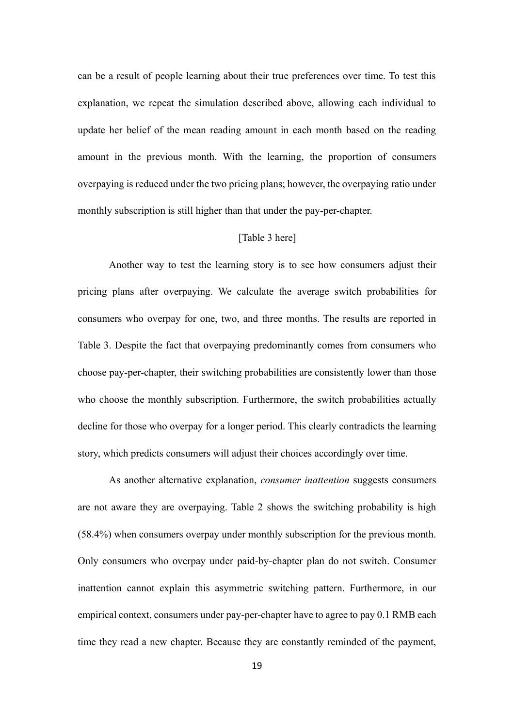can be a result of people learning about their true preferences over time. To test this explanation, we repeat the simulation described above, allowing each individual to update her belief of the mean reading amount in each month based on the reading amount in the previous month. With the learning, the proportion of consumers overpaying is reduced under the two pricing plans; however, the overpaying ratio under monthly subscription is still higher than that under the pay-per-chapter.

[Table 3 here]

Another way to test the learning story is to see how consumers adjust their pricing plans after overpaying. We calculate the average switch probabilities for consumers who overpay for one, two, and three months. The results are reported in Table 3. Despite the fact that overpaying predominantly comes from consumers who choose pay-per-chapter, their switching probabilities are consistently lower than those who choose the monthly subscription. Furthermore, the switch probabilities actually decline for those who overpay for a longer period. This clearly contradicts the learning story, which predicts consumers will adjust their choices accordingly over time.

As another alternative explanation, *consumer inattention* suggests consumers are not aware they are overpaying. Table 2 shows the switching probability is high (58.4%) when consumers overpay under monthly subscription for the previous month. Only consumers who overpay under paid-by-chapter plan do not switch. Consumer inattention cannot explain this asymmetric switching pattern. Furthermore, in our empirical context, consumers under pay-per-chapter have to agree to pay 0.1 RMB each time they read a new chapter. Because they are constantly reminded of the payment,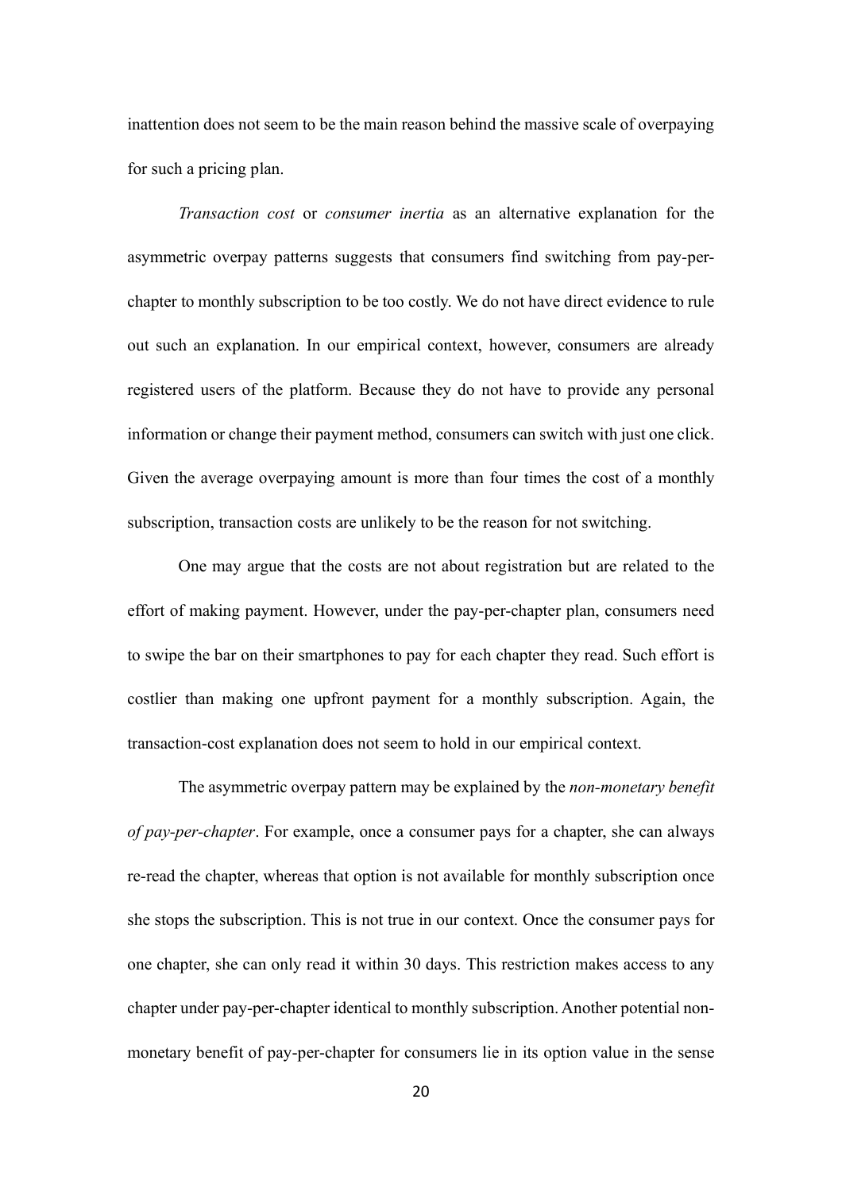inattention does not seem to be the main reason behind the massive scale of overpaying for such a pricing plan.

*Transaction cost* or *consumer inertia* as an alternative explanation for the asymmetric overpay patterns suggests that consumers find switching from pay-per-chapter to monthly subscription to be too costly. We do not have direct evidence to rule out such an explanation. In our empirical context, however, consumers are already registered users of the platform. Because they do not have to provide any personal information or change their payment method, consumers can switch with just one click. Given the average overpaying amount is more than four times the cost of a monthly subscription, transaction costs are unlikely to be the reason for not switching.

One may argue that the costs are not about registration but are related to the effort of making payment. However, under the pay-per-chapter plan, consumers need to swipe the bar on their smartphones to pay for each chapter they read. Such effort is costlier than making one upfront payment for a monthly subscription. Again, the transaction-cost explanation does not seem to hold in our empirical context.

The asymmetric overpay pattern may be explained by the *non-monetary benefit of pay-per-chapter*. For example, once a consumer pays for a chapter, she can always re-read the chapter, whereas that option is not available for monthly subscription once she stops the subscription. This is not true in our context. Once the consumer pays for one chapter, she can only read it within 30 days. This restriction makes access to any chapter under pay-per-chapter identical to monthly subscription. Another potential non-monetary benefit of pay-per-chapter for consumers lie in its option value in the sense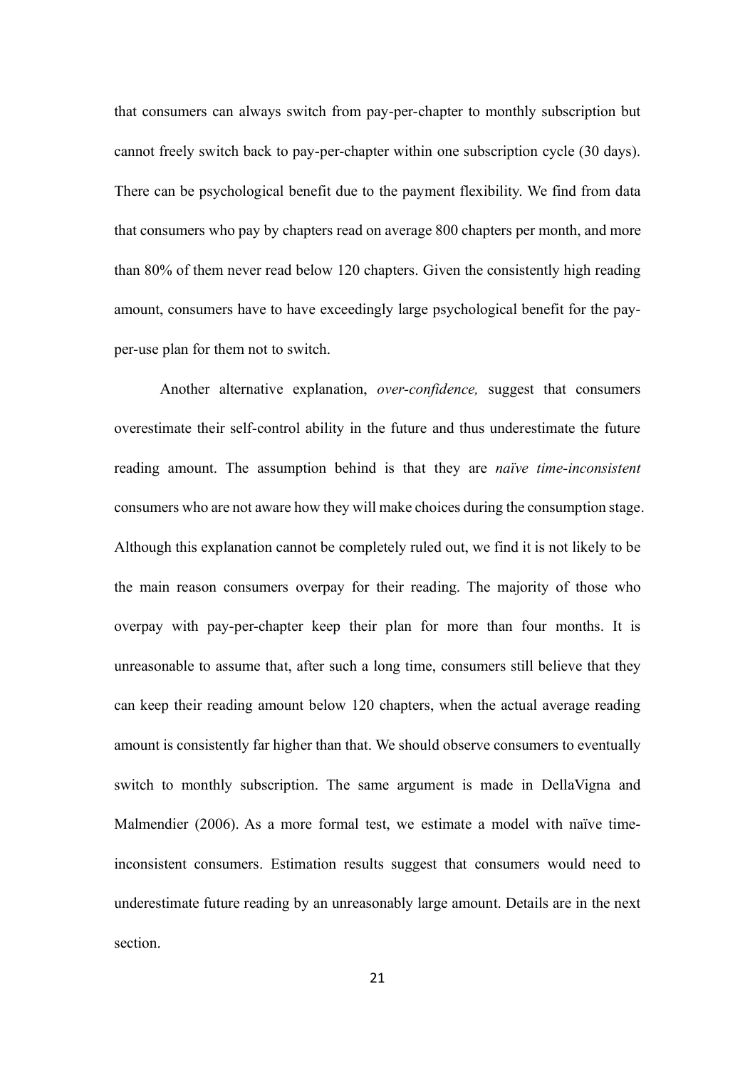that consumers can always switch from pay-per-chapter to monthly subscription but cannot freely switch back to pay-per-chapter within one subscription cycle (30 days). There can be psychological benefit due to the payment flexibility. We find from data that consumers who pay by chapters read on average 800 chapters per month, and more than 80% of them never read below 120 chapters. Given the consistently high reading amount, consumers have to have exceedingly large psychological benefit for the pay-per-use plan for them not to switch.

Another alternative explanation, *over-confidence,* suggest that consumers overestimate their self-control ability in the future and thus underestimate the future reading amount. The assumption behind is that they are *naïve time-inconsistent* consumers who are not aware how they will make choices during the consumption stage. Although this explanation cannot be completely ruled out, we find it is not likely to be the main reason consumers overpay for their reading. The majority of those who overpay with pay-per-chapter keep their plan for more than four months. It is unreasonable to assume that, after such a long time, consumers still believe that they can keep their reading amount below 120 chapters, when the actual average reading amount is consistently far higher than that. We should observe consumers to eventually switch to monthly subscription. The same argument is made in DellaVigna and Malmendier (2006). As a more formal test, we estimate a model with naïve time-inconsistent consumers. Estimation results suggest that consumers would need to underestimate future reading by an unreasonably large amount. Details are in the next section.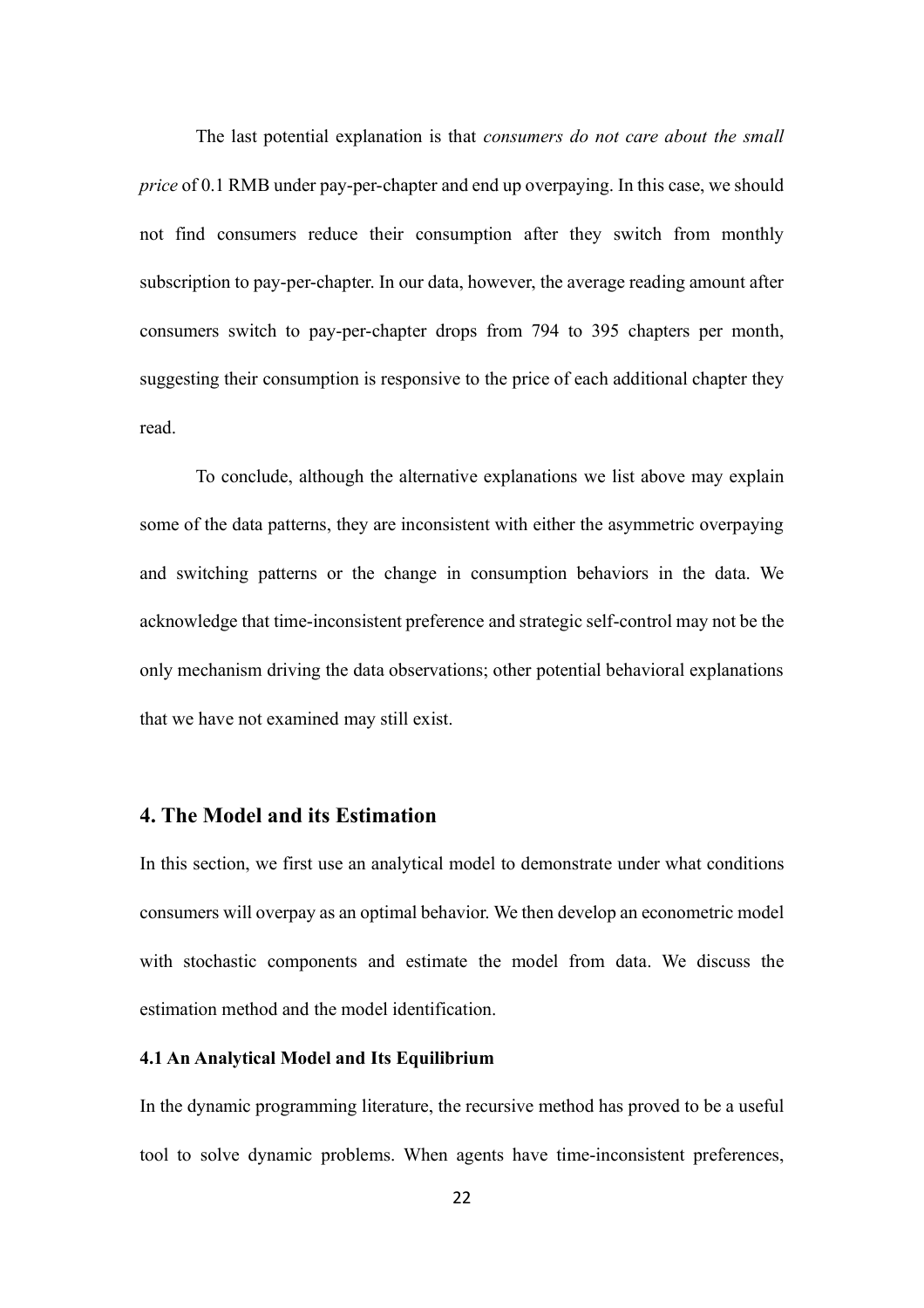The last potential explanation is that *consumers do not care about the small price* of 0.1 RMB under pay-per-chapter and end up overpaying. In this case, we should not find consumers reduce their consumption after they switch from monthly subscription to pay-per-chapter. In our data, however, the average reading amount after consumers switch to pay-per-chapter drops from 794 to 395 chapters per month, suggesting their consumption is responsive to the price of each additional chapter they read.

To conclude, although the alternative explanations we list above may explain some of the data patterns, they are inconsistent with either the asymmetric overpaying and switching patterns or the change in consumption behaviors in the data. We acknowledge that time-inconsistent preference and strategic self-control may not be the only mechanism driving the data observations; other potential behavioral explanations that we have not examined may still exist.

## 4. The Model and its Estimation

In this section, we first use an analytical model to demonstrate under what conditions consumers will overpay as an optimal behavior. We then develop an econometric model with stochastic components and estimate the model from data. We discuss the estimation method and the model identification.

### 4.1 An Analytical Model and Its Equilibrium

In the dynamic programming literature, the recursive method has proved to be a useful tool to solve dynamic problems. When agents have time-inconsistent preferences,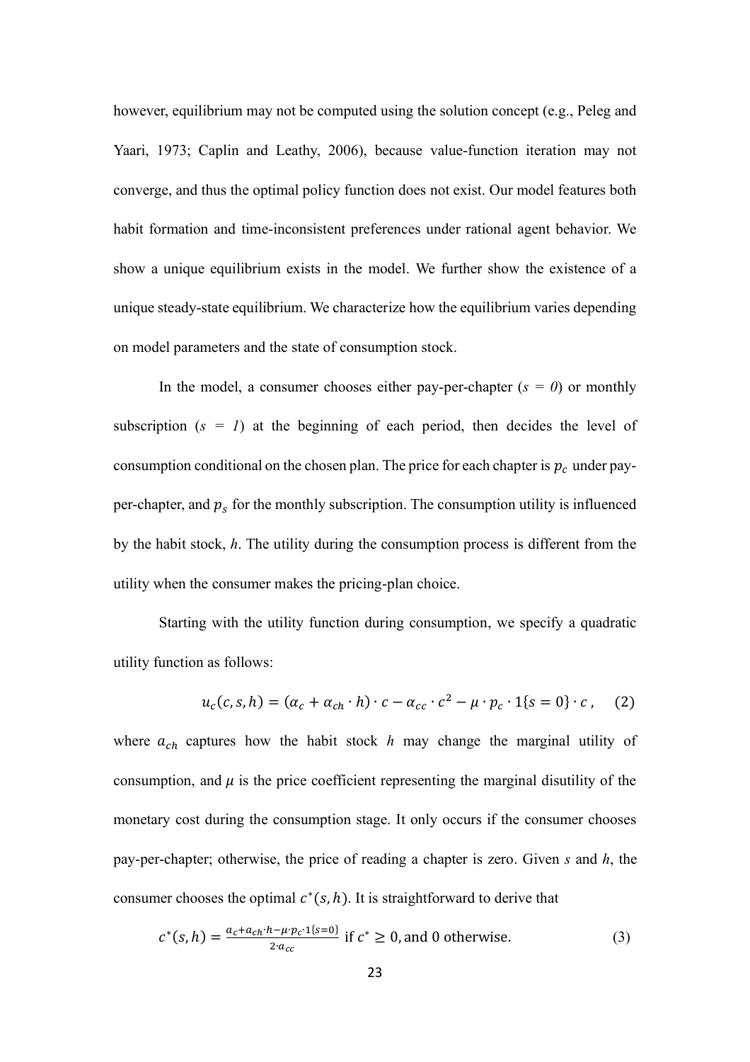however, equilibrium may not be computed using the solution concept (e.g., Peleg and Yaari, 1973; Caplin and Leathy, 2006), because value-function iteration may not converge, and thus the optimal policy function does not exist. Our model features both habit formation and time-inconsistent preferences under rational agent behavior. We show a unique equilibrium exists in the model. We further show the existence of a unique steady-state equilibrium. We characterize how the equilibrium varies depending on model parameters and the state of consumption stock.

In the model, a consumer chooses either pay-per-chapter ($s = 0$) or monthly subscription ($s = 1$) at the beginning of each period, then decides the level of consumption conditional on the chosen plan. The price for each chapter is $p_c$ under pay-per-chapter, and $p_s$ for the monthly subscription. The consumption utility is influenced by the habit stock, $h$. The utility during the consumption process is different from the utility when the consumer makes the pricing-plan choice.

Starting with the utility function during consumption, we specify a quadratic utility function as follows:

$$u_c(c, s, h) = (\alpha_c + \alpha_{ch} \cdot h) \cdot c - \alpha_{cc} \cdot c^2 - \mu \cdot p_c \cdot 1\{s = 0\} \cdot c, \quad (2)$$

where $a_{ch}$ captures how the habit stock $h$ may change the marginal utility of consumption, and $\mu$ is the price coefficient representing the marginal disutility of the monetary cost during the consumption stage. It only occurs if the consumer chooses pay-per-chapter; otherwise, the price of reading a chapter is zero. Given $s$ and $h$, the consumer chooses the optimal $c^*(s, h)$. It is straightforward to derive that

$$c^*(s, h) = \frac{a_c + a_{ch} \cdot h - \mu \cdot p_c \cdot 1\{s=0\}}{2 \cdot a_{cc}} \text{ if } c^* \geq 0, \text{and 0 otherwise.} \quad (3)$$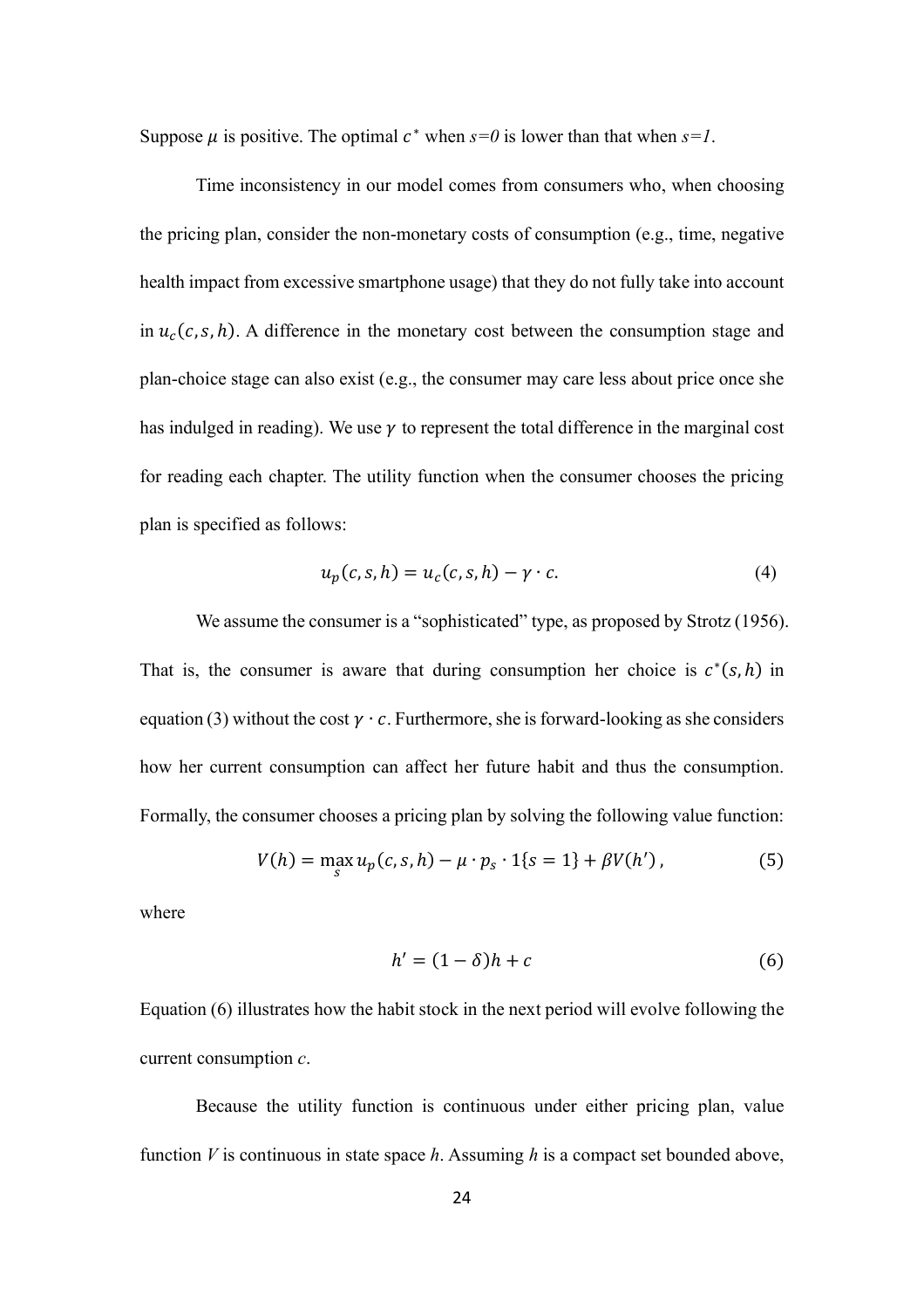Suppose $\mu$ is positive. The optimal $c^*$ when *s=0* is lower than that when *s=1*.

Time inconsistency in our model comes from consumers who, when choosing the pricing plan, consider the non-monetary costs of consumption (e.g., time, negative health impact from excessive smartphone usage) that they do not fully take into account in $u_c(c, s, h)$. A difference in the monetary cost between the consumption stage and plan-choice stage can also exist (e.g., the consumer may care less about price once she has indulged in reading). We use $\gamma$ to represent the total difference in the marginal cost for reading each chapter. The utility function when the consumer chooses the pricing plan is specified as follows:

$$u_p(c, s, h) = u_c(c, s, h) - \gamma \cdot c. \tag{4}$$

We assume the consumer is a "sophisticated" type, as proposed by Strotz (1956). That is, the consumer is aware that during consumption her choice is $c^*(s, h)$ in equation (3) without the cost $\gamma \cdot c$. Furthermore, she is forward-looking as she considers how her current consumption can affect her future habit and thus the consumption. Formally, the consumer chooses a pricing plan by solving the following value function:

$$V(h) = \max_s u_p(c, s, h) - \mu \cdot p_s \cdot 1\{s = 1\} + \beta V(h'), \tag{5}$$

where

$$h' = (1 - \delta)h + c \tag{6}$$

Equation (6) illustrates how the habit stock in the next period will evolve following the current consumption *c*.

Because the utility function is continuous under either pricing plan, value function *V* is continuous in state space *h*. Assuming *h* is a compact set bounded above,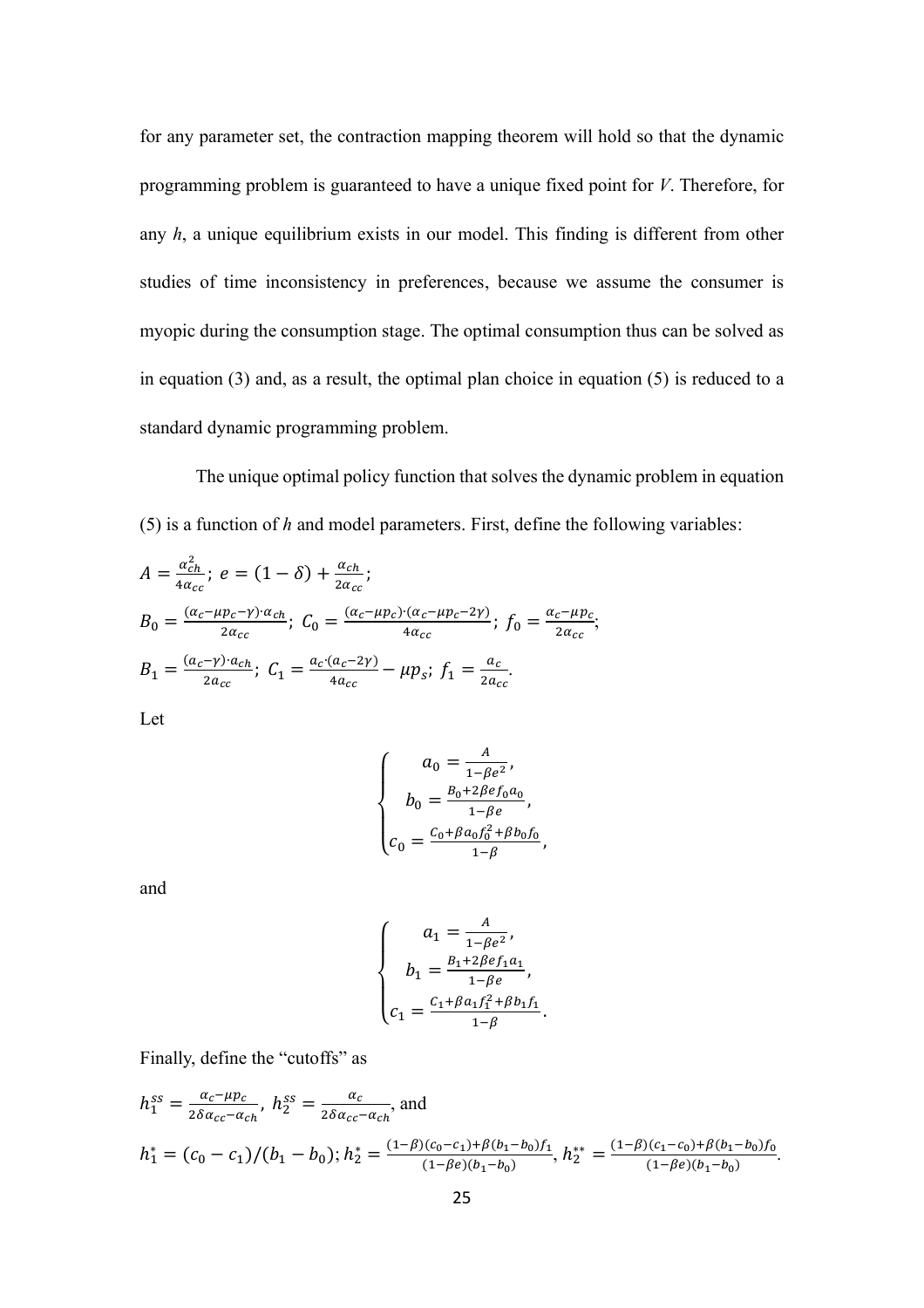for any parameter set, the contraction mapping theorem will hold so that the dynamic programming problem is guaranteed to have a unique fixed point for $V$. Therefore, for any $h$, a unique equilibrium exists in our model. This finding is different from other studies of time inconsistency in preferences, because we assume the consumer is myopic during the consumption stage. The optimal consumption thus can be solved as in equation (3) and, as a result, the optimal plan choice in equation (5) is reduced to a standard dynamic programming problem.

The unique optimal policy function that solves the dynamic problem in equation (5) is a function of $h$ and model parameters. First, define the following variables:

$A = \frac{\alpha_{ch}^2}{4\alpha_{cc}}$; $e = (1-\delta) + \frac{\alpha_{ch}}{2\alpha_{cc}}$;

$B_0 = \frac{(\alpha_c - \mu p_c - \gamma)\cdot \alpha_{ch}}{2\alpha_{cc}}$; $C_0 = \frac{(\alpha_c - \mu p_c)\cdot(\alpha_c - \mu p_c - 2\gamma)}{4\alpha_{cc}}$; $f_0 = \frac{\alpha_c - \mu p_c}{2\alpha_{cc}}$;

$B_1 = \frac{(a_c - \gamma)\cdot a_{ch}}{2a_{cc}}$; $C_1 = \frac{a_c \cdot (a_c - 2\gamma)}{4a_{cc}} - \mu p_s$; $f_1 = \frac{a_c}{2a_{cc}}$.

Let

$$\begin{cases} a_0 = \frac{A}{1-\beta e^2}, \\ b_0 = \frac{B_0 + 2\beta e f_0 a_0}{1-\beta e}, \\ c_0 = \frac{C_0 + \beta a_0 f_0^2 + \beta b_0 f_0}{1-\beta}, \end{cases}$$

and

$$\begin{cases} a_1 = \frac{A}{1-\beta e^2}, \\ b_1 = \frac{B_1 + 2\beta e f_1 a_1}{1-\beta e}, \\ c_1 = \frac{C_1 + \beta a_1 f_1^2 + \beta b_1 f_1}{1-\beta}. \end{cases}$$

Finally, define the "cutoffs" as

$h_1^{ss} = \frac{\alpha_c - \mu p_c}{2\delta \alpha_{cc} - \alpha_{ch}}$, $h_2^{ss} = \frac{\alpha_c}{2\delta \alpha_{cc} - \alpha_{ch}}$, and

$h_1^* = (c_0 - c_1)/(b_1 - b_0)$; $h_2^* = \frac{(1-\beta)(c_0 - c_1) + \beta(b_1 - b_0) f_1}{(1-\beta e)(b_1 - b_0)}$, $h_2^{**} = \frac{(1-\beta)(c_1 - c_0) + \beta(b_1 - b_0) f_0}{(1-\beta e)(b_1 - b_0)}$.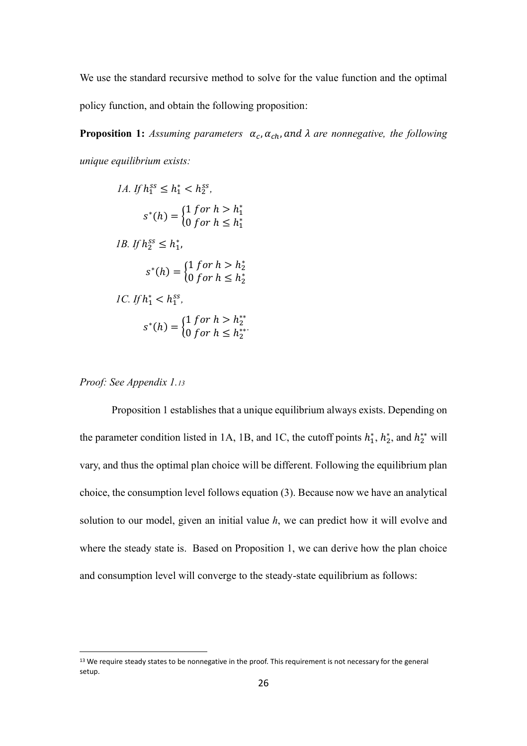We use the standard recursive method to solve for the value function and the optimal policy function, and obtain the following proposition:

**Proposition 1:** *Assuming parameters* $\alpha_c, \alpha_{ch}, and\ \lambda$ *are nonnegative, the following unique equilibrium exists:*

*1A. If* $h_1^{ss} \leq h_1^* < h_2^{ss}$,

$$s^*(h) = \begin{cases} 1\ for\ h > h_1^* \\ 0\ for\ h \leq h_1^* \end{cases}$$

*1B. If* $h_2^{ss} \leq h_1^*$,

$$s^*(h) = \begin{cases} 1\ for\ h > h_2^* \\ 0\ for\ h \leq h_2^* \end{cases}$$

*1C. If* $h_1^* < h_1^{ss}$,

$$s^*(h) = \begin{cases} 1\ for\ h > h_2^{**} \\ 0\ for\ h \leq h_2^{**}. \end{cases}$$

*Proof: See Appendix 1.*[13]

Proposition 1 establishes that a unique equilibrium always exists. Depending on the parameter condition listed in 1A, 1B, and 1C, the cutoff points $h_1^*$, $h_2^*$, and $h_2^{**}$ will vary, and thus the optimal plan choice will be different. Following the equilibrium plan choice, the consumption level follows equation (3). Because now we have an analytical solution to our model, given an initial value *h*, we can predict how it will evolve and where the steady state is. Based on Proposition 1, we can derive how the plan choice and consumption level will converge to the steady-state equilibrium as follows:

[13] We require steady states to be nonnegative in the proof. This requirement is not necessary for the general setup.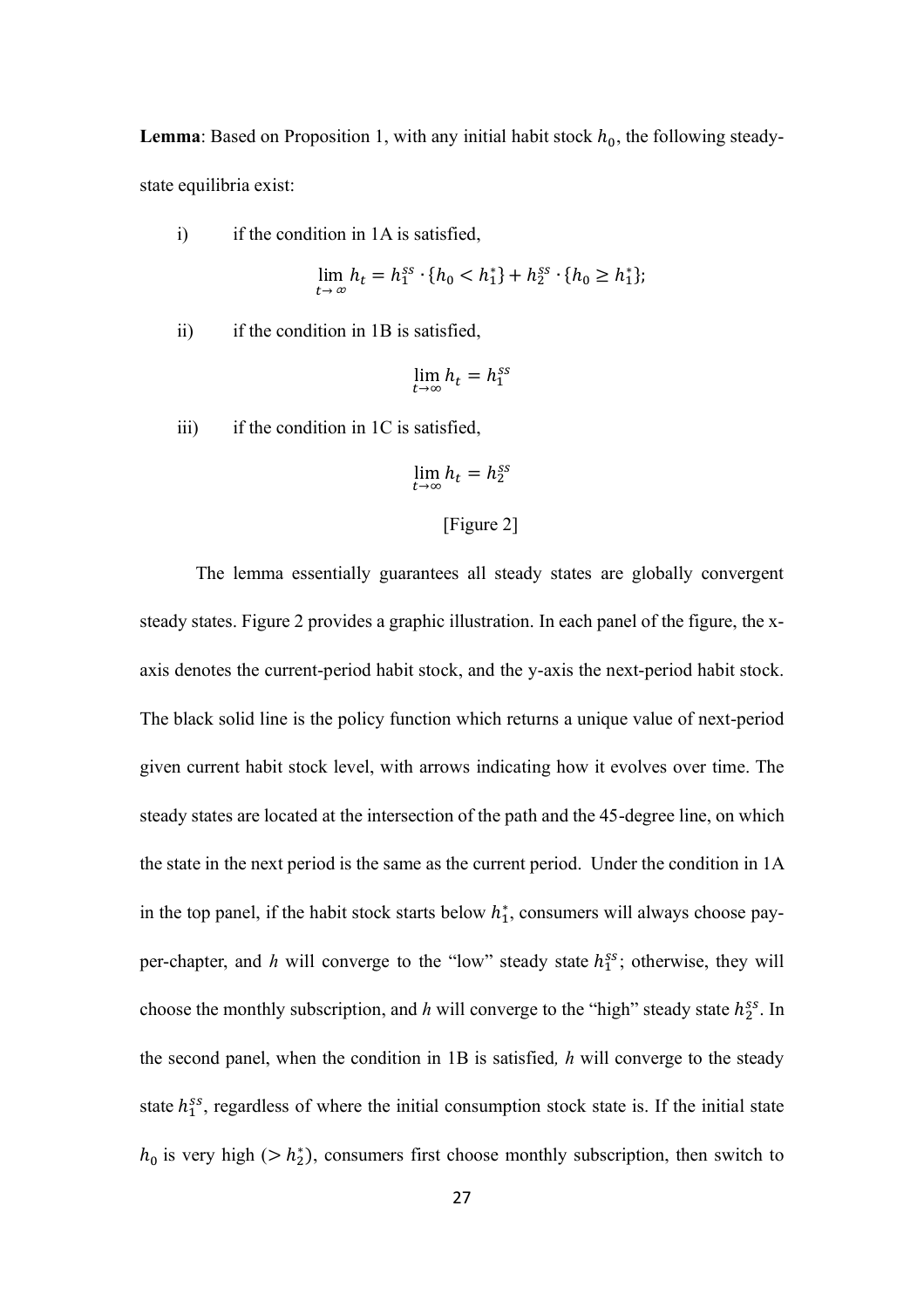**Lemma**: Based on Proposition 1, with any initial habit stock $h_0$, the following steady-state equilibria exist:

i) if the condition in 1A is satisfied,

$$\lim_{t \to \infty} h_t = h_1^{ss} \cdot \{h_0 < h_1^*\} + h_2^{ss} \cdot \{h_0 \geq h_1^*\};$$

ii) if the condition in 1B is satisfied,

$$\lim_{t \to \infty} h_t = h_1^{ss}$$

iii) if the condition in 1C is satisfied,

$$\lim_{t \to \infty} h_t = h_2^{ss}$$

[Figure 2]

The lemma essentially guarantees all steady states are globally convergent steady states. Figure 2 provides a graphic illustration. In each panel of the figure, the x-axis denotes the current-period habit stock, and the y-axis the next-period habit stock. The black solid line is the policy function which returns a unique value of next-period given current habit stock level, with arrows indicating how it evolves over time. The steady states are located at the intersection of the path and the 45-degree line, on which the state in the next period is the same as the current period. Under the condition in 1A in the top panel, if the habit stock starts below $h_1^*$, consumers will always choose pay-per-chapter, and *h* will converge to the "low" steady state $h_1^{ss}$; otherwise, they will choose the monthly subscription, and *h* will converge to the "high" steady state $h_2^{ss}$. In the second panel, when the condition in 1B is satisfied*, h* will converge to the steady state $h_1^{ss}$, regardless of where the initial consumption stock state is. If the initial state $h_0$ is very high ($> h_2^*$), consumers first choose monthly subscription, then switch to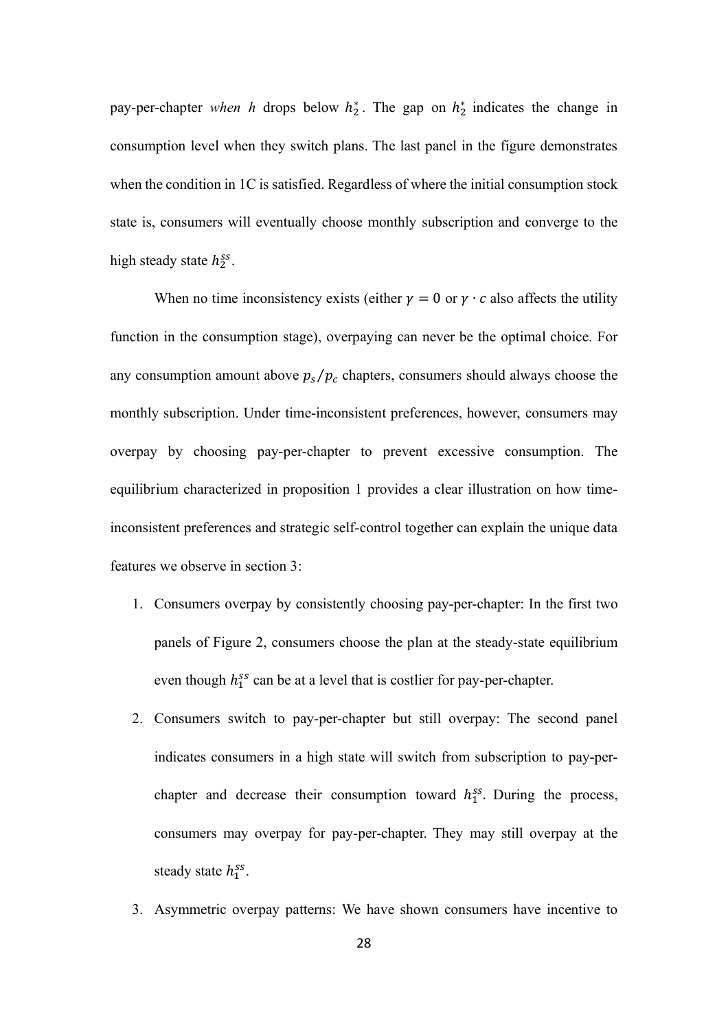pay-per-chapter *when* $h$ drops below $h_2^*$. The gap on $h_2^*$ indicates the change in consumption level when they switch plans. The last panel in the figure demonstrates when the condition in 1C is satisfied. Regardless of where the initial consumption stock state is, consumers will eventually choose monthly subscription and converge to the high steady state $h_2^{ss}$.

When no time inconsistency exists (either $\gamma = 0$ or $\gamma \cdot c$ also affects the utility function in the consumption stage), overpaying can never be the optimal choice. For any consumption amount above $p_s/p_c$ chapters, consumers should always choose the monthly subscription. Under time-inconsistent preferences, however, consumers may overpay by choosing pay-per-chapter to prevent excessive consumption. The equilibrium characterized in proposition 1 provides a clear illustration on how time-inconsistent preferences and strategic self-control together can explain the unique data features we observe in section 3:

1. Consumers overpay by consistently choosing pay-per-chapter: In the first two panels of Figure 2, consumers choose the plan at the steady-state equilibrium even though $h_1^{ss}$ can be at a level that is costlier for pay-per-chapter.
2. Consumers switch to pay-per-chapter but still overpay: The second panel indicates consumers in a high state will switch from subscription to pay-per-chapter and decrease their consumption toward $h_1^{ss}$. During the process, consumers may overpay for pay-per-chapter. They may still overpay at the steady state $h_1^{ss}$.
3. Asymmetric overpay patterns: We have shown consumers have incentive to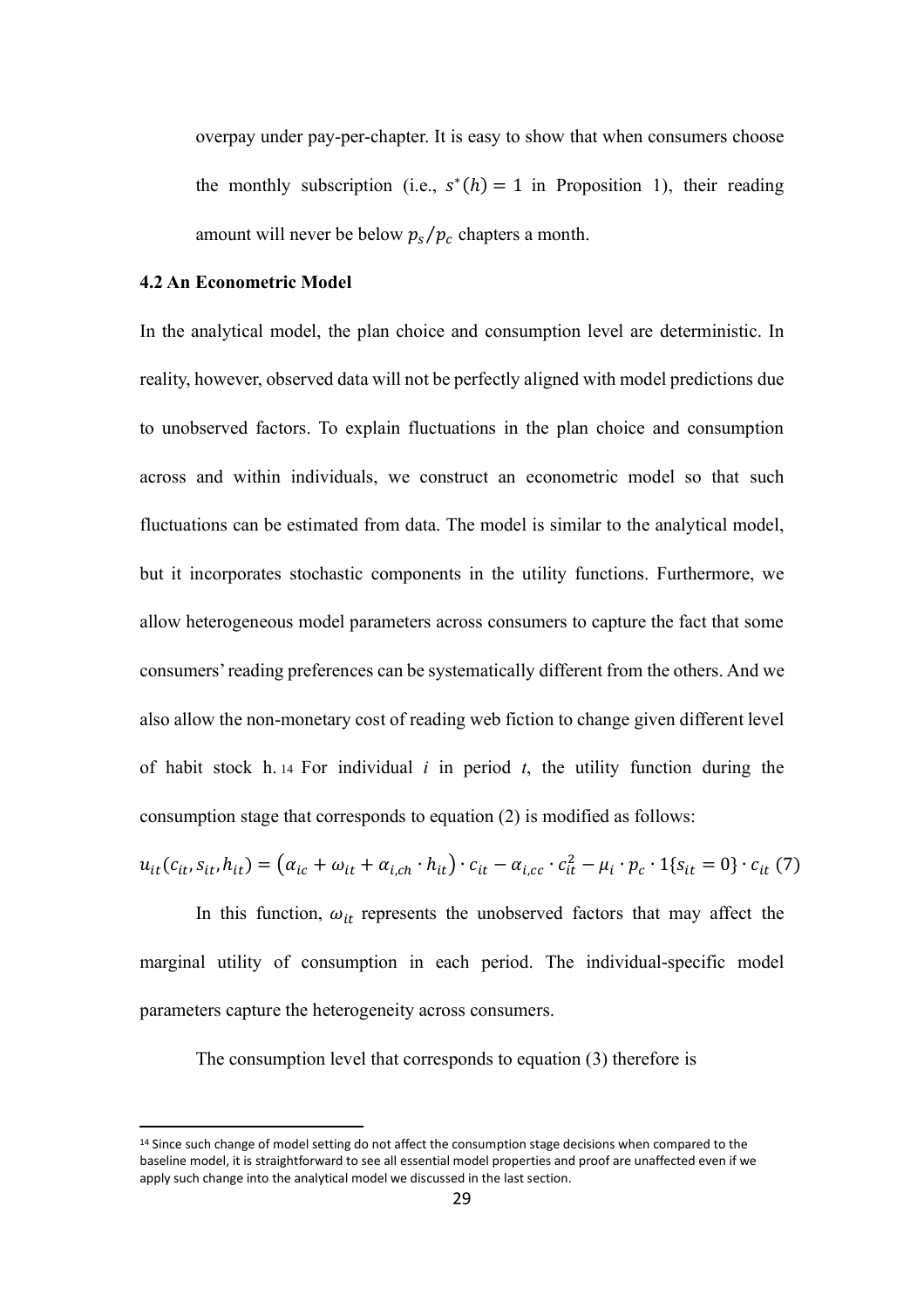overpay under pay-per-chapter. It is easy to show that when consumers choose the monthly subscription (i.e., $s^*(h) = 1$ in Proposition 1), their reading amount will never be below $p_s/p_c$ chapters a month.

### 4.2 An Econometric Model

In the analytical model, the plan choice and consumption level are deterministic. In reality, however, observed data will not be perfectly aligned with model predictions due to unobserved factors. To explain fluctuations in the plan choice and consumption across and within individuals, we construct an econometric model so that such fluctuations can be estimated from data. The model is similar to the analytical model, but it incorporates stochastic components in the utility functions. Furthermore, we allow heterogeneous model parameters across consumers to capture the fact that some consumers' reading preferences can be systematically different from the others. And we also allow the non-monetary cost of reading web fiction to change given different level of habit stock h.[14] For individual *i* in period *t*, the utility function during the consumption stage that corresponds to equation (2) is modified as follows:

$$u_{it}(c_{it}, s_{it}, h_{it}) = (\alpha_{ic} + \omega_{it} + \alpha_{i,ch} \cdot h_{it}) \cdot c_{it} - \alpha_{i,cc} \cdot c_{it}^2 - \mu_i \cdot p_c \cdot 1\{s_{it} = 0\} \cdot c_{it} \quad (7)$$

In this function, $\omega_{it}$ represents the unobserved factors that may affect the marginal utility of consumption in each period. The individual-specific model parameters capture the heterogeneity across consumers.

The consumption level that corresponds to equation (3) therefore is

[14] Since such change of model setting do not affect the consumption stage decisions when compared to the baseline model, it is straightforward to see all essential model properties and proof are unaffected even if we apply such change into the analytical model we discussed in the last section.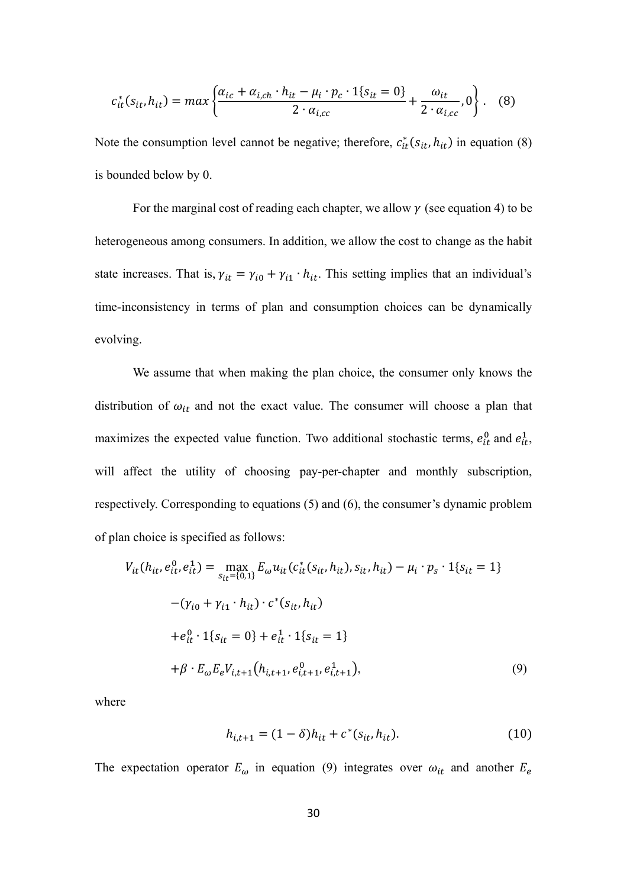$$c_{it}^{*}(s_{it},h_{it}) = max\left\{\frac{\alpha_{ic}+\alpha_{i,ch}\cdot h_{it}-\mu_i\cdot p_c\cdot 1\{s_{it}=0\}}{2\cdot\alpha_{i,cc}}+\frac{\omega_{it}}{2\cdot\alpha_{i,cc}},0\right\}. \quad (8)$$

Note the consumption level cannot be negative; therefore, $c_{it}^{*}(s_{it},h_{it})$ in equation (8) is bounded below by 0.

For the marginal cost of reading each chapter, we allow $\gamma$ (see equation 4) to be heterogeneous among consumers. In addition, we allow the cost to change as the habit state increases. That is, $\gamma_{it}=\gamma_{i0}+\gamma_{i1}\cdot h_{it}$. This setting implies that an individual's time-inconsistency in terms of plan and consumption choices can be dynamically evolving.

We assume that when making the plan choice, the consumer only knows the distribution of $\omega_{it}$ and not the exact value. The consumer will choose a plan that maximizes the expected value function. Two additional stochastic terms, $e_{it}^{0}$ and $e_{it}^{1}$, will affect the utility of choosing pay-per-chapter and monthly subscription, respectively. Corresponding to equations (5) and (6), the consumer's dynamic problem of plan choice is specified as follows:

$$\begin{aligned}
V_{it}(h_{it},e_{it}^{0},e_{it}^{1}) = \max_{s_{it}=\{0,1\}} & E_{\omega}u_{it}(c_{it}^{*}(s_{it},h_{it}),s_{it},h_{it}) - \mu_i\cdot p_s\cdot 1\{s_{it}=1\} \\
& -(\gamma_{i0}+\gamma_{i1}\cdot h_{it})\cdot c^{*}(s_{it},h_{it}) \\
& +e_{it}^{0}\cdot 1\{s_{it}=0\}+e_{it}^{1}\cdot 1\{s_{it}=1\} \\
& +\beta\cdot E_{\omega}E_{e}V_{i,t+1}(h_{i,t+1},e_{i,t+1}^{0},e_{i,t+1}^{1}), \quad (9)
\end{aligned}$$

where

$$h_{i,t+1}=(1-\delta)h_{it}+c^{*}(s_{it},h_{it}). \quad (10)$$

The expectation operator $E_{\omega}$ in equation (9) integrates over $\omega_{it}$ and another $E_{e}$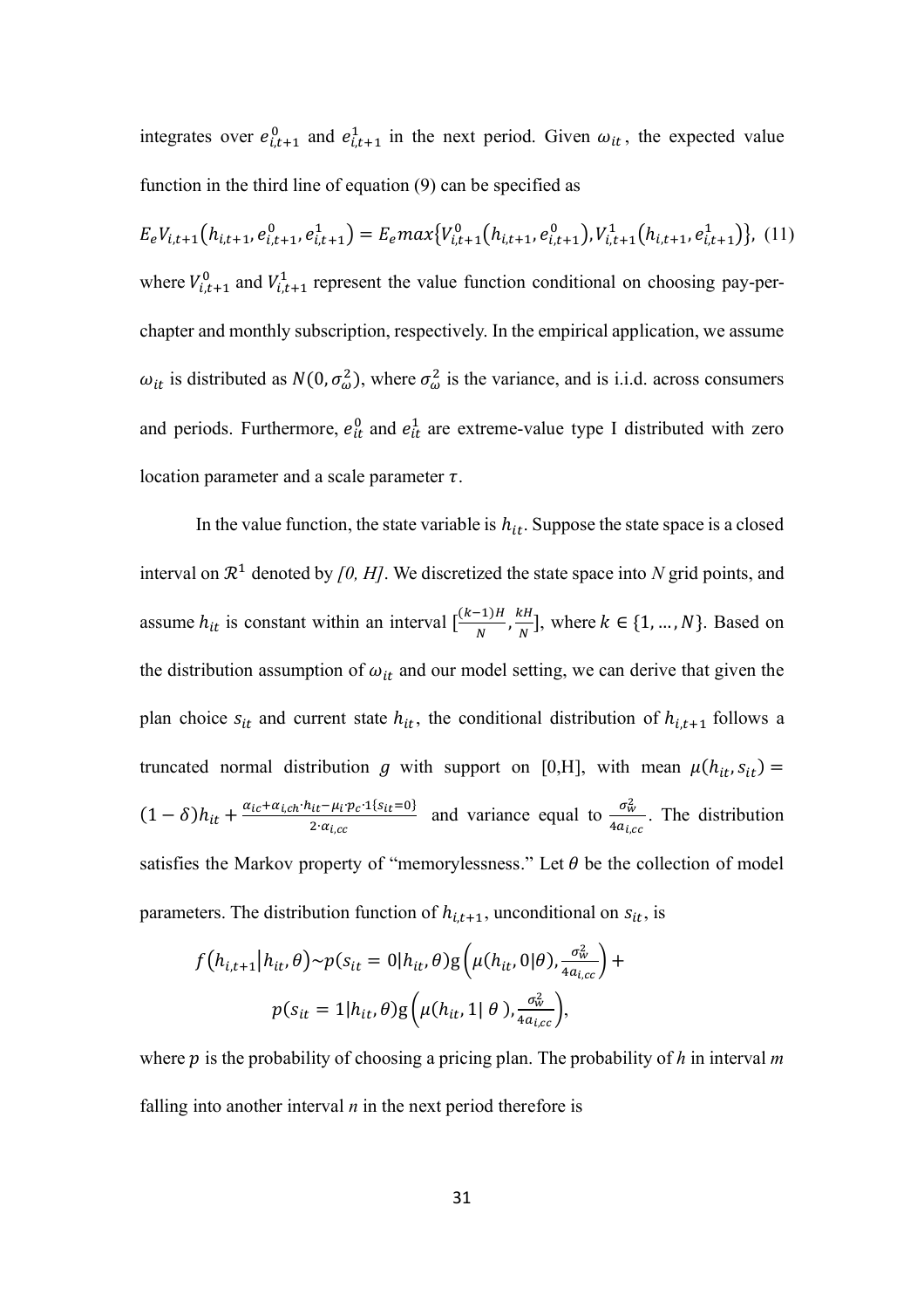integrates over $e^0_{i,t+1}$ and $e^1_{i,t+1}$ in the next period. Given $\omega_{it}$, the expected value function in the third line of equation (9) can be specified as

$$E_e V_{i,t+1}(h_{i,t+1}, e^0_{i,t+1}, e^1_{i,t+1}) = E_e max\{V^0_{i,t+1}(h_{i,t+1}, e^0_{i,t+1}), V^1_{i,t+1}(h_{i,t+1}, e^1_{i,t+1})\}, \quad (11)$$

where $V^0_{i,t+1}$ and $V^1_{i,t+1}$ represent the value function conditional on choosing pay-per-chapter and monthly subscription, respectively. In the empirical application, we assume $\omega_{it}$ is distributed as $N(0, \sigma^2_\omega)$, where $\sigma^2_\omega$ is the variance, and is i.i.d. across consumers and periods. Furthermore, $e^0_{it}$ and $e^1_{it}$ are extreme-value type I distributed with zero location parameter and a scale parameter $\tau$.

In the value function, the state variable is $h_{it}$. Suppose the state space is a closed interval on $\mathcal{R}^1$ denoted by *[0, H]*. We discretized the state space into *N* grid points, and assume $h_{it}$ is constant within an interval $[\frac{(k-1)H}{N}, \frac{kH}{N}]$, where $k \in \{1, \ldots, N\}$. Based on the distribution assumption of $\omega_{it}$ and our model setting, we can derive that given the plan choice $s_{it}$ and current state $h_{it}$, the conditional distribution of $h_{i,t+1}$ follows a truncated normal distribution $g$ with support on [0,H], with mean $\mu(h_{it}, s_{it}) = (1-\delta)h_{it} + \frac{\alpha_{ic} + \alpha_{i,ch} \cdot h_{it} - \mu_i \cdot p_c \cdot 1\{s_{it}=0\}}{2 \cdot \alpha_{i,cc}}$ and variance equal to $\frac{\sigma^2_W}{4a_{i,cc}}$. The distribution satisfies the Markov property of "memorylessness." Let $\theta$ be the collection of model parameters. The distribution function of $h_{i,t+1}$, unconditional on $s_{it}$, is

$$f(h_{i,t+1}|h_{it}, \theta) \sim p(s_{it} = 0|h_{it}, \theta) \mathrm{g}\left(\mu(h_{it}, 0|\theta), \frac{\sigma^2_W}{4a_{i,cc}}\right) +$$
$$p(s_{it} = 1|h_{it}, \theta) \mathrm{g}\left(\mu(h_{it}, 1|\theta), \frac{\sigma^2_W}{4a_{i,cc}}\right),$$

where $p$ is the probability of choosing a pricing plan. The probability of *h* in interval *m* falling into another interval *n* in the next period therefore is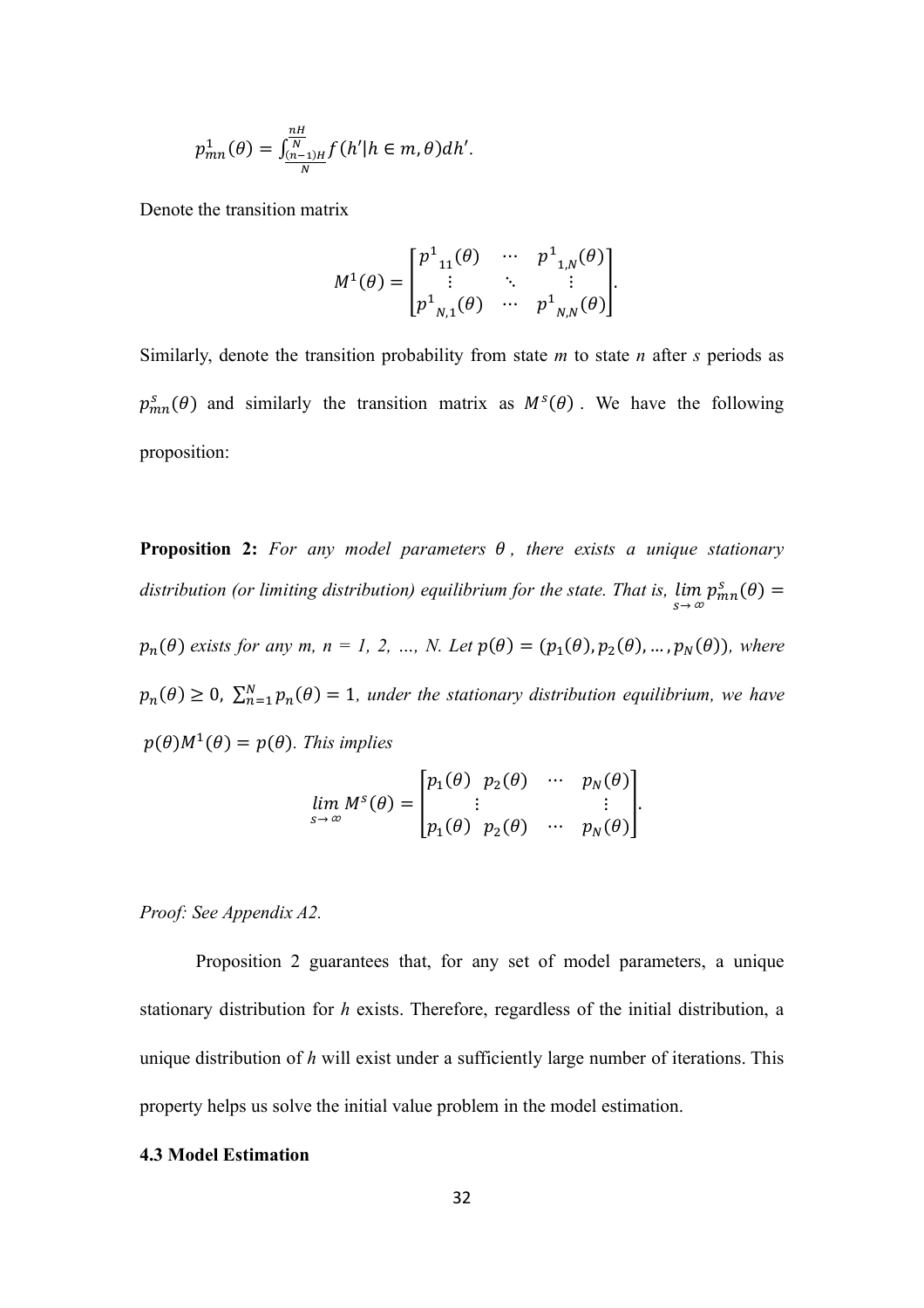$$p_{mn}^{1}(\theta) = \int_{\frac{(n-1)H}{N}}^{\frac{nH}{N}} f(h'|h \in m, \theta) dh'.$$

Denote the transition matrix

$$M^{1}(\theta) = \begin{bmatrix} p^{1}{}_{11}(\theta) & \cdots & p^{1}{}_{1,N}(\theta) \\ \vdots & \ddots & \vdots \\ p^{1}{}_{N,1}(\theta) & \cdots & p^{1}{}_{N,N}(\theta) \end{bmatrix}.$$

Similarly, denote the transition probability from state *m* to state *n* after *s* periods as $p_{mn}^{s}(\theta)$ and similarly the transition matrix as $M^{s}(\theta)$. We have the following proposition:

**Proposition 2:** *For any model parameters $\theta$, there exists a unique stationary distribution (or limiting distribution) equilibrium for the state. That is, $\lim_{s \to \infty} p_{mn}^{s}(\theta) = p_n(\theta)$ exists for any m, n = 1, 2, …, N. Let $p(\theta) = (p_1(\theta), p_2(\theta), \dots, p_N(\theta))$, where $p_n(\theta) \geq 0$, $\sum_{n=1}^{N} p_n(\theta) = 1$, under the stationary distribution equilibrium, we have $p(\theta)M^{1}(\theta) = p(\theta)$. This implies*

$$\lim_{s \to \infty} M^{s}(\theta) = \begin{bmatrix} p_1(\theta) & p_2(\theta) & \cdots & p_N(\theta) \\ & \vdots & & \vdots \\ p_1(\theta) & p_2(\theta) & \cdots & p_N(\theta) \end{bmatrix}.$$

*Proof: See Appendix A2.*

Proposition 2 guarantees that, for any set of model parameters, a unique stationary distribution for *h* exists. Therefore, regardless of the initial distribution, a unique distribution of *h* will exist under a sufficiently large number of iterations. This property helps us solve the initial value problem in the model estimation.

### 4.3 Model Estimation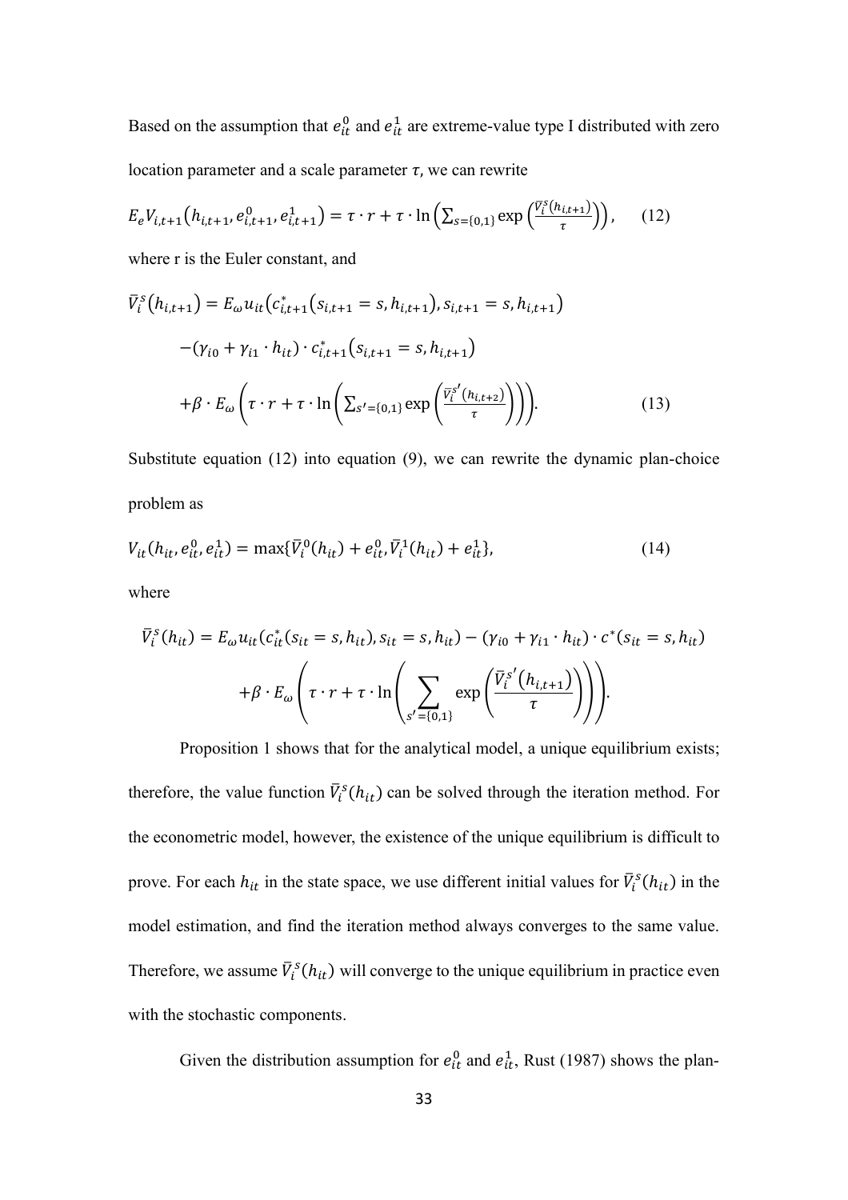Based on the assumption that $e_{it}^0$ and $e_{it}^1$ are extreme-value type I distributed with zero location parameter and a scale parameter $\tau$, we can rewrite

$$E_e V_{i,t+1}\left(h_{i,t+1}, e_{i,t+1}^0, e_{i,t+1}^1\right) = \tau \cdot r + \tau \cdot \ln\left(\sum_{s=\{0,1\}} \exp\left(\frac{\bar{V}_i^s(h_{i,t+1})}{\tau}\right)\right), \quad (12)$$

where r is the Euler constant, and

$$\bar{V}_i^s\left(h_{i,t+1}\right) = E_\omega u_{it}\left(c_{i,t+1}^*\left(s_{i,t+1} = s, h_{i,t+1}\right), s_{i,t+1} = s, h_{i,t+1}\right)$$

$$-\left(\gamma_{i0} + \gamma_{i1} \cdot h_{it}\right) \cdot c_{i,t+1}^*\left(s_{i,t+1} = s, h_{i,t+1}\right)$$

$$+\beta \cdot E_\omega\left(\tau \cdot r + \tau \cdot \ln\left(\sum_{s'=\{0,1\}} \exp\left(\frac{\bar{V}_i^{s'}(h_{i,t+2})}{\tau}\right)\right)\right). \quad (13)$$

Substitute equation (12) into equation (9), we can rewrite the dynamic plan-choice problem as

$$V_{it}\left(h_{it}, e_{it}^0, e_{it}^1\right) = \max\{\bar{V}_i^0(h_{it}) + e_{it}^0, \bar{V}_i^1(h_{it}) + e_{it}^1\}, \quad (14)$$

where

$$\bar{V}_i^s(h_{it}) = E_\omega u_{it}\left(c_{it}^*(s_{it} = s, h_{it}), s_{it} = s, h_{it}\right) - \left(\gamma_{i0} + \gamma_{i1} \cdot h_{it}\right) \cdot c^*(s_{it} = s, h_{it})$$

$$+\beta \cdot E_\omega\left(\tau \cdot r + \tau \cdot \ln\left(\sum_{s'=\{0,1\}} \exp\left(\frac{\bar{V}_i^{s'}(h_{i,t+1})}{\tau}\right)\right)\right).$$

Proposition 1 shows that for the analytical model, a unique equilibrium exists; therefore, the value function $\bar{V}_i^s(h_{it})$ can be solved through the iteration method. For the econometric model, however, the existence of the unique equilibrium is difficult to prove. For each $h_{it}$ in the state space, we use different initial values for $\bar{V}_i^s(h_{it})$ in the model estimation, and find the iteration method always converges to the same value. Therefore, we assume $\bar{V}_i^s(h_{it})$ will converge to the unique equilibrium in practice even with the stochastic components.

Given the distribution assumption for $e_{it}^0$ and $e_{it}^1$, Rust (1987) shows the plan-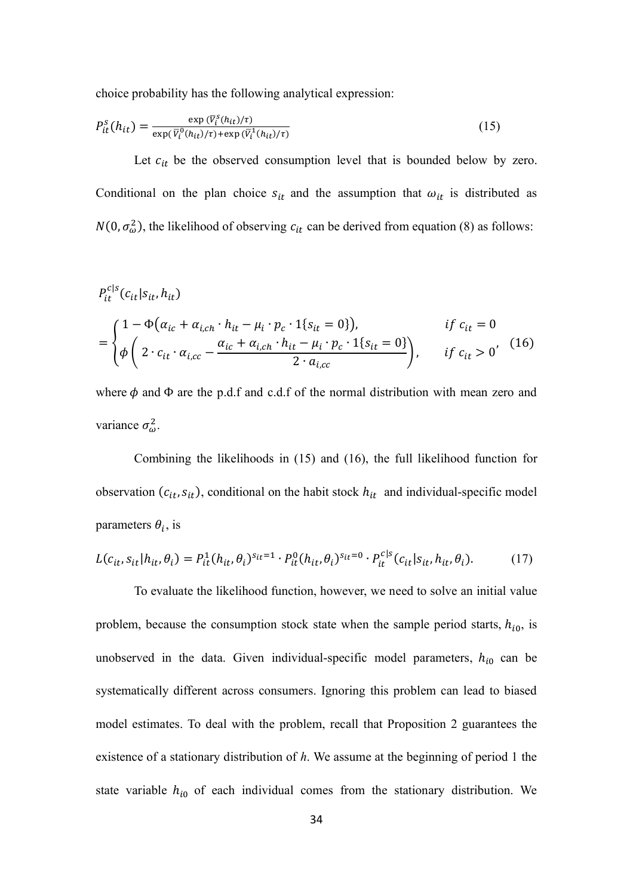choice probability has the following analytical expression:

$$P_{it}^{s}(h_{it}) = \frac{\exp(\overline{V}_i^s(h_{it})/\tau)}{\exp(\overline{V}_i^0(h_{it})/\tau) + \exp(\overline{V}_i^1(h_{it})/\tau)} \tag{15}$$

Let $c_{it}$ be the observed consumption level that is bounded below by zero. Conditional on the plan choice $s_{it}$ and the assumption that $\omega_{it}$ is distributed as $N(0, \sigma_\omega^2)$, the likelihood of observing $c_{it}$ can be derived from equation (8) as follows:

$$P_{it}^{c|s}(c_{it}|s_{it}, h_{it})$$
$$= \begin{cases} 1 - \Phi\left(\alpha_{ic} + \alpha_{i,ch} \cdot h_{it} - \mu_i \cdot p_c \cdot 1\{s_{it} = 0\}\right), & if\ c_{it} = 0 \\ \phi\left( 2 \cdot c_{it} \cdot \alpha_{i,cc} - \dfrac{\alpha_{ic} + \alpha_{i,ch} \cdot h_{it} - \mu_i \cdot p_c \cdot 1\{s_{it} = 0\}}{2 \cdot a_{i,cc}} \right), & if\ c_{it} > 0 \end{cases}, \tag{16}$$

where $\phi$ and $\Phi$ are the p.d.f and c.d.f of the normal distribution with mean zero and variance $\sigma_\omega^2$.

Combining the likelihoods in (15) and (16), the full likelihood function for observation $(c_{it}, s_{it})$, conditional on the habit stock $h_{it}$ and individual-specific model parameters $\theta_i$, is

$$L(c_{it}, s_{it}|h_{it}, \theta_i) = P_{it}^1(h_{it}, \theta_i)^{s_{it}=1} \cdot P_{it}^0(h_{it}, \theta_i)^{s_{it}=0} \cdot P_{it}^{c|s}(c_{it}|s_{it}, h_{it}, \theta_i). \tag{17}$$

To evaluate the likelihood function, however, we need to solve an initial value problem, because the consumption stock state when the sample period starts, $h_{i0}$, is unobserved in the data. Given individual-specific model parameters, $h_{i0}$ can be systematically different across consumers. Ignoring this problem can lead to biased model estimates. To deal with the problem, recall that Proposition 2 guarantees the existence of a stationary distribution of *h*. We assume at the beginning of period 1 the state variable $h_{i0}$ of each individual comes from the stationary distribution. We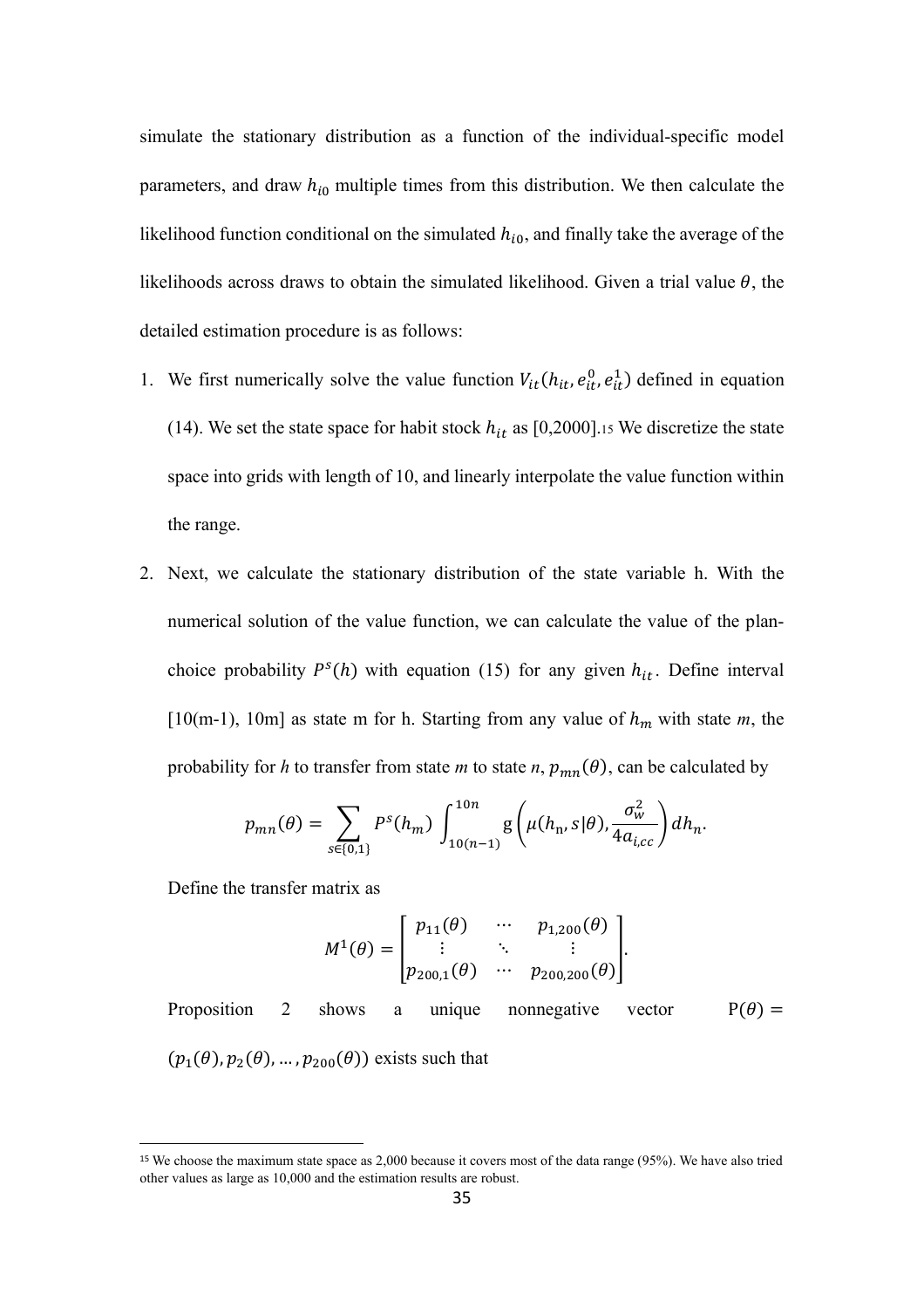simulate the stationary distribution as a function of the individual-specific model parameters, and draw $h_{i0}$ multiple times from this distribution. We then calculate the likelihood function conditional on the simulated $h_{i0}$, and finally take the average of the likelihoods across draws to obtain the simulated likelihood. Given a trial value $\theta$, the detailed estimation procedure is as follows:

1. We first numerically solve the value function $V_{it}(h_{it}, e_{it}^0, e_{it}^1)$ defined in equation (14). We set the state space for habit stock $h_{it}$ as [0,2000].[15] We discretize the state space into grids with length of 10, and linearly interpolate the value function within the range.

2. Next, we calculate the stationary distribution of the state variable h. With the numerical solution of the value function, we can calculate the value of the plan-choice probability $P^s(h)$ with equation (15) for any given $h_{it}$. Define interval [10(m-1), 10m] as state m for h. Starting from any value of $h_m$ with state *m*, the probability for *h* to transfer from state *m* to state *n*, $p_{mn}(\theta)$, can be calculated by

$$p_{mn}(\theta) = \sum_{s \in \{0,1\}} P^s(h_m) \int_{10(n-1)}^{10n} \mathrm{g}\left(\mu(h_n, s|\theta), \frac{\sigma_w^2}{4a_{i,cc}}\right) dh_n.$$

   Define the transfer matrix as

$$M^1(\theta) = \begin{bmatrix} p_{11}(\theta) & \cdots & p_{1,200}(\theta) \\ \vdots & \ddots & \vdots \\ p_{200,1}(\theta) & \cdots & p_{200,200}(\theta) \end{bmatrix}.$$

   Proposition 2 shows a unique nonnegative vector $\mathrm{P}(\theta) = (p_1(\theta), p_2(\theta), \ldots, p_{200}(\theta))$ exists such that

---

[15] We choose the maximum state space as 2,000 because it covers most of the data range (95%). We have also tried other values as large as 10,000 and the estimation results are robust.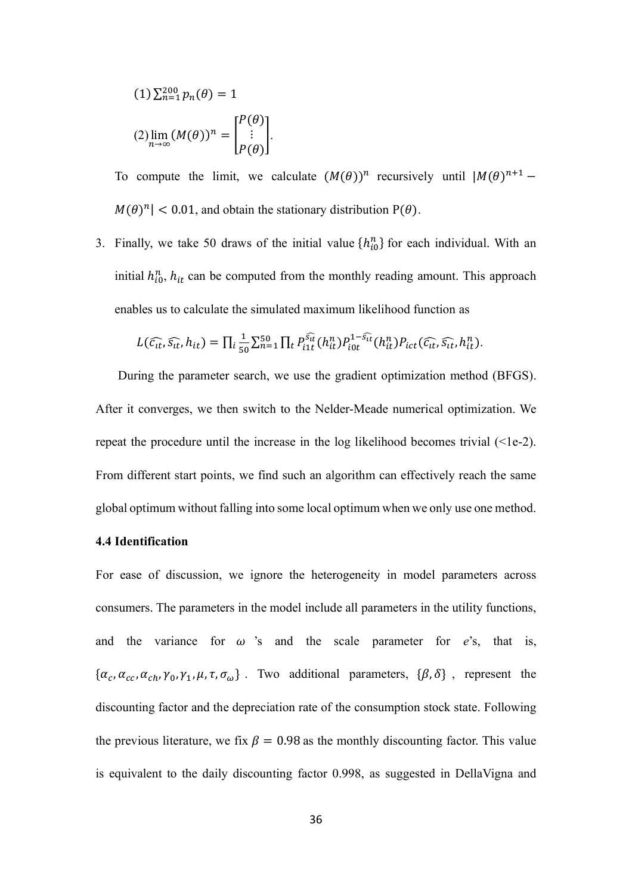(1) $\sum_{n=1}^{200} p_n(\theta) = 1$

(2) $\lim_{n\to\infty} (M(\theta))^n = \begin{bmatrix} P(\theta) \\ \vdots \\ P(\theta) \end{bmatrix}$.

To compute the limit, we calculate $(M(\theta))^n$ recursively until $|M(\theta)^{n+1} - M(\theta)^n| < 0.01$, and obtain the stationary distribution $\mathrm{P}(\theta)$.

3. Finally, we take 50 draws of the initial value $\{h_{i0}^n\}$ for each individual. With an initial $h_{i0}^n$, $h_{it}$ can be computed from the monthly reading amount. This approach enables us to calculate the simulated maximum likelihood function as

$$L(\widehat{c_{it}}, \widehat{s_{it}}, h_{it}) = \prod_i \frac{1}{50} \sum_{n=1}^{50} \prod_t P_{i1t}^{\widehat{s_{it}}}(h_{it}^n) P_{i0t}^{1-\widehat{s_{it}}}(h_{it}^n) P_{ict}(\widehat{c_{it}}, \widehat{s_{it}}, h_{it}^n).$$

During the parameter search, we use the gradient optimization method (BFGS). After it converges, we then switch to the Nelder-Meade numerical optimization. We repeat the procedure until the increase in the log likelihood becomes trivial (<1e-2). From different start points, we find such an algorithm can effectively reach the same global optimum without falling into some local optimum when we only use one method.

**4.4 Identification**

For ease of discussion, we ignore the heterogeneity in model parameters across consumers. The parameters in the model include all parameters in the utility functions, and the variance for $\omega$'s and the scale parameter for *e*'s, that is, $\{\alpha_c, \alpha_{cc}, \alpha_{ch}, \gamma_0, \gamma_1, \mu, \tau, \sigma_\omega\}$. Two additional parameters, $\{\beta, \delta\}$, represent the discounting factor and the depreciation rate of the consumption stock state. Following the previous literature, we fix $\beta = 0.98$ as the monthly discounting factor. This value is equivalent to the daily discounting factor 0.998, as suggested in DellaVigna and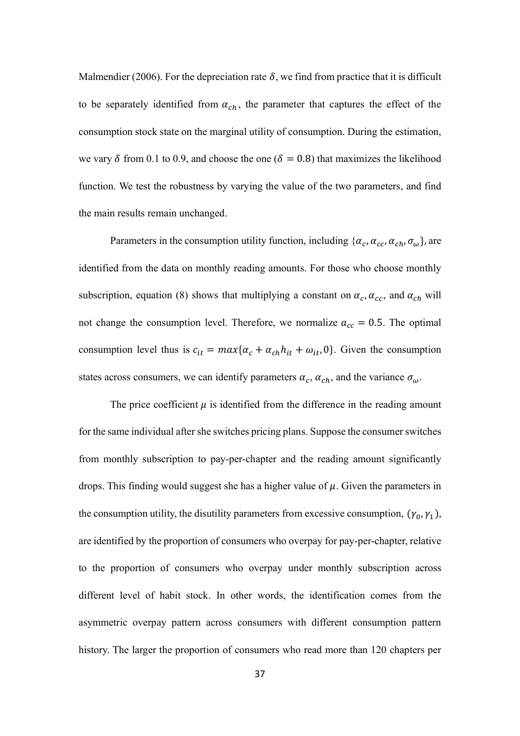Malmendier (2006). For the depreciation rate $\delta$, we find from practice that it is difficult to be separately identified from $\alpha_{ch}$, the parameter that captures the effect of the consumption stock state on the marginal utility of consumption. During the estimation, we vary $\delta$ from 0.1 to 0.9, and choose the one ($\delta = 0.8$) that maximizes the likelihood function. We test the robustness by varying the value of the two parameters, and find the main results remain unchanged.

Parameters in the consumption utility function, including $\{\alpha_c, \alpha_{cc}, \alpha_{ch}, \sigma_\omega\}$, are identified from the data on monthly reading amounts. For those who choose monthly subscription, equation (8) shows that multiplying a constant on $\alpha_c$, $\alpha_{cc}$, and $\alpha_{ch}$ will not change the consumption level. Therefore, we normalize $a_{cc} = 0.5$. The optimal consumption level thus is $c_{it} = max\{\alpha_c + \alpha_{ch} h_{it} + \omega_{it}, 0\}$. Given the consumption states across consumers, we can identify parameters $\alpha_c$, $\alpha_{ch}$, and the variance $\sigma_\omega$.

The price coefficient $\mu$ is identified from the difference in the reading amount for the same individual after she switches pricing plans. Suppose the consumer switches from monthly subscription to pay-per-chapter and the reading amount significantly drops. This finding would suggest she has a higher value of $\mu$. Given the parameters in the consumption utility, the disutility parameters from excessive consumption, $(\gamma_0, \gamma_1)$, are identified by the proportion of consumers who overpay for pay-per-chapter, relative to the proportion of consumers who overpay under monthly subscription across different level of habit stock. In other words, the identification comes from the asymmetric overpay pattern across consumers with different consumption pattern history. The larger the proportion of consumers who read more than 120 chapters per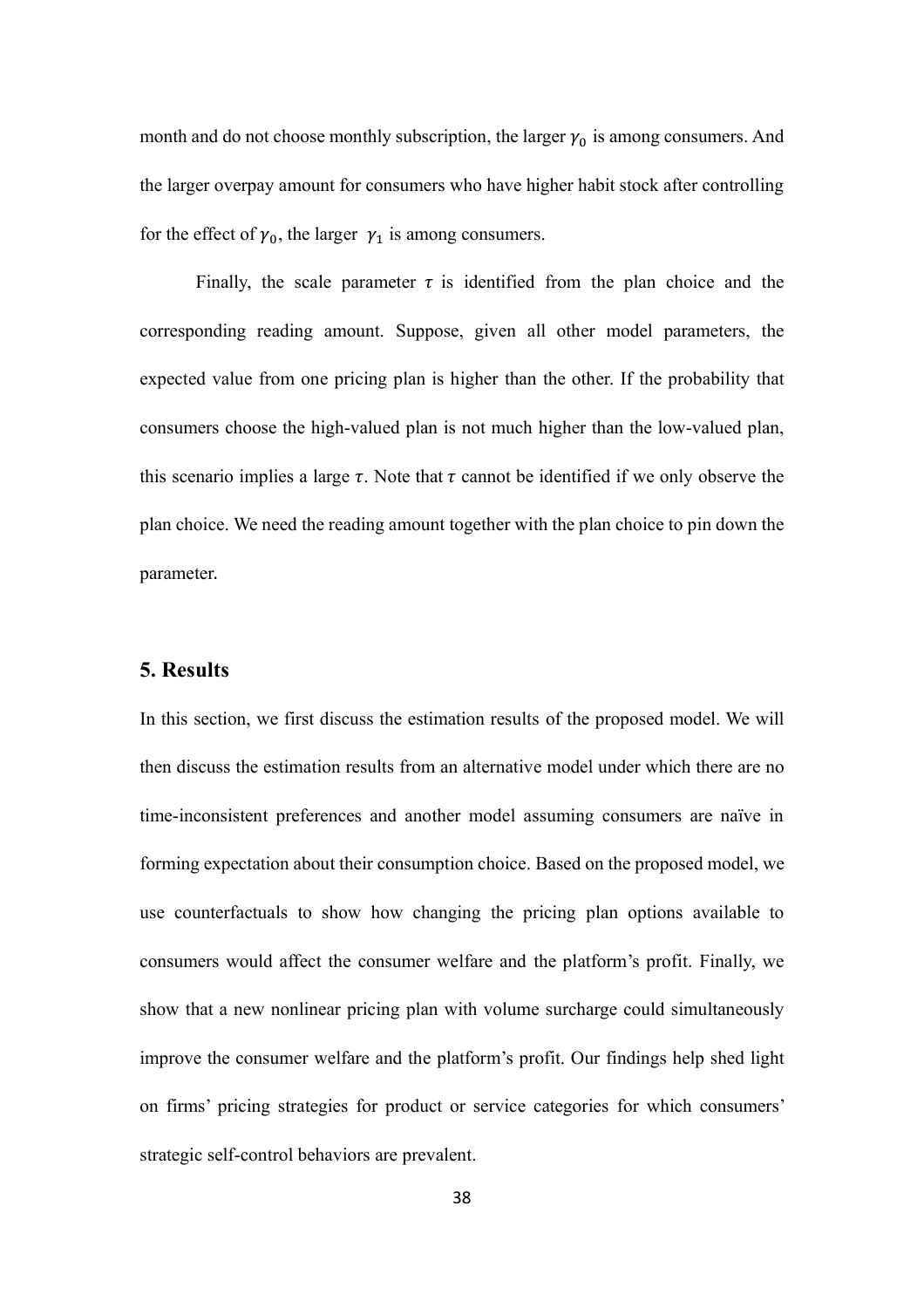month and do not choose monthly subscription, the larger $\gamma_0$ is among consumers. And the larger overpay amount for consumers who have higher habit stock after controlling for the effect of $\gamma_0$, the larger $\gamma_1$ is among consumers.

Finally, the scale parameter $\tau$ is identified from the plan choice and the corresponding reading amount. Suppose, given all other model parameters, the expected value from one pricing plan is higher than the other. If the probability that consumers choose the high-valued plan is not much higher than the low-valued plan, this scenario implies a large $\tau$. Note that $\tau$ cannot be identified if we only observe the plan choice. We need the reading amount together with the plan choice to pin down the parameter.

## 5. Results

In this section, we first discuss the estimation results of the proposed model. We will then discuss the estimation results from an alternative model under which there are no time-inconsistent preferences and another model assuming consumers are naïve in forming expectation about their consumption choice. Based on the proposed model, we use counterfactuals to show how changing the pricing plan options available to consumers would affect the consumer welfare and the platform's profit. Finally, we show that a new nonlinear pricing plan with volume surcharge could simultaneously improve the consumer welfare and the platform's profit. Our findings help shed light on firms' pricing strategies for product or service categories for which consumers' strategic self-control behaviors are prevalent.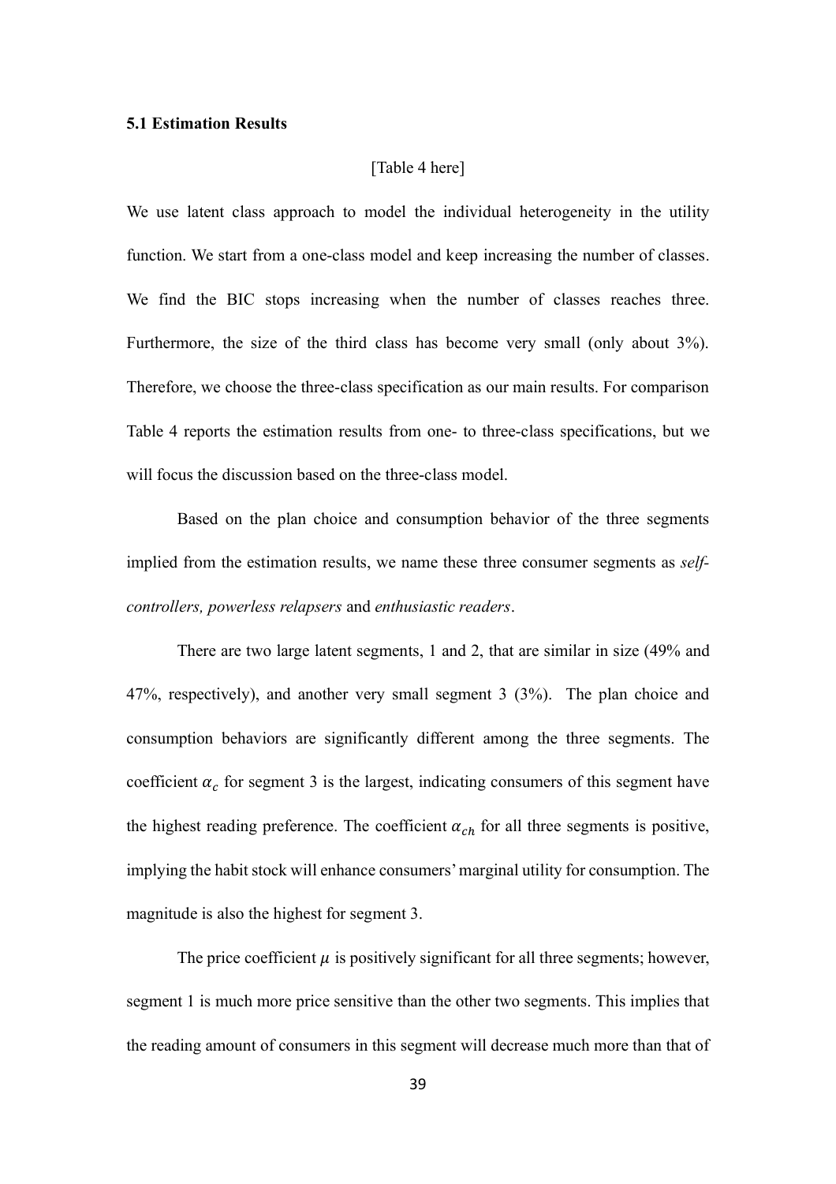### 5.1 Estimation Results

[Table 4 here]

We use latent class approach to model the individual heterogeneity in the utility function. We start from a one-class model and keep increasing the number of classes. We find the BIC stops increasing when the number of classes reaches three. Furthermore, the size of the third class has become very small (only about 3%). Therefore, we choose the three-class specification as our main results. For comparison Table 4 reports the estimation results from one- to three-class specifications, but we will focus the discussion based on the three-class model.

Based on the plan choice and consumption behavior of the three segments implied from the estimation results, we name these three consumer segments as *self-controllers, powerless relapsers* and *enthusiastic readers*.

There are two large latent segments, 1 and 2, that are similar in size (49% and 47%, respectively), and another very small segment 3 (3%). The plan choice and consumption behaviors are significantly different among the three segments. The coefficient $\alpha_c$ for segment 3 is the largest, indicating consumers of this segment have the highest reading preference. The coefficient $\alpha_{ch}$ for all three segments is positive, implying the habit stock will enhance consumers' marginal utility for consumption. The magnitude is also the highest for segment 3.

The price coefficient $\mu$ is positively significant for all three segments; however, segment 1 is much more price sensitive than the other two segments. This implies that the reading amount of consumers in this segment will decrease much more than that of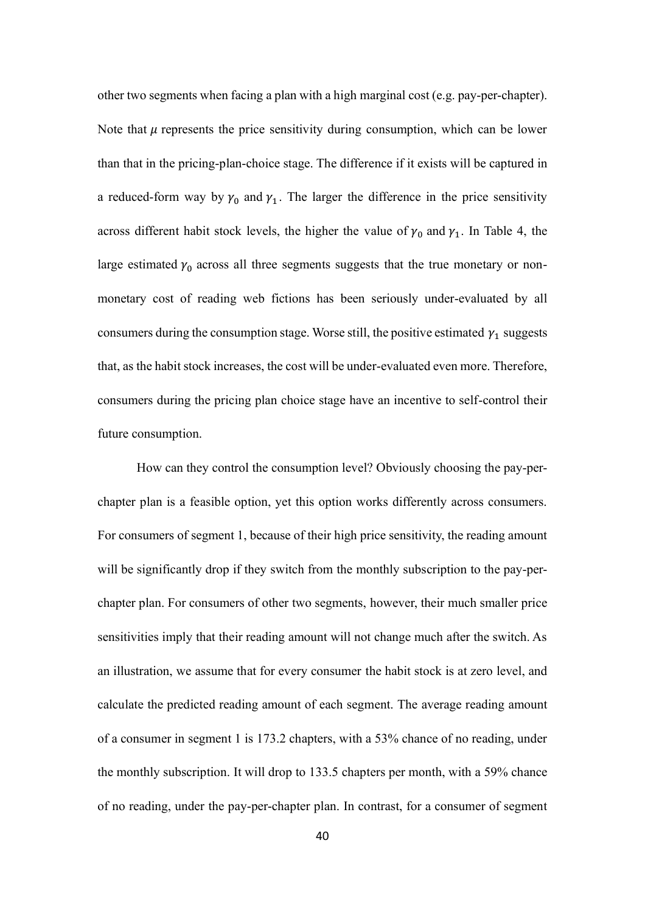other two segments when facing a plan with a high marginal cost (e.g. pay-per-chapter). Note that $\mu$ represents the price sensitivity during consumption, which can be lower than that in the pricing-plan-choice stage. The difference if it exists will be captured in a reduced-form way by $\gamma_0$ and $\gamma_1$. The larger the difference in the price sensitivity across different habit stock levels, the higher the value of $\gamma_0$ and $\gamma_1$. In Table 4, the large estimated $\gamma_0$ across all three segments suggests that the true monetary or non-monetary cost of reading web fictions has been seriously under-evaluated by all consumers during the consumption stage. Worse still, the positive estimated $\gamma_1$ suggests that, as the habit stock increases, the cost will be under-evaluated even more. Therefore, consumers during the pricing plan choice stage have an incentive to self-control their future consumption.

How can they control the consumption level? Obviously choosing the pay-per-chapter plan is a feasible option, yet this option works differently across consumers. For consumers of segment 1, because of their high price sensitivity, the reading amount will be significantly drop if they switch from the monthly subscription to the pay-per-chapter plan. For consumers of other two segments, however, their much smaller price sensitivities imply that their reading amount will not change much after the switch. As an illustration, we assume that for every consumer the habit stock is at zero level, and calculate the predicted reading amount of each segment. The average reading amount of a consumer in segment 1 is 173.2 chapters, with a 53% chance of no reading, under the monthly subscription. It will drop to 133.5 chapters per month, with a 59% chance of no reading, under the pay-per-chapter plan. In contrast, for a consumer of segment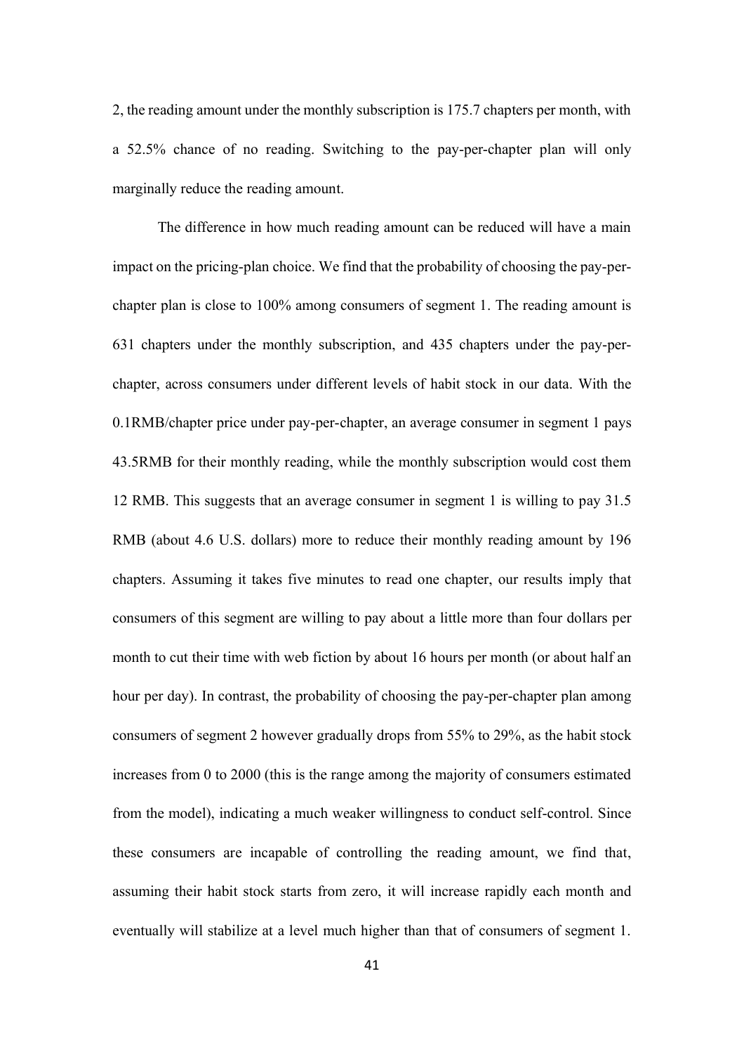2, the reading amount under the monthly subscription is 175.7 chapters per month, with a 52.5% chance of no reading. Switching to the pay-per-chapter plan will only marginally reduce the reading amount.

The difference in how much reading amount can be reduced will have a main impact on the pricing-plan choice. We find that the probability of choosing the pay-per-chapter plan is close to 100% among consumers of segment 1. The reading amount is 631 chapters under the monthly subscription, and 435 chapters under the pay-per-chapter, across consumers under different levels of habit stock in our data. With the 0.1RMB/chapter price under pay-per-chapter, an average consumer in segment 1 pays 43.5RMB for their monthly reading, while the monthly subscription would cost them 12 RMB. This suggests that an average consumer in segment 1 is willing to pay 31.5 RMB (about 4.6 U.S. dollars) more to reduce their monthly reading amount by 196 chapters. Assuming it takes five minutes to read one chapter, our results imply that consumers of this segment are willing to pay about a little more than four dollars per month to cut their time with web fiction by about 16 hours per month (or about half an hour per day). In contrast, the probability of choosing the pay-per-chapter plan among consumers of segment 2 however gradually drops from 55% to 29%, as the habit stock increases from 0 to 2000 (this is the range among the majority of consumers estimated from the model), indicating a much weaker willingness to conduct self-control. Since these consumers are incapable of controlling the reading amount, we find that, assuming their habit stock starts from zero, it will increase rapidly each month and eventually will stabilize at a level much higher than that of consumers of segment 1.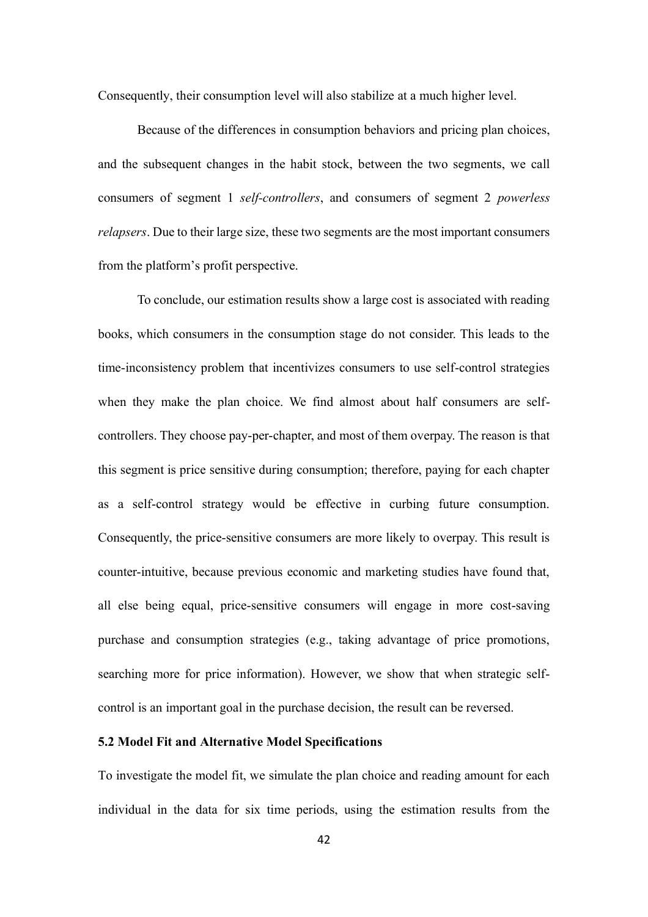Consequently, their consumption level will also stabilize at a much higher level.

Because of the differences in consumption behaviors and pricing plan choices, and the subsequent changes in the habit stock, between the two segments, we call consumers of segment 1 *self-controllers*, and consumers of segment 2 *powerless relapsers*. Due to their large size, these two segments are the most important consumers from the platform's profit perspective.

To conclude, our estimation results show a large cost is associated with reading books, which consumers in the consumption stage do not consider. This leads to the time-inconsistency problem that incentivizes consumers to use self-control strategies when they make the plan choice. We find almost about half consumers are self-controllers. They choose pay-per-chapter, and most of them overpay. The reason is that this segment is price sensitive during consumption; therefore, paying for each chapter as a self-control strategy would be effective in curbing future consumption. Consequently, the price-sensitive consumers are more likely to overpay. This result is counter-intuitive, because previous economic and marketing studies have found that, all else being equal, price-sensitive consumers will engage in more cost-saving purchase and consumption strategies (e.g., taking advantage of price promotions, searching more for price information). However, we show that when strategic self-control is an important goal in the purchase decision, the result can be reversed.

### 5.2 Model Fit and Alternative Model Specifications

To investigate the model fit, we simulate the plan choice and reading amount for each individual in the data for six time periods, using the estimation results from the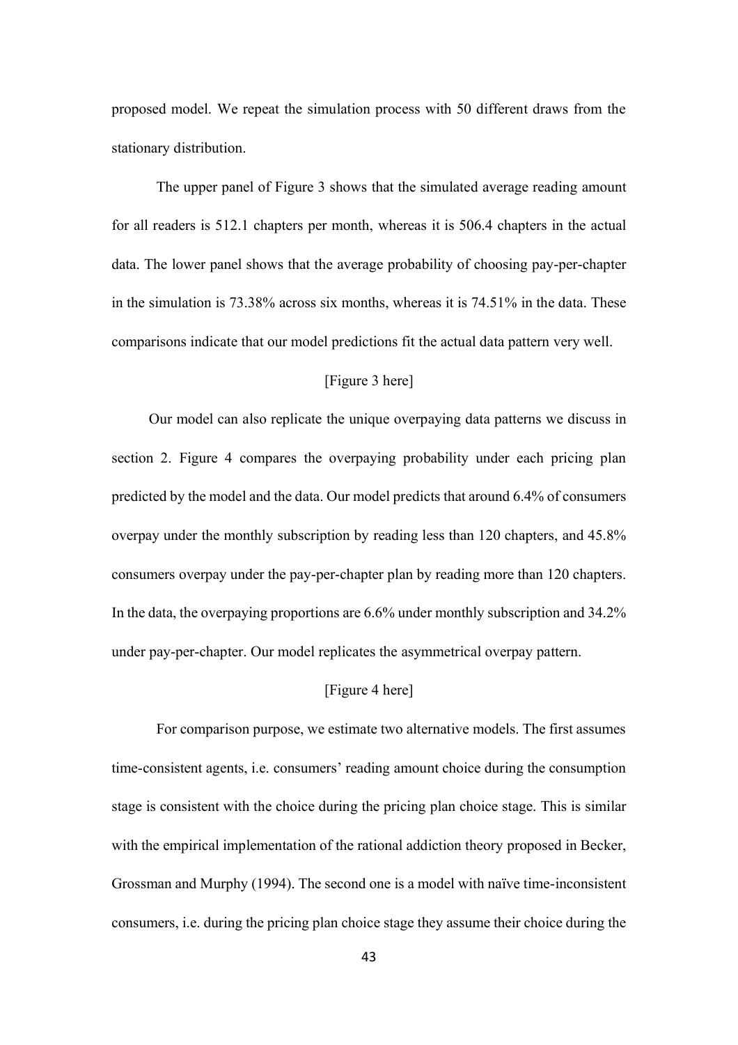proposed model. We repeat the simulation process with 50 different draws from the stationary distribution.

The upper panel of Figure 3 shows that the simulated average reading amount for all readers is 512.1 chapters per month, whereas it is 506.4 chapters in the actual data. The lower panel shows that the average probability of choosing pay-per-chapter in the simulation is 73.38% across six months, whereas it is 74.51% in the data. These comparisons indicate that our model predictions fit the actual data pattern very well.

[Figure 3 here]

Our model can also replicate the unique overpaying data patterns we discuss in section 2. Figure 4 compares the overpaying probability under each pricing plan predicted by the model and the data. Our model predicts that around 6.4% of consumers overpay under the monthly subscription by reading less than 120 chapters, and 45.8% consumers overpay under the pay-per-chapter plan by reading more than 120 chapters. In the data, the overpaying proportions are 6.6% under monthly subscription and 34.2% under pay-per-chapter. Our model replicates the asymmetrical overpay pattern.

[Figure 4 here]

For comparison purpose, we estimate two alternative models. The first assumes time-consistent agents, i.e. consumers' reading amount choice during the consumption stage is consistent with the choice during the pricing plan choice stage. This is similar with the empirical implementation of the rational addiction theory proposed in Becker, Grossman and Murphy (1994). The second one is a model with naïve time-inconsistent consumers, i.e. during the pricing plan choice stage they assume their choice during the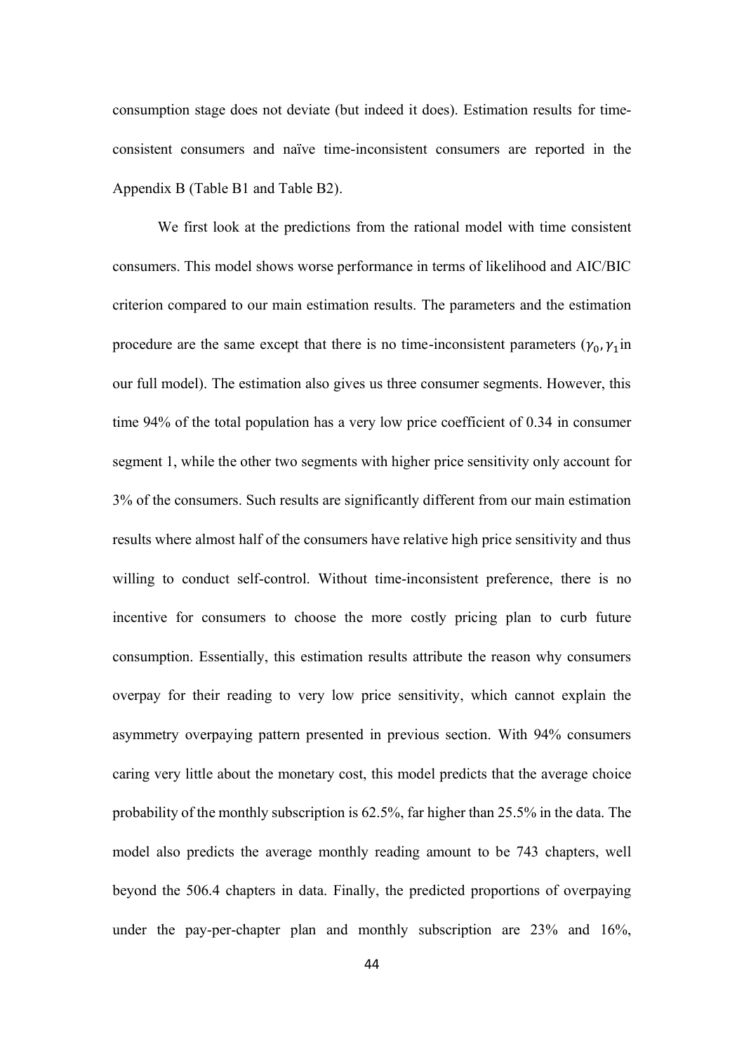consumption stage does not deviate (but indeed it does). Estimation results for time-consistent consumers and naïve time-inconsistent consumers are reported in the Appendix B (Table B1 and Table B2).

We first look at the predictions from the rational model with time consistent consumers. This model shows worse performance in terms of likelihood and AIC/BIC criterion compared to our main estimation results. The parameters and the estimation procedure are the same except that there is no time-inconsistent parameters ($\gamma_0, \gamma_1$ in our full model). The estimation also gives us three consumer segments. However, this time 94% of the total population has a very low price coefficient of 0.34 in consumer segment 1, while the other two segments with higher price sensitivity only account for 3% of the consumers. Such results are significantly different from our main estimation results where almost half of the consumers have relative high price sensitivity and thus willing to conduct self-control. Without time-inconsistent preference, there is no incentive for consumers to choose the more costly pricing plan to curb future consumption. Essentially, this estimation results attribute the reason why consumers overpay for their reading to very low price sensitivity, which cannot explain the asymmetry overpaying pattern presented in previous section. With 94% consumers caring very little about the monetary cost, this model predicts that the average choice probability of the monthly subscription is 62.5%, far higher than 25.5% in the data. The model also predicts the average monthly reading amount to be 743 chapters, well beyond the 506.4 chapters in data. Finally, the predicted proportions of overpaying under the pay-per-chapter plan and monthly subscription are 23% and 16%,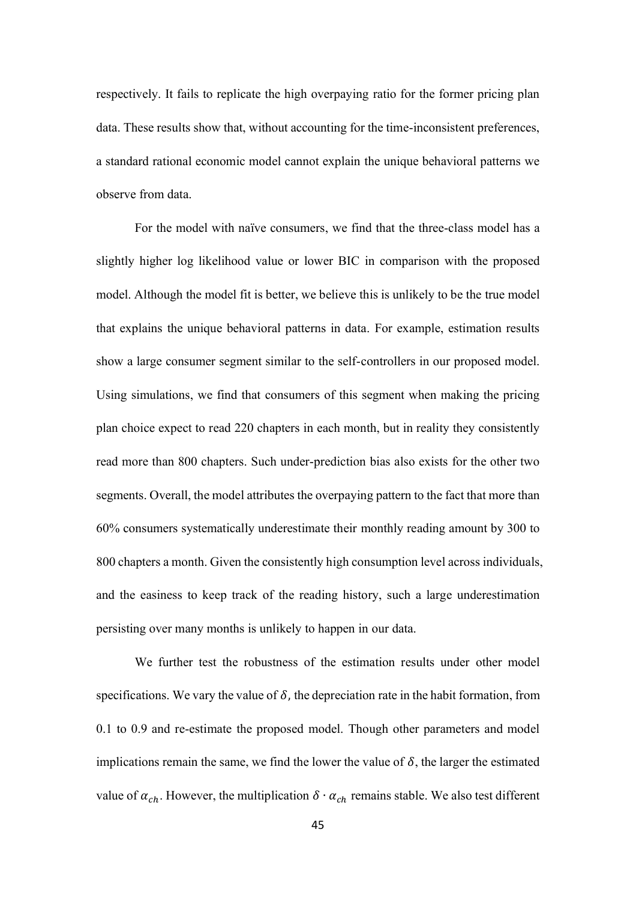respectively. It fails to replicate the high overpaying ratio for the former pricing plan data. These results show that, without accounting for the time-inconsistent preferences, a standard rational economic model cannot explain the unique behavioral patterns we observe from data.

For the model with naïve consumers, we find that the three-class model has a slightly higher log likelihood value or lower BIC in comparison with the proposed model. Although the model fit is better, we believe this is unlikely to be the true model that explains the unique behavioral patterns in data. For example, estimation results show a large consumer segment similar to the self-controllers in our proposed model. Using simulations, we find that consumers of this segment when making the pricing plan choice expect to read 220 chapters in each month, but in reality they consistently read more than 800 chapters. Such under-prediction bias also exists for the other two segments. Overall, the model attributes the overpaying pattern to the fact that more than 60% consumers systematically underestimate their monthly reading amount by 300 to 800 chapters a month. Given the consistently high consumption level across individuals, and the easiness to keep track of the reading history, such a large underestimation persisting over many months is unlikely to happen in our data.

We further test the robustness of the estimation results under other model specifications. We vary the value of $\delta$, the depreciation rate in the habit formation, from 0.1 to 0.9 and re-estimate the proposed model. Though other parameters and model implications remain the same, we find the lower the value of $\delta$, the larger the estimated value of $\alpha_{ch}$. However, the multiplication $\delta \cdot \alpha_{ch}$ remains stable. We also test different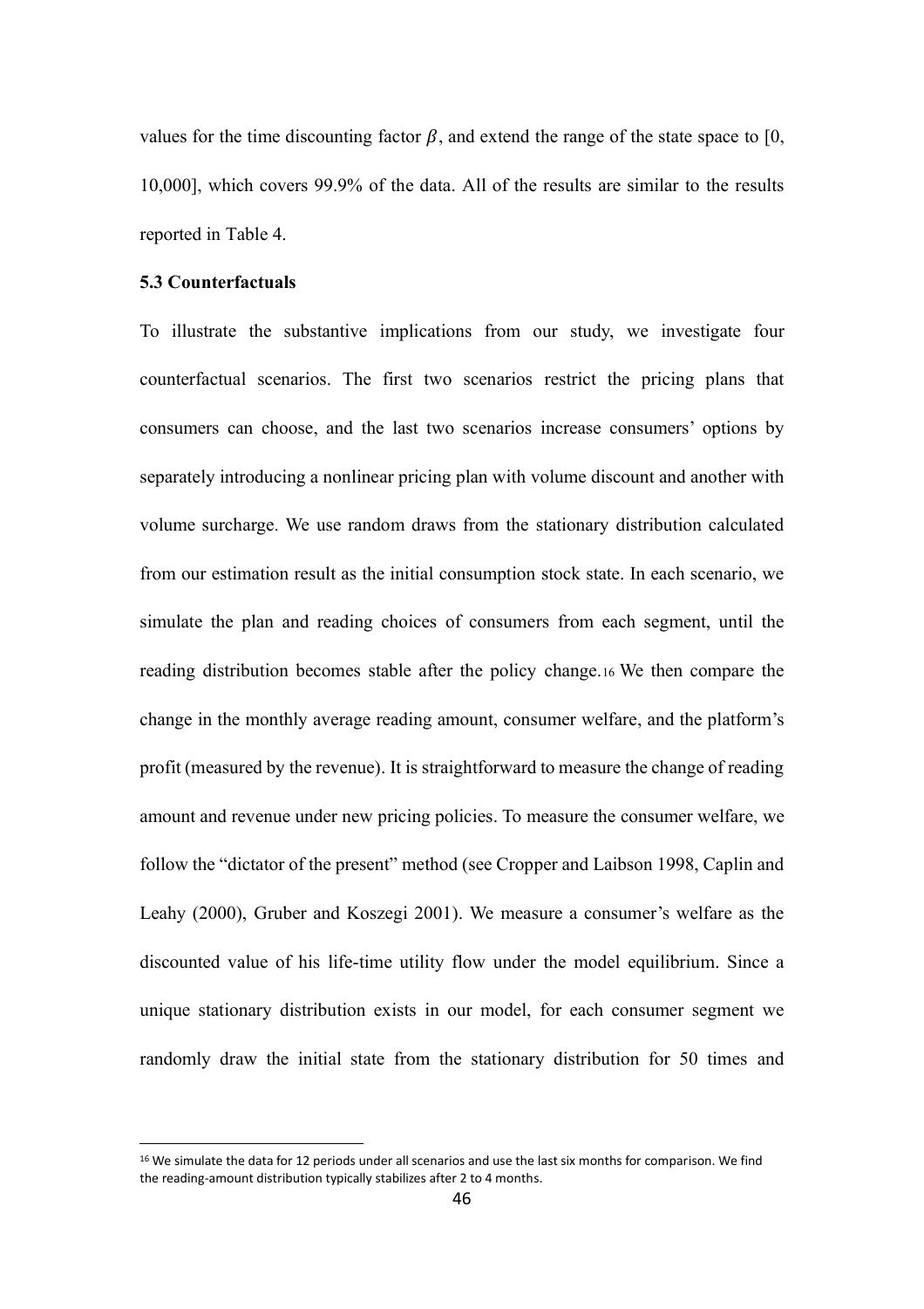values for the time discounting factor $\beta$, and extend the range of the state space to [0, 10,000], which covers 99.9% of the data. All of the results are similar to the results reported in Table 4.

### 5.3 Counterfactuals

To illustrate the substantive implications from our study, we investigate four counterfactual scenarios. The first two scenarios restrict the pricing plans that consumers can choose, and the last two scenarios increase consumers' options by separately introducing a nonlinear pricing plan with volume discount and another with volume surcharge. We use random draws from the stationary distribution calculated from our estimation result as the initial consumption stock state. In each scenario, we simulate the plan and reading choices of consumers from each segment, until the reading distribution becomes stable after the policy change.[16] We then compare the change in the monthly average reading amount, consumer welfare, and the platform's profit (measured by the revenue). It is straightforward to measure the change of reading amount and revenue under new pricing policies. To measure the consumer welfare, we follow the "dictator of the present" method (see Cropper and Laibson 1998, Caplin and Leahy (2000), Gruber and Koszegi 2001). We measure a consumer's welfare as the discounted value of his life-time utility flow under the model equilibrium. Since a unique stationary distribution exists in our model, for each consumer segment we randomly draw the initial state from the stationary distribution for 50 times and

[16] We simulate the data for 12 periods under all scenarios and use the last six months for comparison. We find the reading-amount distribution typically stabilizes after 2 to 4 months.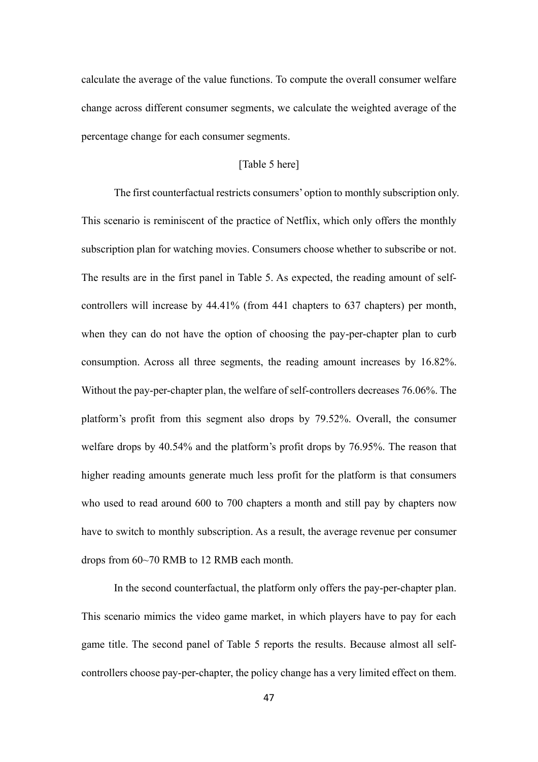calculate the average of the value functions. To compute the overall consumer welfare change across different consumer segments, we calculate the weighted average of the percentage change for each consumer segments.

[Table 5 here]

The first counterfactual restricts consumers' option to monthly subscription only. This scenario is reminiscent of the practice of Netflix, which only offers the monthly subscription plan for watching movies. Consumers choose whether to subscribe or not. The results are in the first panel in Table 5. As expected, the reading amount of self-controllers will increase by 44.41% (from 441 chapters to 637 chapters) per month, when they can do not have the option of choosing the pay-per-chapter plan to curb consumption. Across all three segments, the reading amount increases by 16.82%. Without the pay-per-chapter plan, the welfare of self-controllers decreases 76.06%. The platform's profit from this segment also drops by 79.52%. Overall, the consumer welfare drops by 40.54% and the platform's profit drops by 76.95%. The reason that higher reading amounts generate much less profit for the platform is that consumers who used to read around 600 to 700 chapters a month and still pay by chapters now have to switch to monthly subscription. As a result, the average revenue per consumer drops from 60~70 RMB to 12 RMB each month.

In the second counterfactual, the platform only offers the pay-per-chapter plan. This scenario mimics the video game market, in which players have to pay for each game title. The second panel of Table 5 reports the results. Because almost all self-controllers choose pay-per-chapter, the policy change has a very limited effect on them.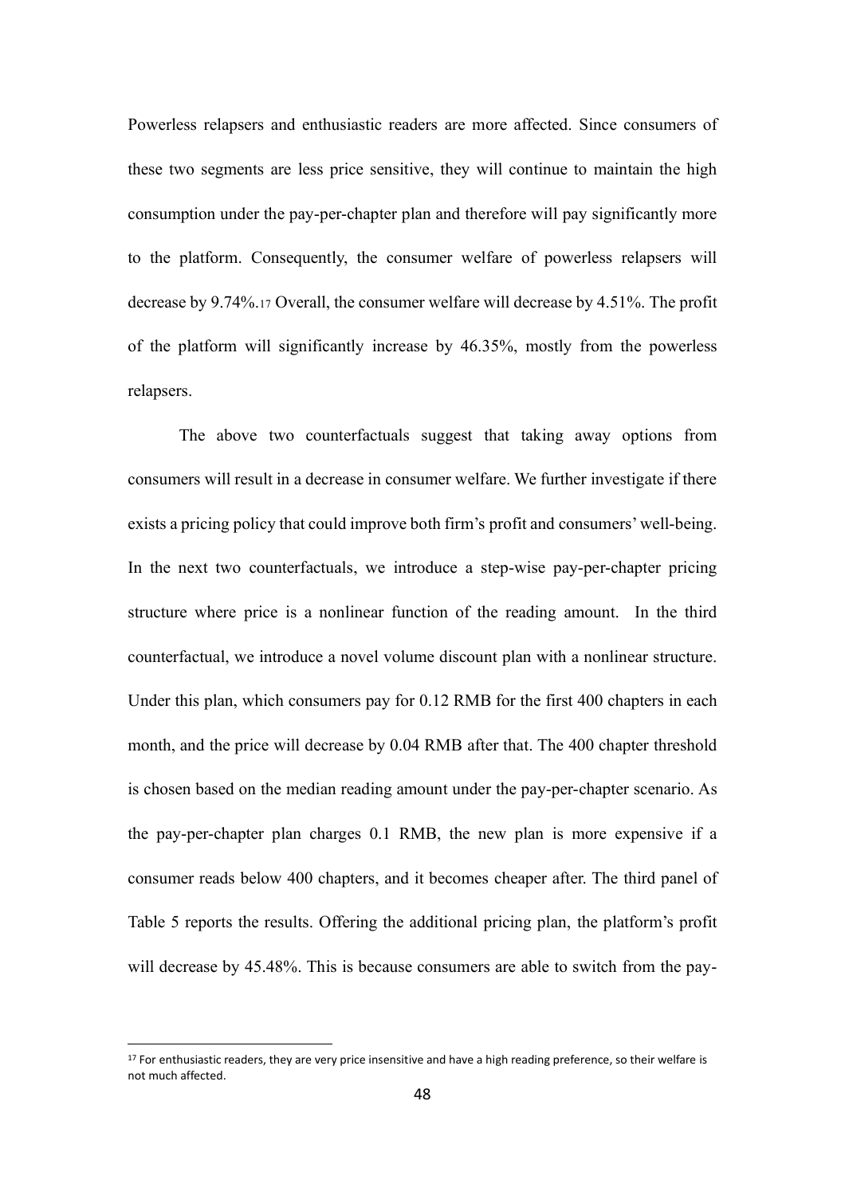Powerless relapsers and enthusiastic readers are more affected. Since consumers of these two segments are less price sensitive, they will continue to maintain the high consumption under the pay-per-chapter plan and therefore will pay significantly more to the platform. Consequently, the consumer welfare of powerless relapsers will decrease by 9.74%.[17] Overall, the consumer welfare will decrease by 4.51%. The profit of the platform will significantly increase by 46.35%, mostly from the powerless relapsers.

The above two counterfactuals suggest that taking away options from consumers will result in a decrease in consumer welfare. We further investigate if there exists a pricing policy that could improve both firm's profit and consumers' well-being. In the next two counterfactuals, we introduce a step-wise pay-per-chapter pricing structure where price is a nonlinear function of the reading amount. In the third counterfactual, we introduce a novel volume discount plan with a nonlinear structure. Under this plan, which consumers pay for 0.12 RMB for the first 400 chapters in each month, and the price will decrease by 0.04 RMB after that. The 400 chapter threshold is chosen based on the median reading amount under the pay-per-chapter scenario. As the pay-per-chapter plan charges 0.1 RMB, the new plan is more expensive if a consumer reads below 400 chapters, and it becomes cheaper after. The third panel of Table 5 reports the results. Offering the additional pricing plan, the platform's profit will decrease by 45.48%. This is because consumers are able to switch from the pay-

[17] For enthusiastic readers, they are very price insensitive and have a high reading preference, so their welfare is not much affected.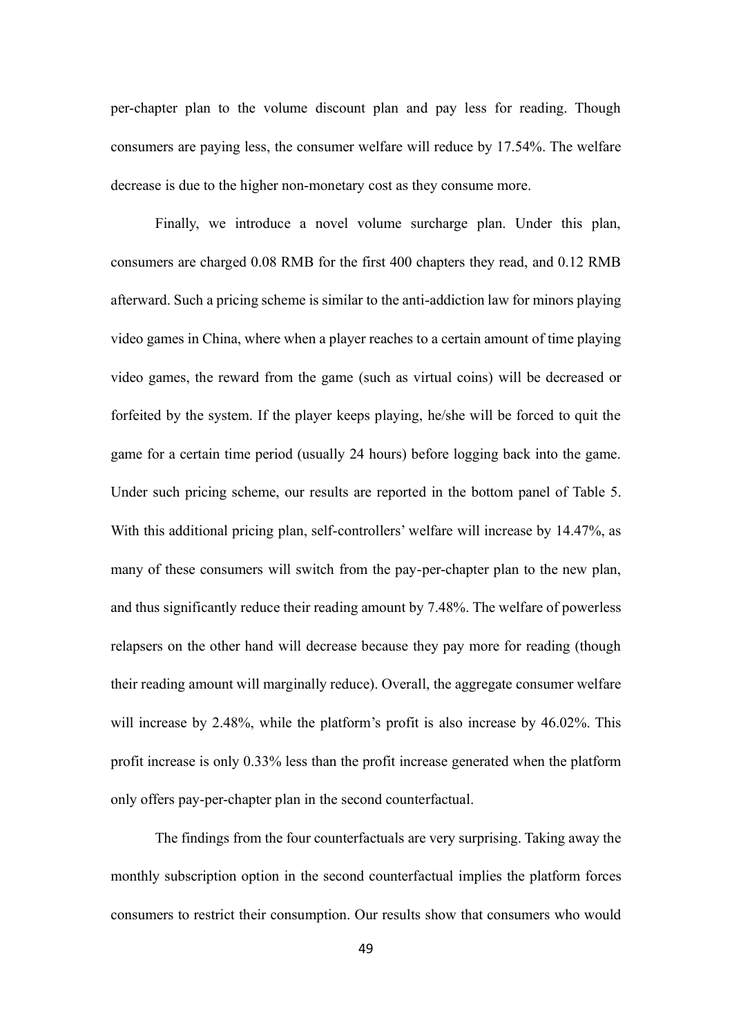per-chapter plan to the volume discount plan and pay less for reading. Though consumers are paying less, the consumer welfare will reduce by 17.54%. The welfare decrease is due to the higher non-monetary cost as they consume more.

Finally, we introduce a novel volume surcharge plan. Under this plan, consumers are charged 0.08 RMB for the first 400 chapters they read, and 0.12 RMB afterward. Such a pricing scheme is similar to the anti-addiction law for minors playing video games in China, where when a player reaches to a certain amount of time playing video games, the reward from the game (such as virtual coins) will be decreased or forfeited by the system. If the player keeps playing, he/she will be forced to quit the game for a certain time period (usually 24 hours) before logging back into the game. Under such pricing scheme, our results are reported in the bottom panel of Table 5. With this additional pricing plan, self-controllers' welfare will increase by 14.47%, as many of these consumers will switch from the pay-per-chapter plan to the new plan, and thus significantly reduce their reading amount by 7.48%. The welfare of powerless relapsers on the other hand will decrease because they pay more for reading (though their reading amount will marginally reduce). Overall, the aggregate consumer welfare will increase by 2.48%, while the platform's profit is also increase by 46.02%. This profit increase is only 0.33% less than the profit increase generated when the platform only offers pay-per-chapter plan in the second counterfactual.

The findings from the four counterfactuals are very surprising. Taking away the monthly subscription option in the second counterfactual implies the platform forces consumers to restrict their consumption. Our results show that consumers who would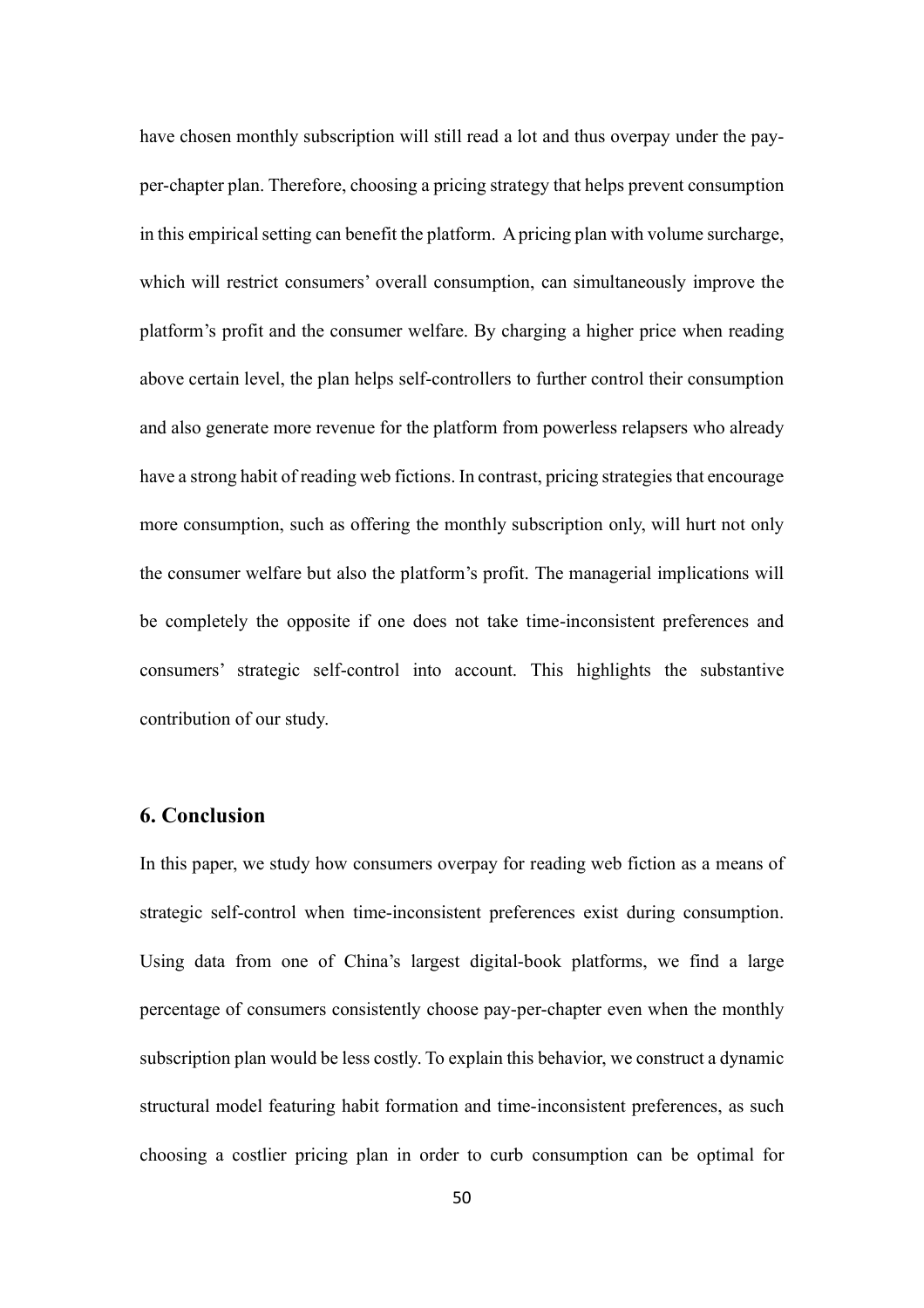have chosen monthly subscription will still read a lot and thus overpay under the pay-per-chapter plan. Therefore, choosing a pricing strategy that helps prevent consumption in this empirical setting can benefit the platform. A pricing plan with volume surcharge, which will restrict consumers' overall consumption, can simultaneously improve the platform's profit and the consumer welfare. By charging a higher price when reading above certain level, the plan helps self-controllers to further control their consumption and also generate more revenue for the platform from powerless relapsers who already have a strong habit of reading web fictions. In contrast, pricing strategies that encourage more consumption, such as offering the monthly subscription only, will hurt not only the consumer welfare but also the platform's profit. The managerial implications will be completely the opposite if one does not take time-inconsistent preferences and consumers' strategic self-control into account. This highlights the substantive contribution of our study.

## 6. Conclusion

In this paper, we study how consumers overpay for reading web fiction as a means of strategic self-control when time-inconsistent preferences exist during consumption. Using data from one of China's largest digital-book platforms, we find a large percentage of consumers consistently choose pay-per-chapter even when the monthly subscription plan would be less costly. To explain this behavior, we construct a dynamic structural model featuring habit formation and time-inconsistent preferences, as such choosing a costlier pricing plan in order to curb consumption can be optimal for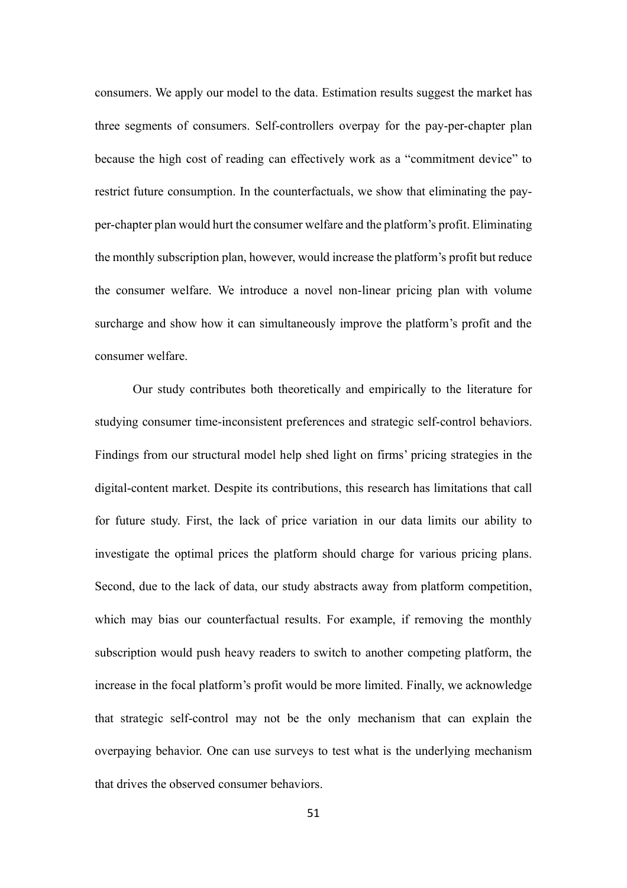consumers. We apply our model to the data. Estimation results suggest the market has three segments of consumers. Self-controllers overpay for the pay-per-chapter plan because the high cost of reading can effectively work as a "commitment device" to restrict future consumption. In the counterfactuals, we show that eliminating the pay-per-chapter plan would hurt the consumer welfare and the platform's profit. Eliminating the monthly subscription plan, however, would increase the platform's profit but reduce the consumer welfare. We introduce a novel non-linear pricing plan with volume surcharge and show how it can simultaneously improve the platform's profit and the consumer welfare.

Our study contributes both theoretically and empirically to the literature for studying consumer time-inconsistent preferences and strategic self-control behaviors. Findings from our structural model help shed light on firms' pricing strategies in the digital-content market. Despite its contributions, this research has limitations that call for future study. First, the lack of price variation in our data limits our ability to investigate the optimal prices the platform should charge for various pricing plans. Second, due to the lack of data, our study abstracts away from platform competition, which may bias our counterfactual results. For example, if removing the monthly subscription would push heavy readers to switch to another competing platform, the increase in the focal platform's profit would be more limited. Finally, we acknowledge that strategic self-control may not be the only mechanism that can explain the overpaying behavior. One can use surveys to test what is the underlying mechanism that drives the observed consumer behaviors.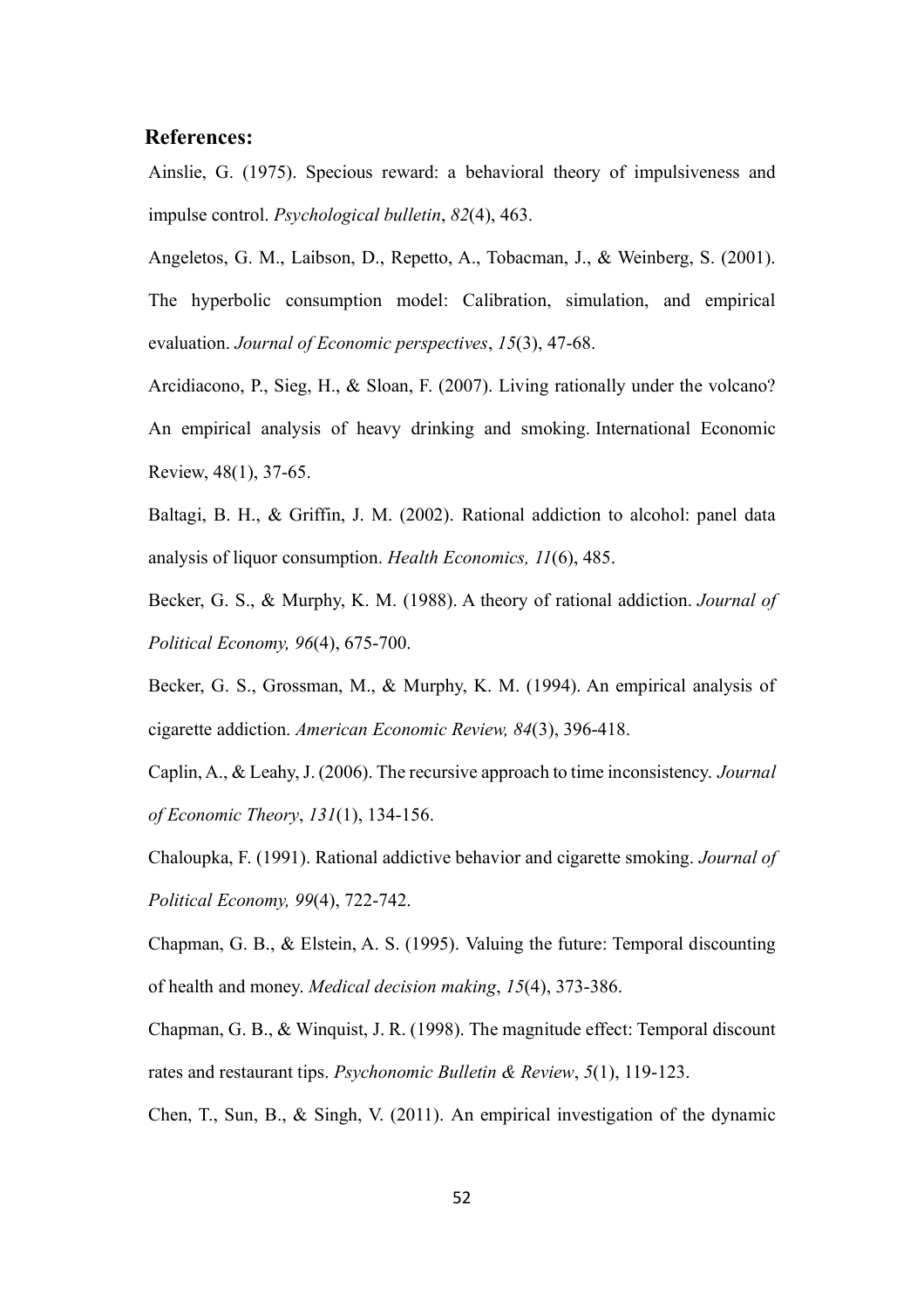**References:**

Ainslie, G. (1975). Specious reward: a behavioral theory of impulsiveness and impulse control. *Psychological bulletin*, *82*(4), 463.

Angeletos, G. M., Laibson, D., Repetto, A., Tobacman, J., & Weinberg, S. (2001). The hyperbolic consumption model: Calibration, simulation, and empirical evaluation. *Journal of Economic perspectives*, *15*(3), 47-68.

Arcidiacono, P., Sieg, H., & Sloan, F. (2007). Living rationally under the volcano? An empirical analysis of heavy drinking and smoking. International Economic Review, 48(1), 37-65.

Baltagi, B. H., & Griffin, J. M. (2002). Rational addiction to alcohol: panel data analysis of liquor consumption. *Health Economics, 11*(6), 485.

Becker, G. S., & Murphy, K. M. (1988). A theory of rational addiction. *Journal of Political Economy, 96*(4), 675-700.

Becker, G. S., Grossman, M., & Murphy, K. M. (1994). An empirical analysis of cigarette addiction. *American Economic Review, 84*(3), 396-418.

Caplin, A., & Leahy, J. (2006). The recursive approach to time inconsistency. *Journal of Economic Theory*, *131*(1), 134-156.

Chaloupka, F. (1991). Rational addictive behavior and cigarette smoking. *Journal of Political Economy, 99*(4), 722-742.

Chapman, G. B., & Elstein, A. S. (1995). Valuing the future: Temporal discounting of health and money. *Medical decision making*, *15*(4), 373-386.

Chapman, G. B., & Winquist, J. R. (1998). The magnitude effect: Temporal discount rates and restaurant tips. *Psychonomic Bulletin & Review*, *5*(1), 119-123.

Chen, T., Sun, B., & Singh, V. (2011). An empirical investigation of the dynamic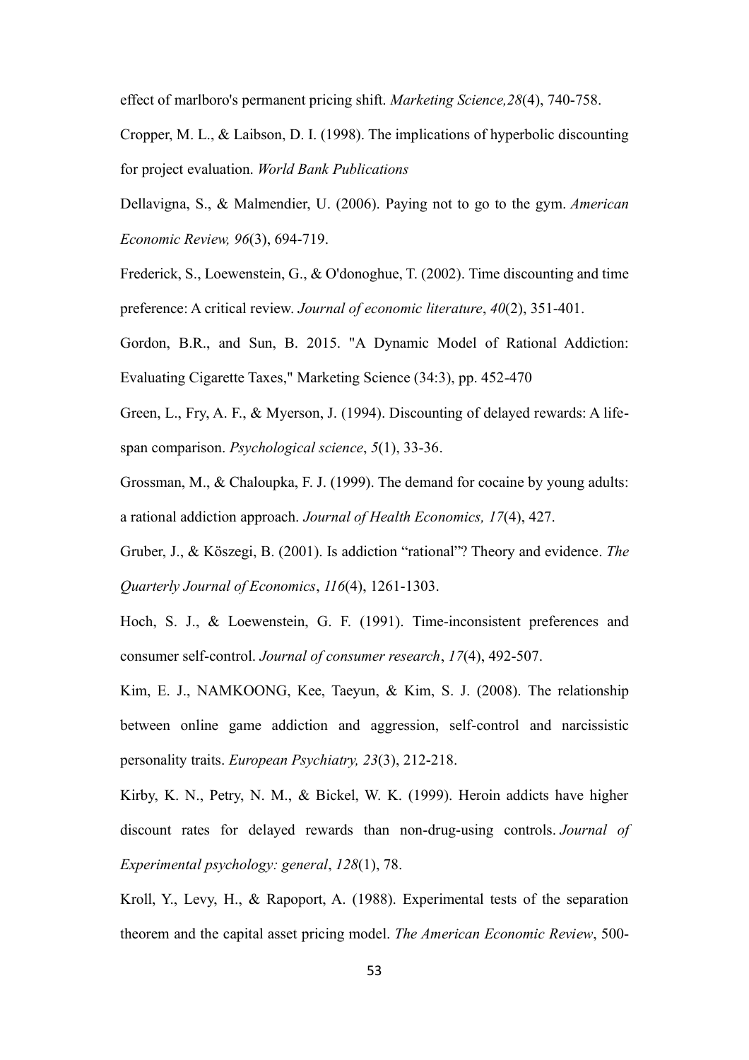effect of marlboro's permanent pricing shift. *Marketing Science,28*(4), 740-758.

Cropper, M. L., & Laibson, D. I. (1998). The implications of hyperbolic discounting for project evaluation. *World Bank Publications*

Dellavigna, S., & Malmendier, U. (2006). Paying not to go to the gym. *American Economic Review, 96*(3), 694-719.

Frederick, S., Loewenstein, G., & O'donoghue, T. (2002). Time discounting and time preference: A critical review. *Journal of economic literature*, *40*(2), 351-401.

Gordon, B.R., and Sun, B. 2015. "A Dynamic Model of Rational Addiction: Evaluating Cigarette Taxes," Marketing Science (34:3), pp. 452-470

Green, L., Fry, A. F., & Myerson, J. (1994). Discounting of delayed rewards: A life-span comparison. *Psychological science*, *5*(1), 33-36.

Grossman, M., & Chaloupka, F. J. (1999). The demand for cocaine by young adults: a rational addiction approach. *Journal of Health Economics, 17*(4), 427.

Gruber, J., & Köszegi, B. (2001). Is addiction "rational"? Theory and evidence. *The Quarterly Journal of Economics*, *116*(4), 1261-1303.

Hoch, S. J., & Loewenstein, G. F. (1991). Time-inconsistent preferences and consumer self-control. *Journal of consumer research*, *17*(4), 492-507.

Kim, E. J., NAMKOONG, Kee, Taeyun, & Kim, S. J. (2008). The relationship between online game addiction and aggression, self-control and narcissistic personality traits. *European Psychiatry, 23*(3), 212-218.

Kirby, K. N., Petry, N. M., & Bickel, W. K. (1999). Heroin addicts have higher discount rates for delayed rewards than non-drug-using controls. *Journal of Experimental psychology: general*, *128*(1), 78.

Kroll, Y., Levy, H., & Rapoport, A. (1988). Experimental tests of the separation theorem and the capital asset pricing model. *The American Economic Review*, 500-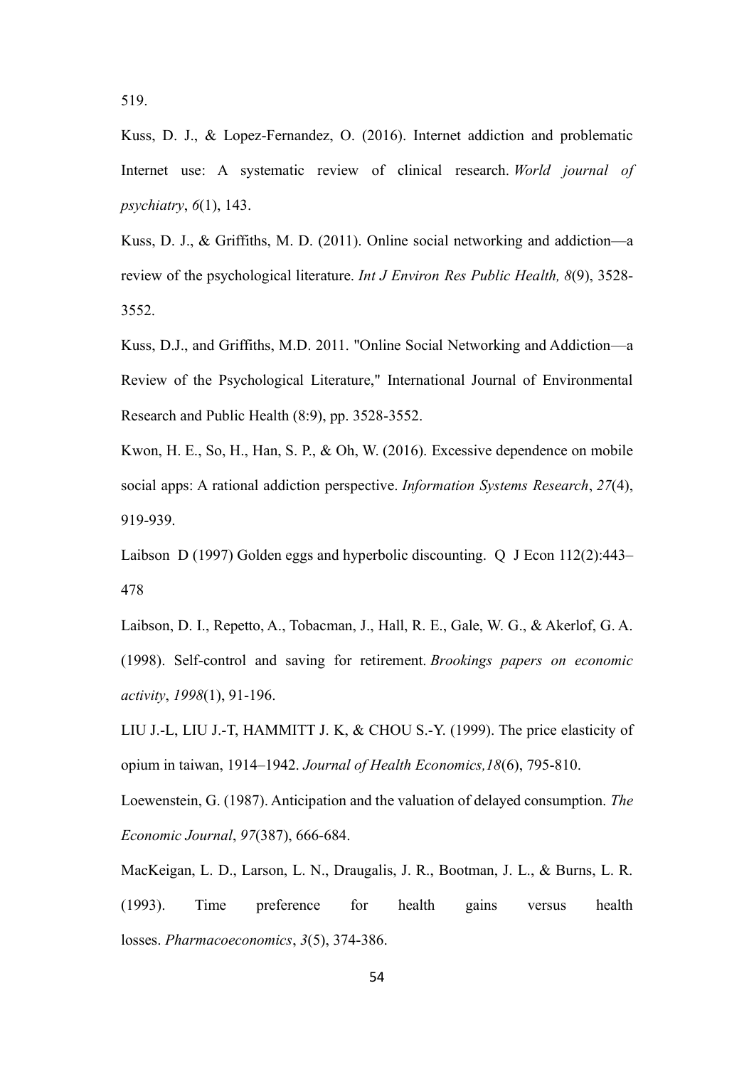519.

Kuss, D. J., & Lopez-Fernandez, O. (2016). Internet addiction and problematic Internet use: A systematic review of clinical research. *World journal of psychiatry*, *6*(1), 143.

Kuss, D. J., & Griffiths, M. D. (2011). Online social networking and addiction—a review of the psychological literature. *Int J Environ Res Public Health, 8*(9), 3528-3552.

Kuss, D.J., and Griffiths, M.D. 2011. "Online Social Networking and Addiction—a Review of the Psychological Literature," International Journal of Environmental Research and Public Health (8:9), pp. 3528-3552.

Kwon, H. E., So, H., Han, S. P., & Oh, W. (2016). Excessive dependence on mobile social apps: A rational addiction perspective. *Information Systems Research*, *27*(4), 919-939.

Laibson D (1997) Golden eggs and hyperbolic discounting. Q J Econ 112(2):443–478

Laibson, D. I., Repetto, A., Tobacman, J., Hall, R. E., Gale, W. G., & Akerlof, G. A. (1998). Self-control and saving for retirement. *Brookings papers on economic activity*, *1998*(1), 91-196.

LIU J.-L, LIU J.-T, HAMMITT J. K, & CHOU S.-Y. (1999). The price elasticity of opium in taiwan, 1914–1942. *Journal of Health Economics,18*(6), 795-810.

Loewenstein, G. (1987). Anticipation and the valuation of delayed consumption. *The Economic Journal*, *97*(387), 666-684.

MacKeigan, L. D., Larson, L. N., Draugalis, J. R., Bootman, J. L., & Burns, L. R. (1993). Time preference for health gains versus health losses. *Pharmacoeconomics*, *3*(5), 374-386.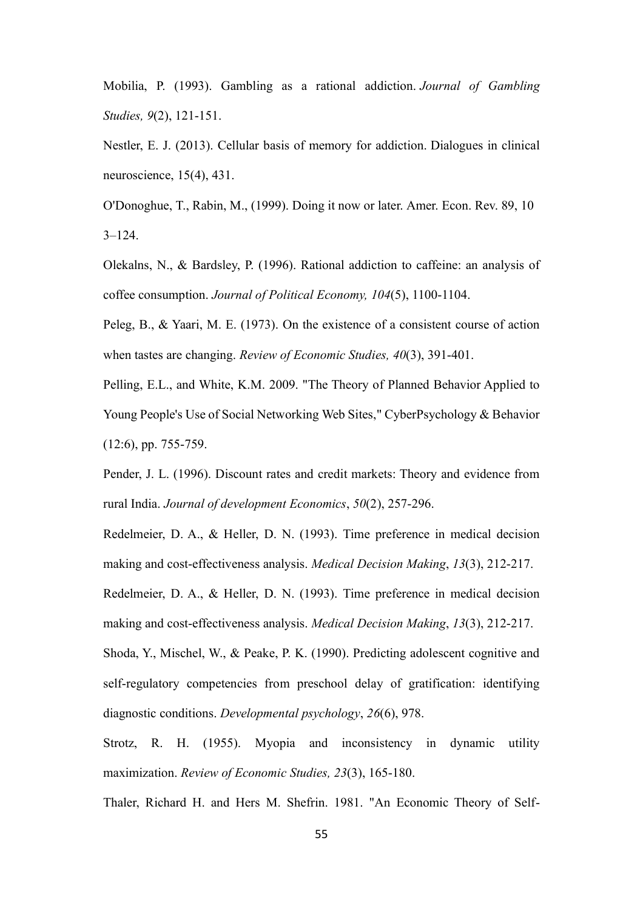Mobilia, P. (1993). Gambling as a rational addiction. *Journal of Gambling Studies, 9*(2), 121-151.

Nestler, E. J. (2013). Cellular basis of memory for addiction. Dialogues in clinical neuroscience, 15(4), 431.

O'Donoghue, T., Rabin, M., (1999). Doing it now or later. Amer. Econ. Rev. 89, 10 3–124.

Olekalns, N., & Bardsley, P. (1996). Rational addiction to caffeine: an analysis of coffee consumption. *Journal of Political Economy, 104*(5), 1100-1104.

Peleg, B., & Yaari, M. E. (1973). On the existence of a consistent course of action when tastes are changing. *Review of Economic Studies, 40*(3), 391-401.

Pelling, E.L., and White, K.M. 2009. "The Theory of Planned Behavior Applied to Young People's Use of Social Networking Web Sites," CyberPsychology & Behavior (12:6), pp. 755-759.

Pender, J. L. (1996). Discount rates and credit markets: Theory and evidence from rural India. *Journal of development Economics*, *50*(2), 257-296.

Redelmeier, D. A., & Heller, D. N. (1993). Time preference in medical decision making and cost-effectiveness analysis. *Medical Decision Making*, *13*(3), 212-217.

Redelmeier, D. A., & Heller, D. N. (1993). Time preference in medical decision making and cost-effectiveness analysis. *Medical Decision Making*, *13*(3), 212-217.

Shoda, Y., Mischel, W., & Peake, P. K. (1990). Predicting adolescent cognitive and self-regulatory competencies from preschool delay of gratification: identifying diagnostic conditions. *Developmental psychology*, *26*(6), 978.

Strotz, R. H. (1955). Myopia and inconsistency in dynamic utility maximization. *Review of Economic Studies, 23*(3), 165-180.

Thaler, Richard H. and Hers M. Shefrin. 1981. "An Economic Theory of Self-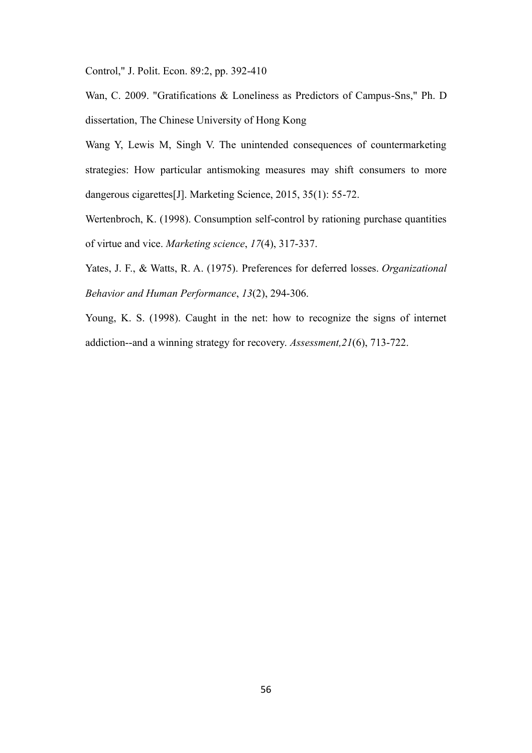Control," J. Polit. Econ. 89:2, pp. 392-410

Wan, C. 2009. "Gratifications & Loneliness as Predictors of Campus-Sns," Ph. D dissertation, The Chinese University of Hong Kong

Wang Y, Lewis M, Singh V. The unintended consequences of countermarketing strategies: How particular antismoking measures may shift consumers to more dangerous cigarettes[J]. Marketing Science, 2015, 35(1): 55-72.

Wertenbroch, K. (1998). Consumption self-control by rationing purchase quantities of virtue and vice. *Marketing science*, *17*(4), 317-337.

Yates, J. F., & Watts, R. A. (1975). Preferences for deferred losses. *Organizational Behavior and Human Performance*, *13*(2), 294-306.

Young, K. S. (1998). Caught in the net: how to recognize the signs of internet addiction--and a winning strategy for recovery. *Assessment,21*(6), 713-722.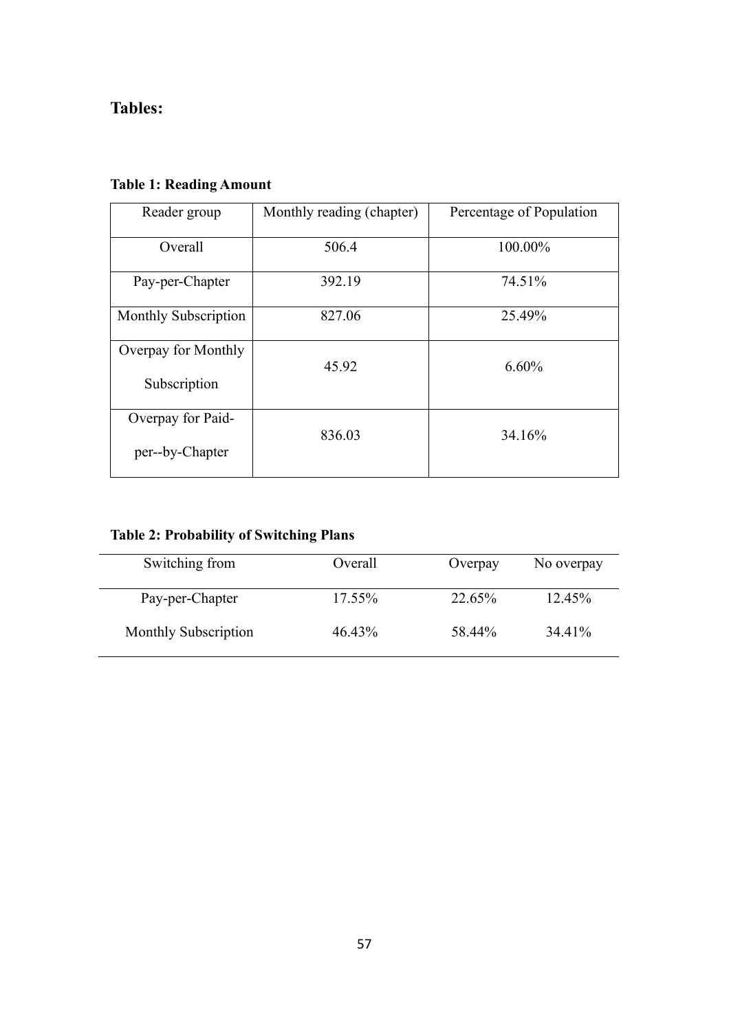## Tables:

**Table 1: Reading Amount**

| Reader group | Monthly reading (chapter) | Percentage of Population |
|---|---|---|
| Overall | 506.4 | 100.00% |
| Pay-per-Chapter | 392.19 | 74.51% |
| Monthly Subscription | 827.06 | 25.49% |
| Overpay for Monthly Subscription | 45.92 | 6.60% |
| Overpay for Paid-per--by-Chapter | 836.03 | 34.16% |

**Table 2: Probability of Switching Plans**

| Switching from | Overall | Overpay | No overpay |
|---|---|---|---|
| Pay-per-Chapter | 17.55% | 22.65% | 12.45% |
| Monthly Subscription | 46.43% | 58.44% | 34.41% |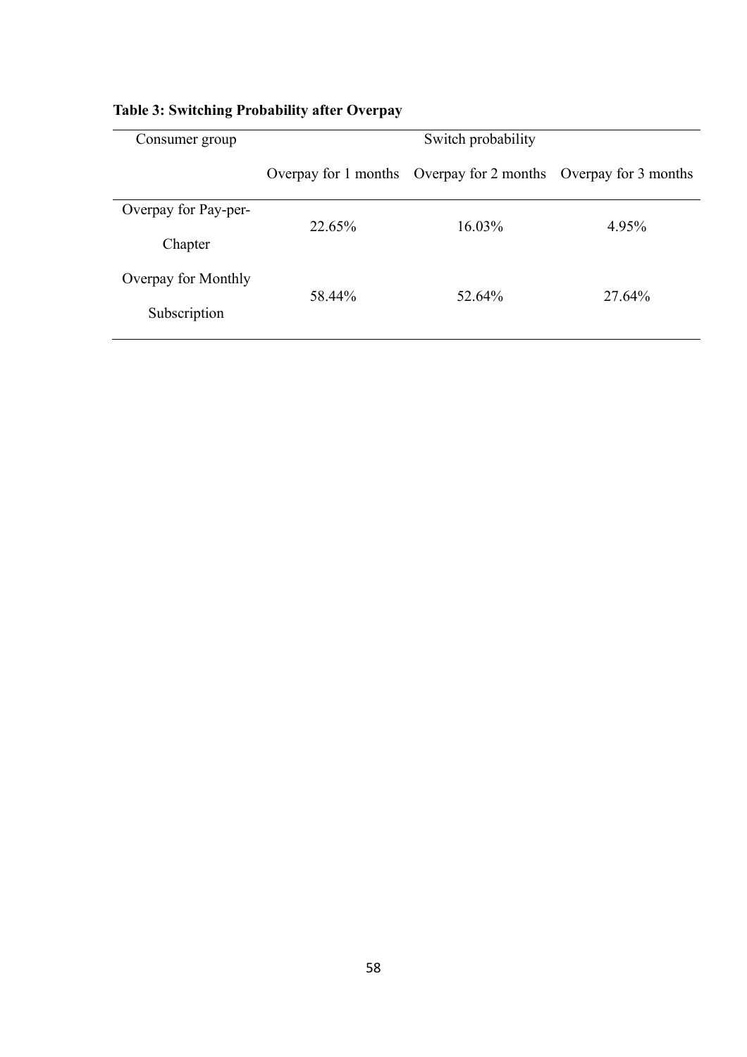**Table 3: Switching Probability after Overpay**

| Consumer group | Switch probability | | |
|---|---|---|---|
| | Overpay for 1 months | Overpay for 2 months | Overpay for 3 months |
| Overpay for Pay-per-Chapter | 22.65% | 16.03% | 4.95% |
| Overpay for Monthly Subscription | 58.44% | 52.64% | 27.64% |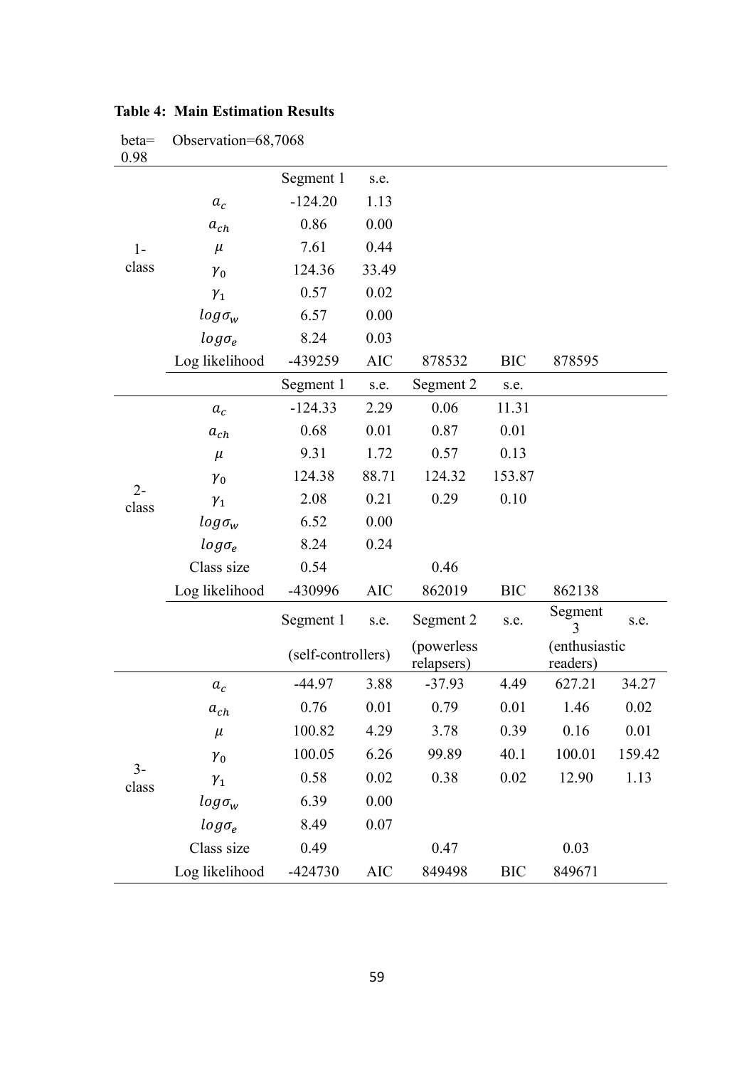**Table 4: Main Estimation Results**

| beta= 0.98 | Observation=68,7068 | | | | | | |
|---|---|---|---|---|---|---|---|
| | | Segment 1 | s.e. | | | | |
| 1-class | $a_c$ | -124.20 | 1.13 | | | | |
| | $a_{ch}$ | 0.86 | 0.00 | | | | |
| | $\mu$ | 7.61 | 0.44 | | | | |
| | $\gamma_0$ | 124.36 | 33.49 | | | | |
| | $\gamma_1$ | 0.57 | 0.02 | | | | |
| | $log\sigma_w$ | 6.57 | 0.00 | | | | |
| | $log\sigma_e$ | 8.24 | 0.03 | | | | |
| | Log likelihood | -439259 | AIC | 878532 | BIC | 878595 | |
| | | Segment 1 | s.e. | Segment 2 | s.e. | | |
| 2-class | $a_c$ | -124.33 | 2.29 | 0.06 | 11.31 | | |
| | $a_{ch}$ | 0.68 | 0.01 | 0.87 | 0.01 | | |
| | $\mu$ | 9.31 | 1.72 | 0.57 | 0.13 | | |
| | $\gamma_0$ | 124.38 | 88.71 | 124.32 | 153.87 | | |
| | $\gamma_1$ | 2.08 | 0.21 | 0.29 | 0.10 | | |
| | $log\sigma_w$ | 6.52 | 0.00 | | | | |
| | $log\sigma_e$ | 8.24 | 0.24 | | | | |
| | Class size | 0.54 | | 0.46 | | | |
| | Log likelihood | -430996 | AIC | 862019 | BIC | 862138 | |
| | | Segment 1 | s.e. | Segment 2 | s.e. | Segment 3 | s.e. |
| | | (self-controllers) | | (powerless relapsers) | | (enthusiastic readers) | |
| 3-class | $a_c$ | -44.97 | 3.88 | -37.93 | 4.49 | 627.21 | 34.27 |
| | $a_{ch}$ | 0.76 | 0.01 | 0.79 | 0.01 | 1.46 | 0.02 |
| | $\mu$ | 100.82 | 4.29 | 3.78 | 0.39 | 0.16 | 0.01 |
| | $\gamma_0$ | 100.05 | 6.26 | 99.89 | 40.1 | 100.01 | 159.42 |
| | $\gamma_1$ | 0.58 | 0.02 | 0.38 | 0.02 | 12.90 | 1.13 |
| | $log\sigma_w$ | 6.39 | 0.00 | | | | |
| | $log\sigma_e$ | 8.49 | 0.07 | | | | |
| | Class size | 0.49 | | 0.47 | | 0.03 | |
| | Log likelihood | -424730 | AIC | 849498 | BIC | 849671 | |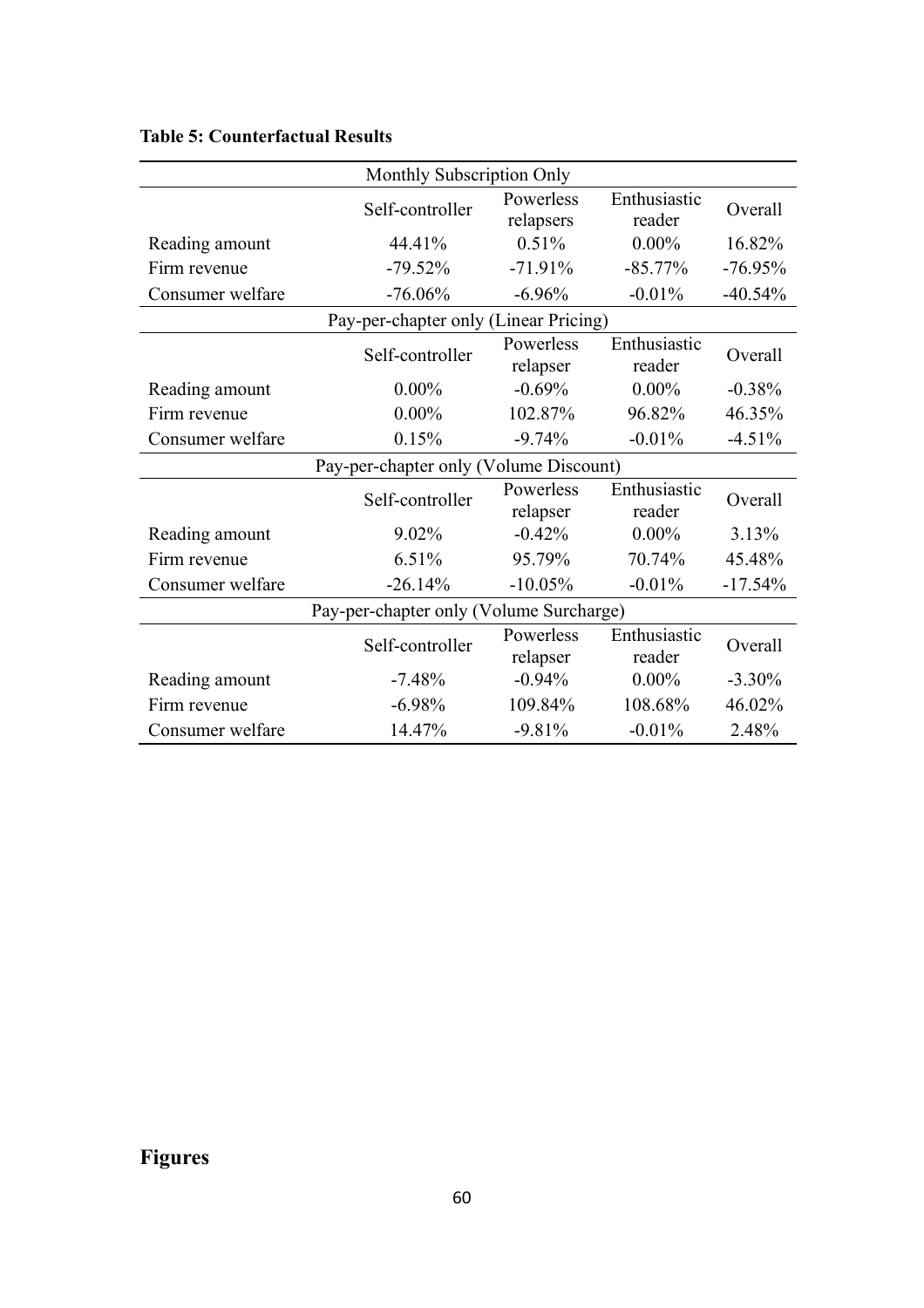**Table 5: Counterfactual Results**

| Monthly Subscription Only | | | | |
|---|---|---|---|---|
| | Self-controller | Powerless relapsers | Enthusiastic reader | Overall |
| Reading amount | 44.41% | 0.51% | 0.00% | 16.82% |
| Firm revenue | -79.52% | -71.91% | -85.77% | -76.95% |
| Consumer welfare | -76.06% | -6.96% | -0.01% | -40.54% |
| **Pay-per-chapter only (Linear Pricing)** | | | | |
| | Self-controller | Powerless relapser | Enthusiastic reader | Overall |
| Reading amount | 0.00% | -0.69% | 0.00% | -0.38% |
| Firm revenue | 0.00% | 102.87% | 96.82% | 46.35% |
| Consumer welfare | 0.15% | -9.74% | -0.01% | -4.51% |
| **Pay-per-chapter only (Volume Discount)** | | | | |
| | Self-controller | Powerless relapser | Enthusiastic reader | Overall |
| Reading amount | 9.02% | -0.42% | 0.00% | 3.13% |
| Firm revenue | 6.51% | 95.79% | 70.74% | 45.48% |
| Consumer welfare | -26.14% | -10.05% | -0.01% | -17.54% |
| **Pay-per-chapter only (Volume Surcharge)** | | | | |
| | Self-controller | Powerless relapser | Enthusiastic reader | Overall |
| Reading amount | -7.48% | -0.94% | 0.00% | -3.30% |
| Firm revenue | -6.98% | 109.84% | 108.68% | 46.02% |
| Consumer welfare | 14.47% | -9.81% | -0.01% | 2.48% |

## Figures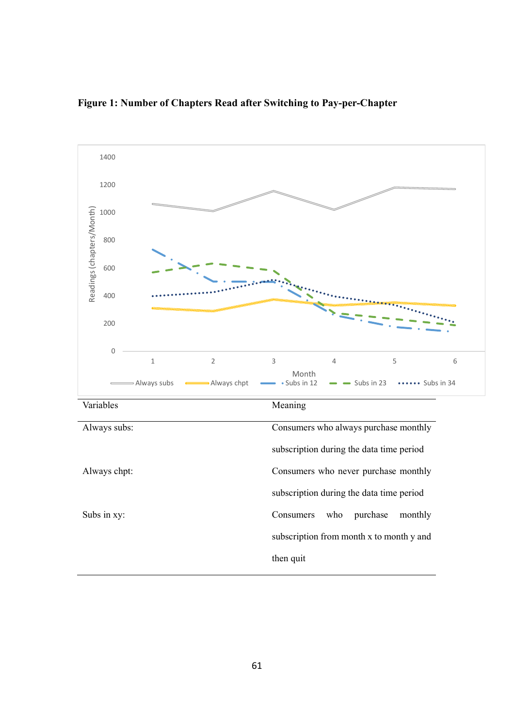**Figure 1: Number of Chapters Read after Switching to Pay-per-Chapter**

| Variables | Meaning |
|---|---|
| Always subs: | Consumers who always purchase monthly subscription during the data time period |
| Always chpt: | Consumers who never purchase monthly subscription during the data time period |
| Subs in xy: | Consumers who purchase monthly subscription from month x to month y and then quit |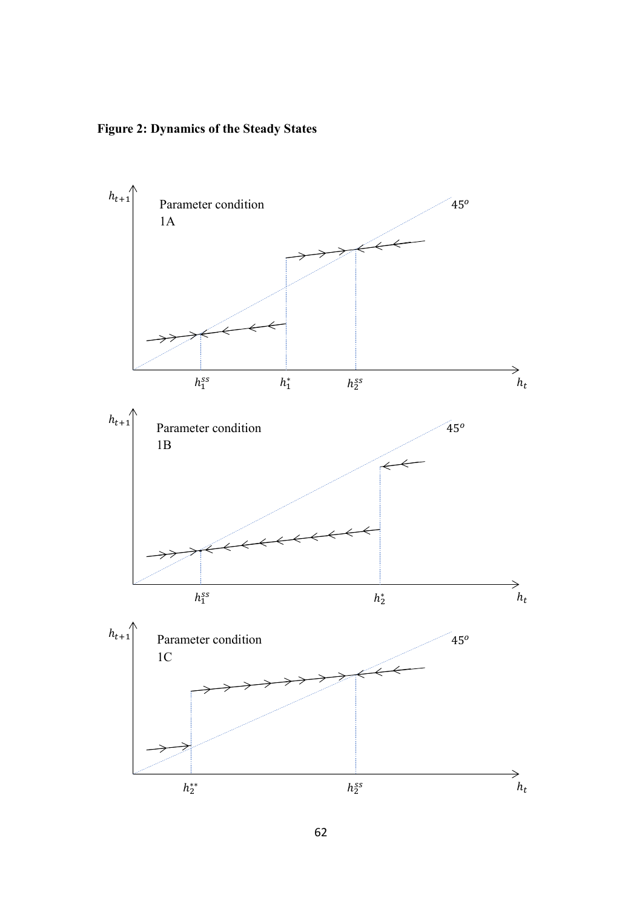**Figure 2: Dynamics of the Steady States**

$h_{t+1}$

Parameter condition 1A

$45^o$

$h_1^{ss}$ $h_1^*$ $h_2^{ss}$ $h_t$

$h_{t+1}$

Parameter condition 1B

$45^o$

$h_1^{ss}$ $h_2^*$ $h_t$

$h_{t+1}$

Parameter condition 1C

$45^o$

$h_2^{**}$ $h_2^{ss}$ $h_t$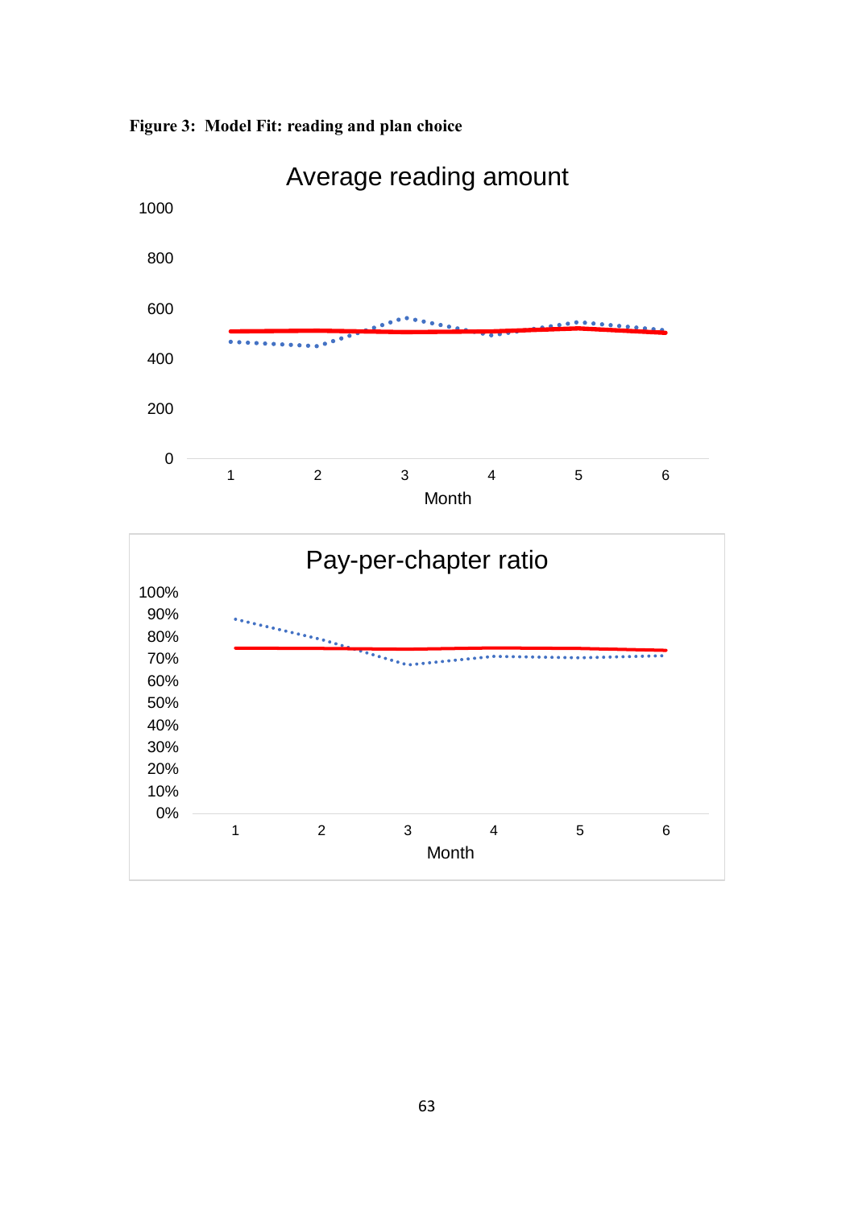**Figure 3: Model Fit: reading and plan choice**

Average reading amount

1000

800

600

400

200

0

1 2 3 4 5 6

Month

Pay-per-chapter ratio

100%
90%
80%
70%
60%
50%
40%
30%
20%
10%
0%

1 2 3 4 5 6

Month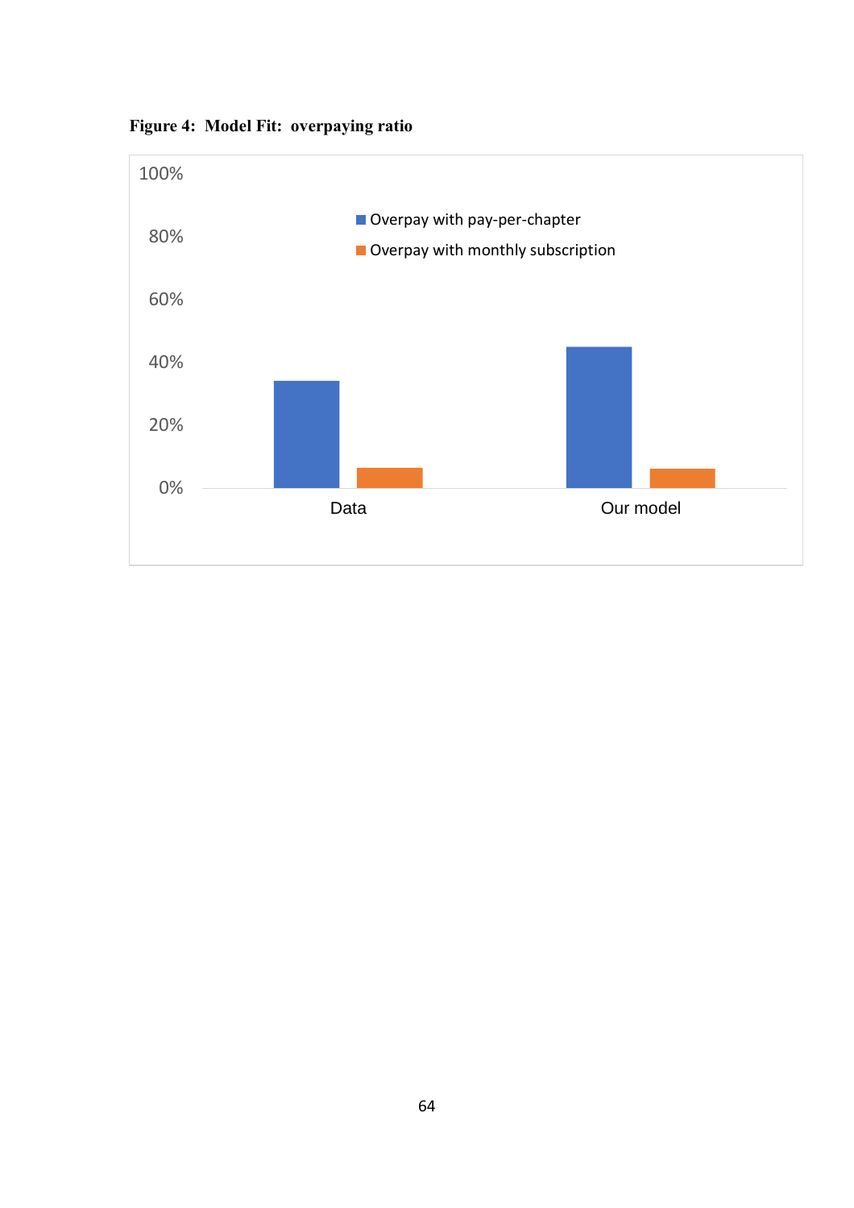**Figure 4: Model Fit: overpaying ratio**

| | Overpay with pay-per-chapter | Overpay with monthly subscription |
|---|---|---|
| Data | ~34% | ~6% |
| Our model | ~45% | ~6% |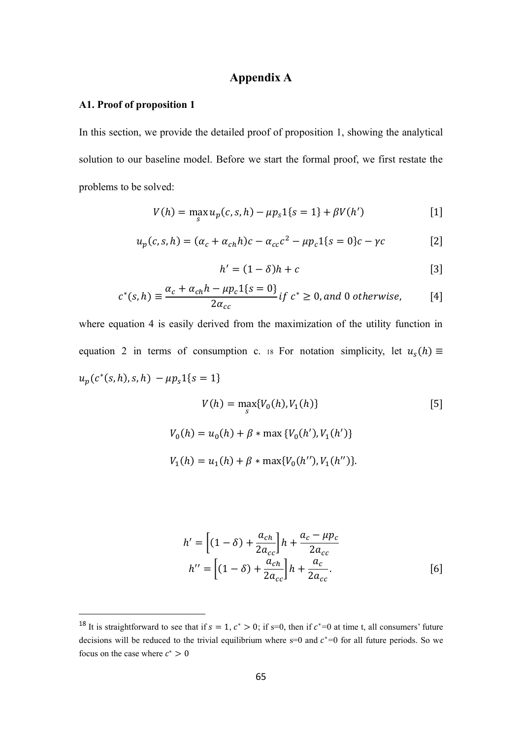# Appendix A

### A1. Proof of proposition 1

In this section, we provide the detailed proof of proposition 1, showing the analytical solution to our baseline model. Before we start the formal proof, we first restate the problems to be solved:

$$V(h) = \max_{s} u_p(c, s, h) - \mu p_s 1\{s = 1\} + \beta V(h') \quad [1]$$

$$u_p(c, s, h) = (\alpha_c + \alpha_{ch} h)c - \alpha_{cc} c^2 - \mu p_c 1\{s = 0\}c - \gamma c \quad [2]$$

$$h' = (1 - \delta)h + c \quad [3]$$

$$c^*(s, h) \equiv \frac{\alpha_c + \alpha_{ch} h - \mu p_c 1\{s = 0\}}{2\alpha_{cc}} \, if \ c^* \geq 0, and \ 0 \ otherwise, \quad [4]$$

where equation 4 is easily derived from the maximization of the utility function in equation 2 in terms of consumption c. [18] For notation simplicity, let $u_s(h) \equiv u_p(c^*(s, h), s, h) - \mu p_s 1\{s = 1\}$

$$V(h) = \max_{s}\{V_0(h), V_1(h)\} \quad [5]$$

$$V_0(h) = u_0(h) + \beta * \max\{V_0(h'), V_1(h')\}$$

$$V_1(h) = u_1(h) + \beta * \max\{V_0(h''), V_1(h'')\}.$$

$$h' = \left[(1 - \delta) + \frac{a_{ch}}{2a_{cc}}\right]h + \frac{a_c - \mu p_c}{2a_{cc}}$$
$$h'' = \left[(1 - \delta) + \frac{a_{ch}}{2a_{cc}}\right]h + \frac{a_c}{2a_{cc}}. \quad [6]$$

---

[18] It is straightforward to see that if $s = 1$, $c^* > 0$; if s=0, then if $c^*$=0 at time t, all consumers' future decisions will be reduced to the trivial equilibrium where s=0 and $c^*$=0 for all future periods. So we focus on the case where $c^* > 0$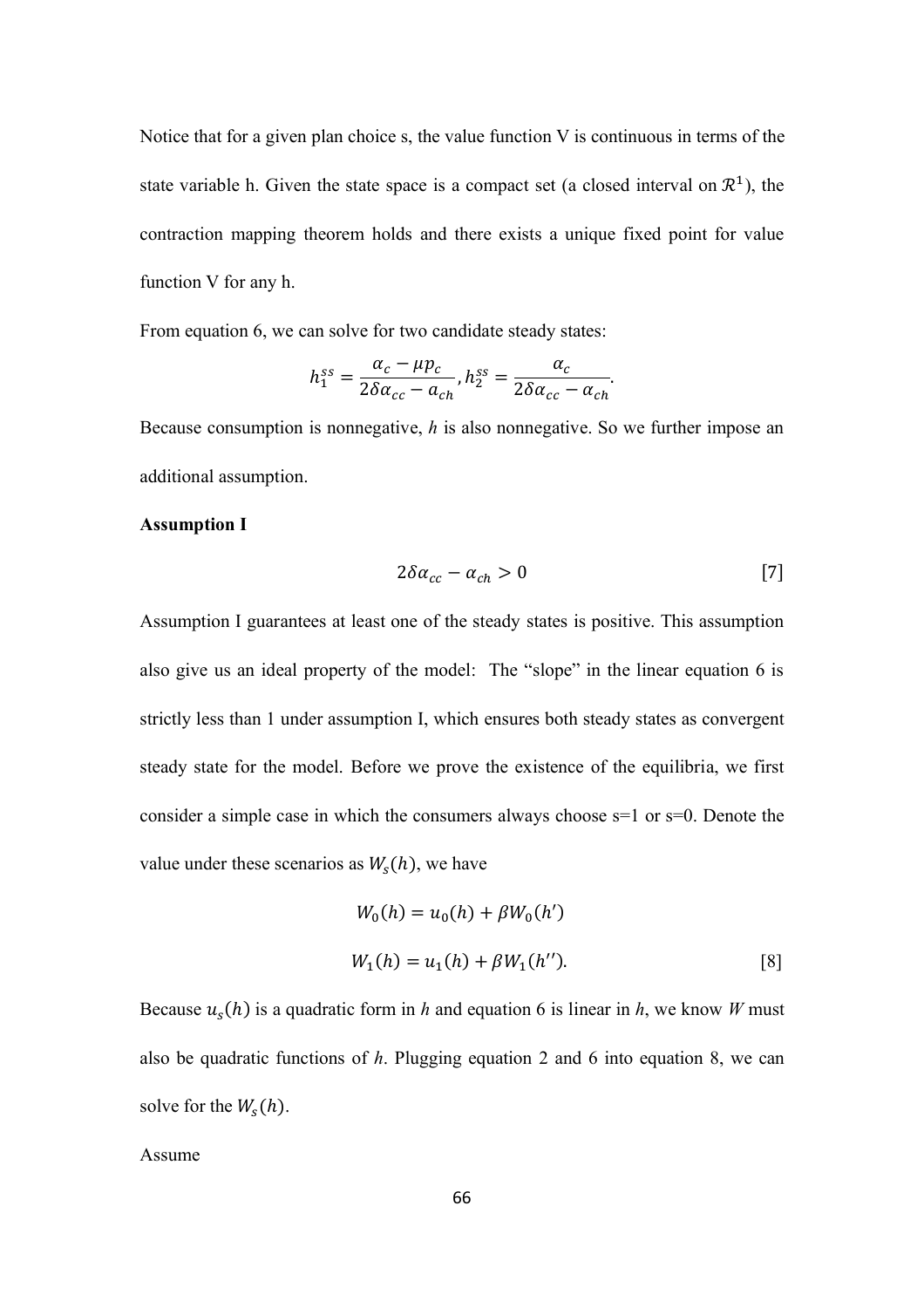Notice that for a given plan choice s, the value function V is continuous in terms of the state variable h. Given the state space is a compact set (a closed interval on $\mathcal{R}^1$), the contraction mapping theorem holds and there exists a unique fixed point for value function V for any h.

From equation 6, we can solve for two candidate steady states:

$$h_1^{ss} = \frac{\alpha_c - \mu p_c}{2\delta\alpha_{cc} - \alpha_{ch}}, h_2^{ss} = \frac{\alpha_c}{2\delta\alpha_{cc} - \alpha_{ch}}.$$

Because consumption is nonnegative, *h* is also nonnegative. So we further impose an additional assumption.

**Assumption I**

$$2\delta\alpha_{cc} - \alpha_{ch} > 0 \qquad [7]$$

Assumption I guarantees at least one of the steady states is positive. This assumption also give us an ideal property of the model: The "slope" in the linear equation 6 is strictly less than 1 under assumption I, which ensures both steady states as convergent steady state for the model. Before we prove the existence of the equilibria, we first consider a simple case in which the consumers always choose s=1 or s=0. Denote the value under these scenarios as $W_s(h)$, we have

$$W_0(h) = u_0(h) + \beta W_0(h')$$

$$W_1(h) = u_1(h) + \beta W_1(h''). \qquad [8]$$

Because $u_s(h)$ is a quadratic form in *h* and equation 6 is linear in *h*, we know *W* must also be quadratic functions of *h*. Plugging equation 2 and 6 into equation 8, we can solve for the $W_s(h)$.

Assume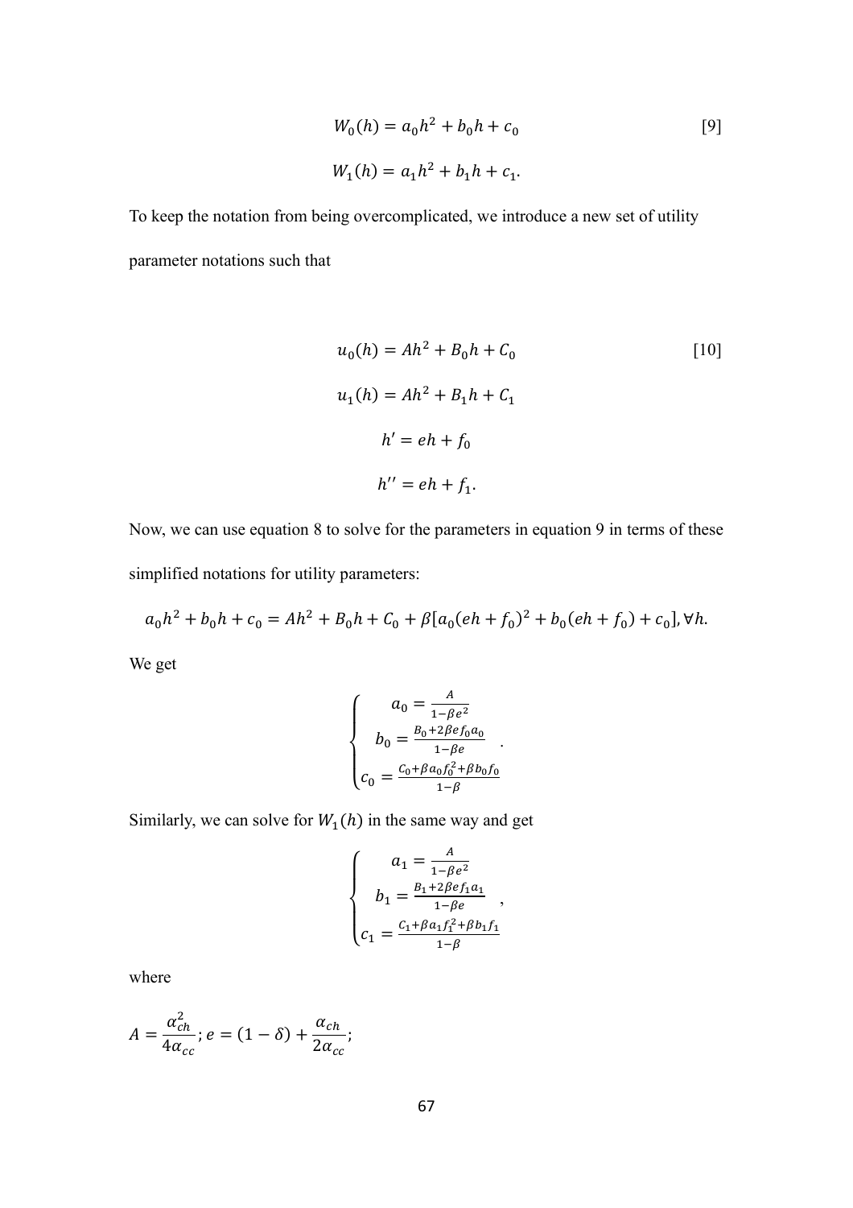$$W_0(h) = a_0 h^2 + b_0 h + c_0 \quad [9]$$

$$W_1(h) = a_1 h^2 + b_1 h + c_1.$$

To keep the notation from being overcomplicated, we introduce a new set of utility parameter notations such that

$$u_0(h) = Ah^2 + B_0 h + C_0 \quad [10]$$

$$u_1(h) = Ah^2 + B_1 h + C_1$$

$$h' = eh + f_0$$

$$h'' = eh + f_1.$$

Now, we can use equation 8 to solve for the parameters in equation 9 in terms of these simplified notations for utility parameters:

$$a_0 h^2 + b_0 h + c_0 = Ah^2 + B_0 h + C_0 + \beta[a_0(eh + f_0)^2 + b_0(eh + f_0) + c_0], \forall h.$$

We get

$$\begin{cases} a_0 = \frac{A}{1-\beta e^2} \\ b_0 = \frac{B_0 + 2\beta e f_0 a_0}{1-\beta e} \\ c_0 = \frac{C_0 + \beta a_0 f_0^2 + \beta b_0 f_0}{1-\beta} \end{cases}.$$

Similarly, we can solve for $W_1(h)$ in the same way and get

$$\begin{cases} a_1 = \frac{A}{1-\beta e^2} \\ b_1 = \frac{B_1 + 2\beta e f_1 a_1}{1-\beta e} \\ c_1 = \frac{C_1 + \beta a_1 f_1^2 + \beta b_1 f_1}{1-\beta} \end{cases},$$

where

$$A = \frac{\alpha_{ch}^2}{4\alpha_{cc}}; e = (1-\delta) + \frac{\alpha_{ch}}{2\alpha_{cc}};$$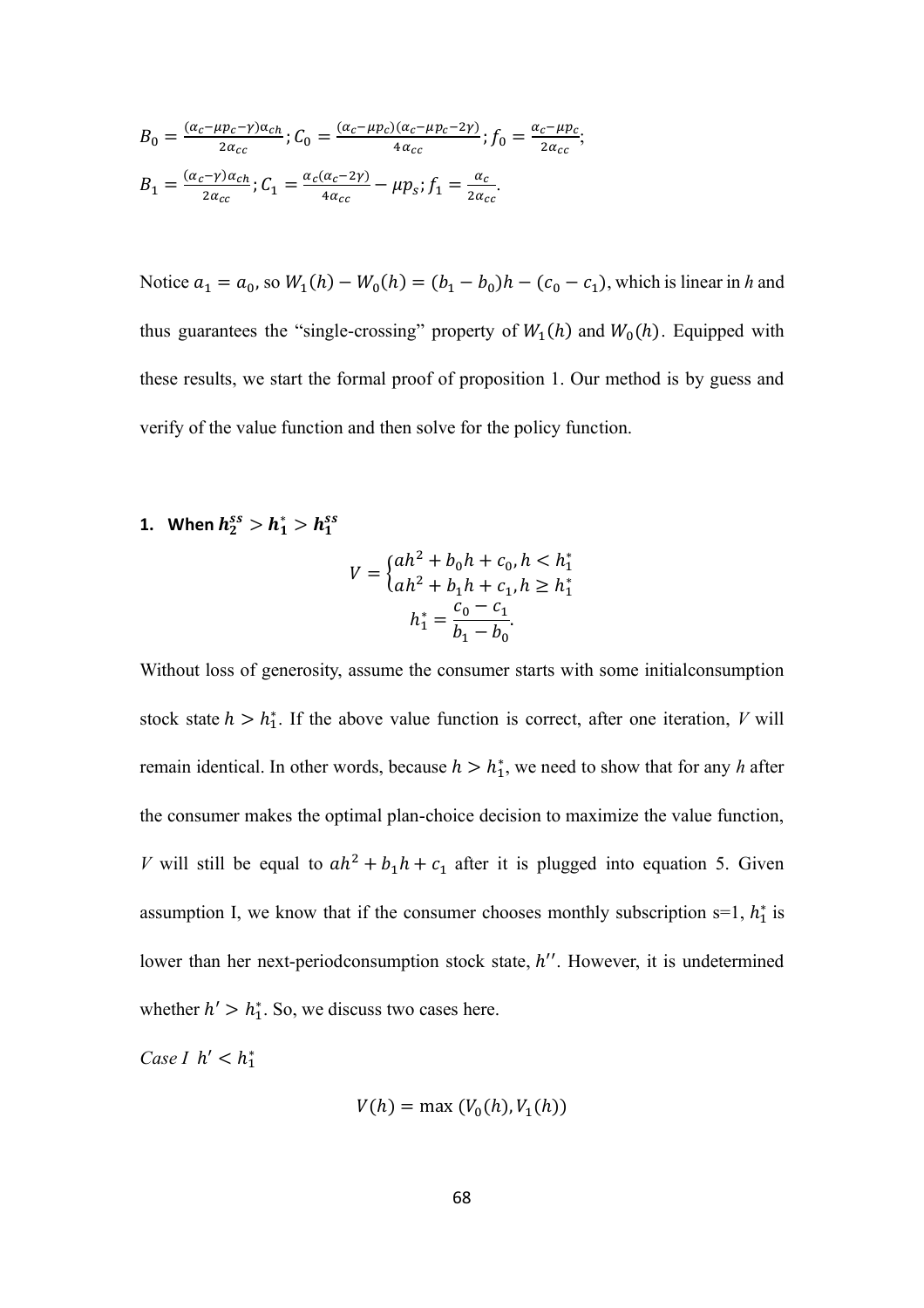$B_0 = \frac{(\alpha_c - \mu p_c - \gamma)\alpha_{ch}}{2\alpha_{cc}}$; $C_0 = \frac{(\alpha_c - \mu p_c)(\alpha_c - \mu p_c - 2\gamma)}{4\alpha_{cc}}$; $f_0 = \frac{\alpha_c - \mu p_c}{2\alpha_{cc}}$;

$B_1 = \frac{(\alpha_c - \gamma)\alpha_{ch}}{2\alpha_{cc}}$; $C_1 = \frac{\alpha_c(\alpha_c - 2\gamma)}{4\alpha_{cc}} - \mu p_s$; $f_1 = \frac{\alpha_c}{2\alpha_{cc}}$.

Notice $a_1 = a_0$, so $W_1(h) - W_0(h) = (b_1 - b_0)h - (c_0 - c_1)$, which is linear in *h* and thus guarantees the "single-crossing" property of $W_1(h)$ and $W_0(h)$. Equipped with these results, we start the formal proof of proposition 1. Our method is by guess and verify of the value function and then solve for the policy function.

**1. When $h_2^{ss} > h_1^* > h_1^{ss}$**

$$V = \begin{cases} ah^2 + b_0 h + c_0, h < h_1^* \\ ah^2 + b_1 h + c_1, h \geq h_1^* \end{cases}$$

$$h_1^* = \frac{c_0 - c_1}{b_1 - b_0}.$$

Without loss of generosity, assume the consumer starts with some initialconsumption stock state $h > h_1^*$. If the above value function is correct, after one iteration, *V* will remain identical. In other words, because $h > h_1^*$, we need to show that for any *h* after the consumer makes the optimal plan-choice decision to maximize the value function, *V* will still be equal to $ah^2 + b_1 h + c_1$ after it is plugged into equation 5. Given assumption I, we know that if the consumer chooses monthly subscription s=1, $h_1^*$ is lower than her next-periodconsumption stock state, $h''$. However, it is undetermined whether $h' > h_1^*$. So, we discuss two cases here.

*Case I* $h' < h_1^*$

$$V(h) = \max\left(V_0(h), V_1(h)\right)$$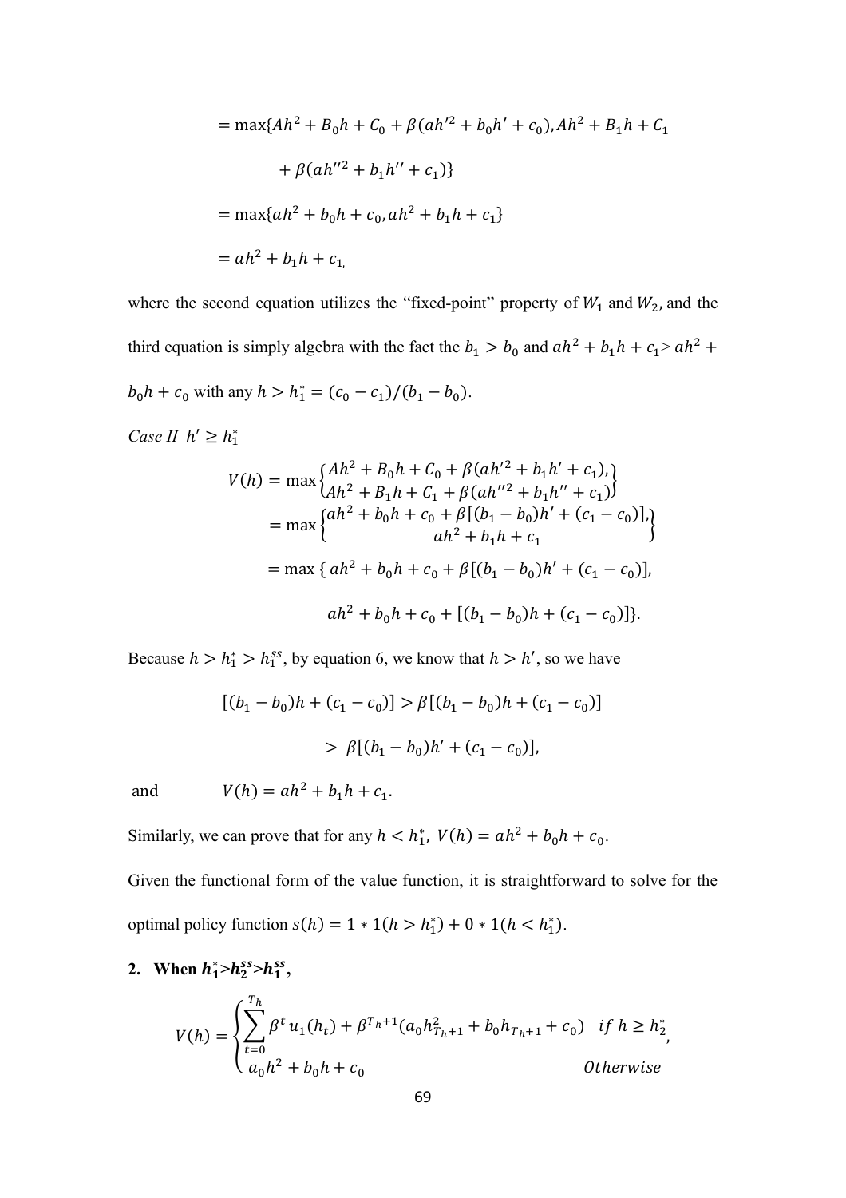$$= \max\{Ah^2 + B_0 h + C_0 + \beta(ah'^2 + b_0 h' + c_0), Ah^2 + B_1 h + C_1$$

$$+ \beta(ah''^2 + b_1 h'' + c_1)\}$$

$$= \max\{ah^2 + b_0 h + c_0, ah^2 + b_1 h + c_1\}$$

$$= ah^2 + b_1 h + c_{1,}$$

where the second equation utilizes the "fixed-point" property of $W_1$ and $W_2$, and the third equation is simply algebra with the fact the $b_1 > b_0$ and $ah^2 + b_1 h + c_1 > ah^2 + b_0 h + c_0$ with any $h > h_1^* = (c_0 - c_1)/(b_1 - b_0)$.

*Case II* $h' \geq h_1^*$

$$V(h) = \max\begin{Bmatrix} Ah^2 + B_0 h + C_0 + \beta(ah'^2 + b_1 h' + c_1), \\ Ah^2 + B_1 h + C_1 + \beta(ah''^2 + b_1 h'' + c_1) \end{Bmatrix}$$

$$= \max\begin{Bmatrix} ah^2 + b_0 h + c_0 + \beta[(b_1 - b_0)h' + (c_1 - c_0)], \\ ah^2 + b_1 h + c_1 \end{Bmatrix}$$

$$= \max\{ ah^2 + b_0 h + c_0 + \beta[(b_1 - b_0)h' + (c_1 - c_0)],$$

$$ah^2 + b_0 h + c_0 + [(b_1 - b_0)h + (c_1 - c_0)]\}.$$

Because $h > h_1^* > h_1^{ss}$, by equation 6, we know that $h > h'$, so we have

$$[(b_1 - b_0)h + (c_1 - c_0)] > \beta[(b_1 - b_0)h + (c_1 - c_0)]$$

$$> \beta[(b_1 - b_0)h' + (c_1 - c_0)],$$

and $\qquad V(h) = ah^2 + b_1 h + c_1.$

Similarly, we can prove that for any $h < h_1^*$, $V(h) = ah^2 + b_0 h + c_0$.

Given the functional form of the value function, it is straightforward to solve for the optimal policy function $s(h) = 1 * 1(h > h_1^*) + 0 * 1(h < h_1^*)$.

**2. When $h_1^* > h_2^{ss} > h_1^{ss}$,**

$$V(h) = \begin{cases} \sum_{t=0}^{T_h} \beta^t u_1(h_t) + \beta^{T_h+1}(a_0 h_{T_h+1}^2 + b_0 h_{T_h+1} + c_0) & if\ h \geq h_2^*, \\ a_0 h^2 + b_0 h + c_0 & Otherwise \end{cases}$$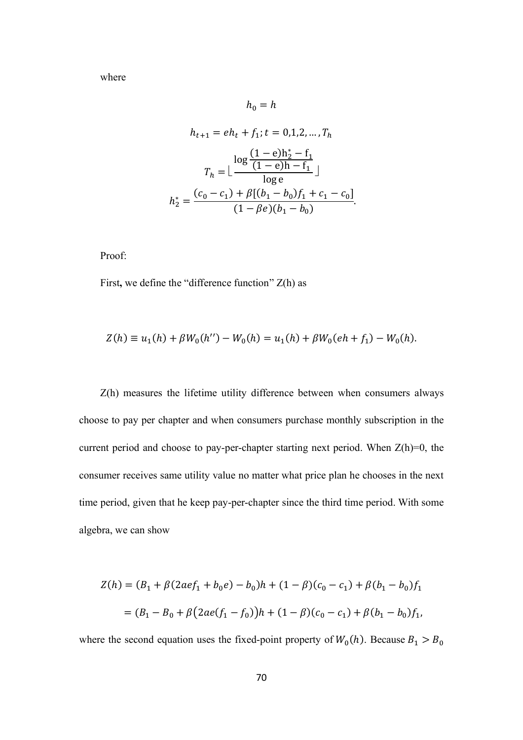where

$$h_0 = h$$

$$h_{t+1} = eh_t + f_1; t = 0,1,2,\dots,T_h$$

$$T_h = \lfloor \frac{\log \frac{(1-\mathrm{e})\mathrm{h}_2^* - \mathrm{f}_1}{(1-\mathrm{e})\mathrm{h} - \mathrm{f}_1}}{\log \mathrm{e}} \rfloor$$

$$h_2^* = \frac{(c_0 - c_1) + \beta[(b_1 - b_0)f_1 + c_1 - c_0]}{(1-\beta e)(b_1 - b_0)}.$$

Proof:

First, we define the "difference function" Z(h) as

$$Z(h) \equiv u_1(h) + \beta W_0(h'') - W_0(h) = u_1(h) + \beta W_0(eh + f_1) - W_0(h).$$

Z(h) measures the lifetime utility difference between when consumers always choose to pay per chapter and when consumers purchase monthly subscription in the current period and choose to pay-per-chapter starting next period. When Z(h)=0, the consumer receives same utility value no matter what price plan he chooses in the next time period, given that he keep pay-per-chapter since the third time period. With some algebra, we can show

$$\begin{aligned} Z(h) &= (B_1 + \beta(2aef_1 + b_0 e) - b_0)h + (1-\beta)(c_0 - c_1) + \beta(b_1 - b_0)f_1 \\ &= (B_1 - B_0 + \beta\big(2ae(f_1 - f_0)\big)h + (1-\beta)(c_0 - c_1) + \beta(b_1 - b_0)f_1, \end{aligned}$$

where the second equation uses the fixed-point property of $W_0(h)$. Because $B_1 > B_0$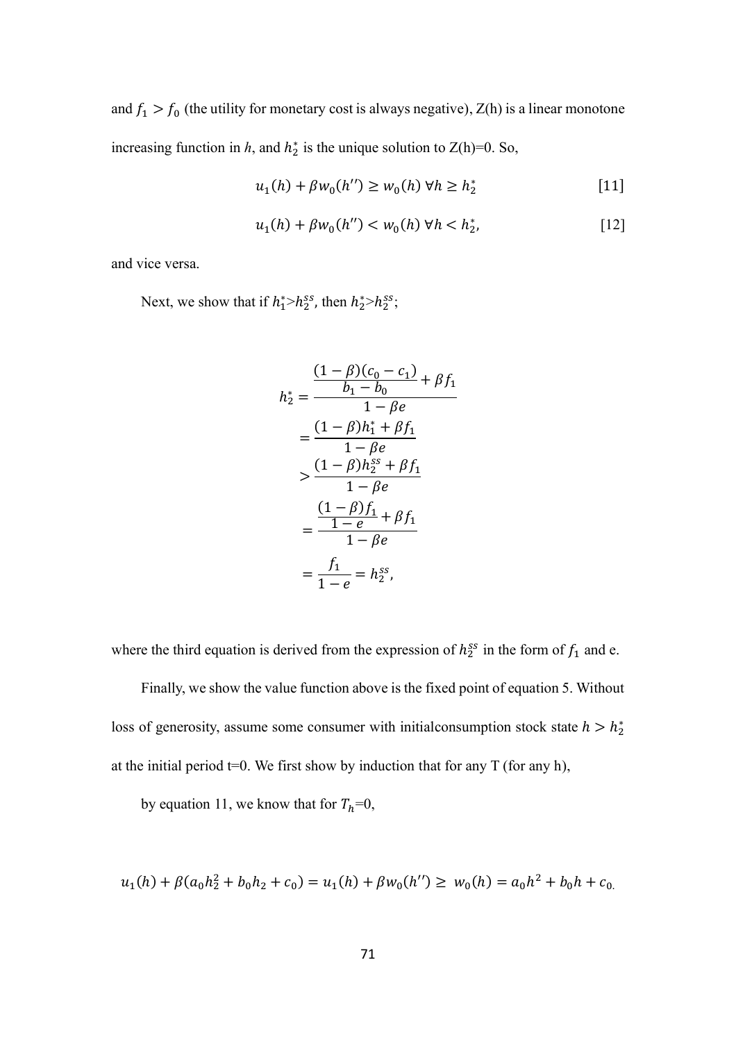and $f_1 > f_0$ (the utility for monetary cost is always negative), Z(h) is a linear monotone increasing function in $h$, and $h_2^*$ is the unique solution to Z(h)=0. So,

$$u_1(h) + \beta w_0(h'') \geq w_0(h) \; \forall h \geq h_2^* \quad [11]$$

$$u_1(h) + \beta w_0(h'') < w_0(h) \; \forall h < h_2^*, \quad [12]$$

and vice versa.

Next, we show that if $h_1^* > h_2^{ss}$, then $h_2^* > h_2^{ss}$;

$$\begin{aligned}
h_2^* &= \frac{\frac{(1-\beta)(c_0 - c_1)}{b_1 - b_0} + \beta f_1}{1 - \beta e} \\
&= \frac{(1-\beta)h_1^* + \beta f_1}{1 - \beta e} \\
&> \frac{(1-\beta)h_2^{ss} + \beta f_1}{1 - \beta e} \\
&= \frac{\frac{(1-\beta)f_1}{1-e} + \beta f_1}{1 - \beta e} \\
&= \frac{f_1}{1-e} = h_2^{ss},
\end{aligned}$$

where the third equation is derived from the expression of $h_2^{ss}$ in the form of $f_1$ and e.

Finally, we show the value function above is the fixed point of equation 5. Without loss of generosity, assume some consumer with initialconsumption stock state $h > h_2^*$ at the initial period t=0. We first show by induction that for any T (for any h),

by equation 11, we know that for $T_h$=0,

$$u_1(h) + \beta(a_0 h_2^2 + b_0 h_2 + c_0) = u_1(h) + \beta w_0(h'') \geq \; w_0(h) = a_0 h^2 + b_0 h + c_{0.}$$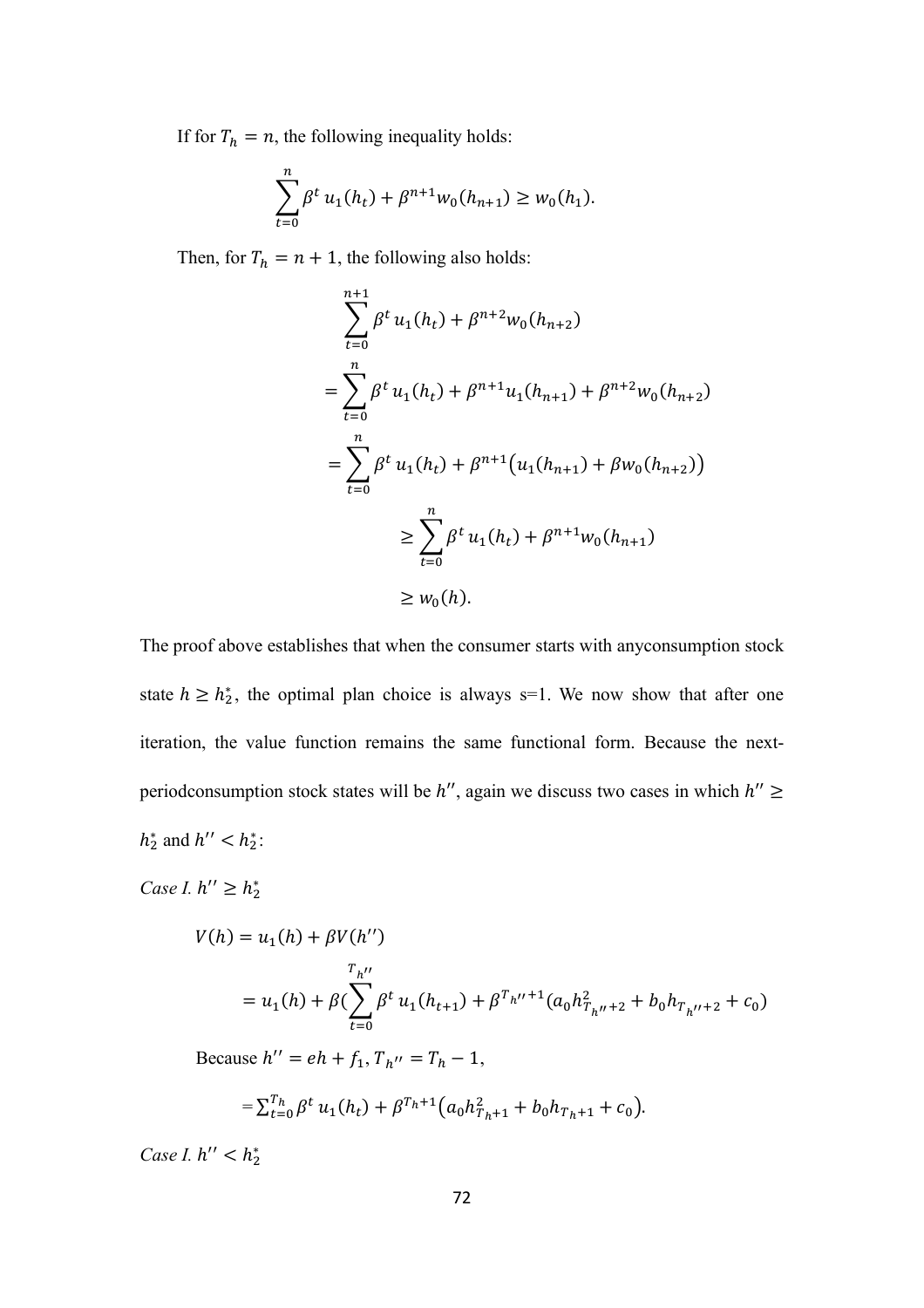If for $T_h = n$, the following inequality holds:

$$\sum_{t=0}^{n} \beta^t u_1(h_t) + \beta^{n+1} w_0(h_{n+1}) \geq w_0(h_1).$$

Then, for $T_h = n+1$, the following also holds:

$$\sum_{t=0}^{n+1} \beta^t u_1(h_t) + \beta^{n+2} w_0(h_{n+2})$$

$$= \sum_{t=0}^{n} \beta^t u_1(h_t) + \beta^{n+1} u_1(h_{n+1}) + \beta^{n+2} w_0(h_{n+2})$$

$$= \sum_{t=0}^{n} \beta^t u_1(h_t) + \beta^{n+1}\big(u_1(h_{n+1}) + \beta w_0(h_{n+2})\big)$$

$$\geq \sum_{t=0}^{n} \beta^t u_1(h_t) + \beta^{n+1} w_0(h_{n+1})$$

$$\geq w_0(h).$$

The proof above establishes that when the consumer starts with anyconsumption stock state $h \geq h_2^*$, the optimal plan choice is always s=1. We now show that after one iteration, the value function remains the same functional form. Because the next-periodconsumption stock states will be $h''$, again we discuss two cases in which $h'' \geq h_2^*$ and $h'' < h_2^*$:

*Case I.* $h'' \geq h_2^*$

$$V(h) = u_1(h) + \beta V(h'')$$

$$= u_1(h) + \beta\Big(\sum_{t=0}^{T_{h''}} \beta^t u_1(h_{t+1}) + \beta^{T_{h''}+1}\big(a_0 h_{T_{h''}+2}^2 + b_0 h_{T_{h''}+2} + c_0\big)$$

Because $h'' = eh + f_1, T_{h''} = T_h - 1$,

$$= \sum_{t=0}^{T_h} \beta^t u_1(h_t) + \beta^{T_h+1}\big(a_0 h_{T_h+1}^2 + b_0 h_{T_h+1} + c_0\big).$$

*Case I.* $h'' < h_2^*$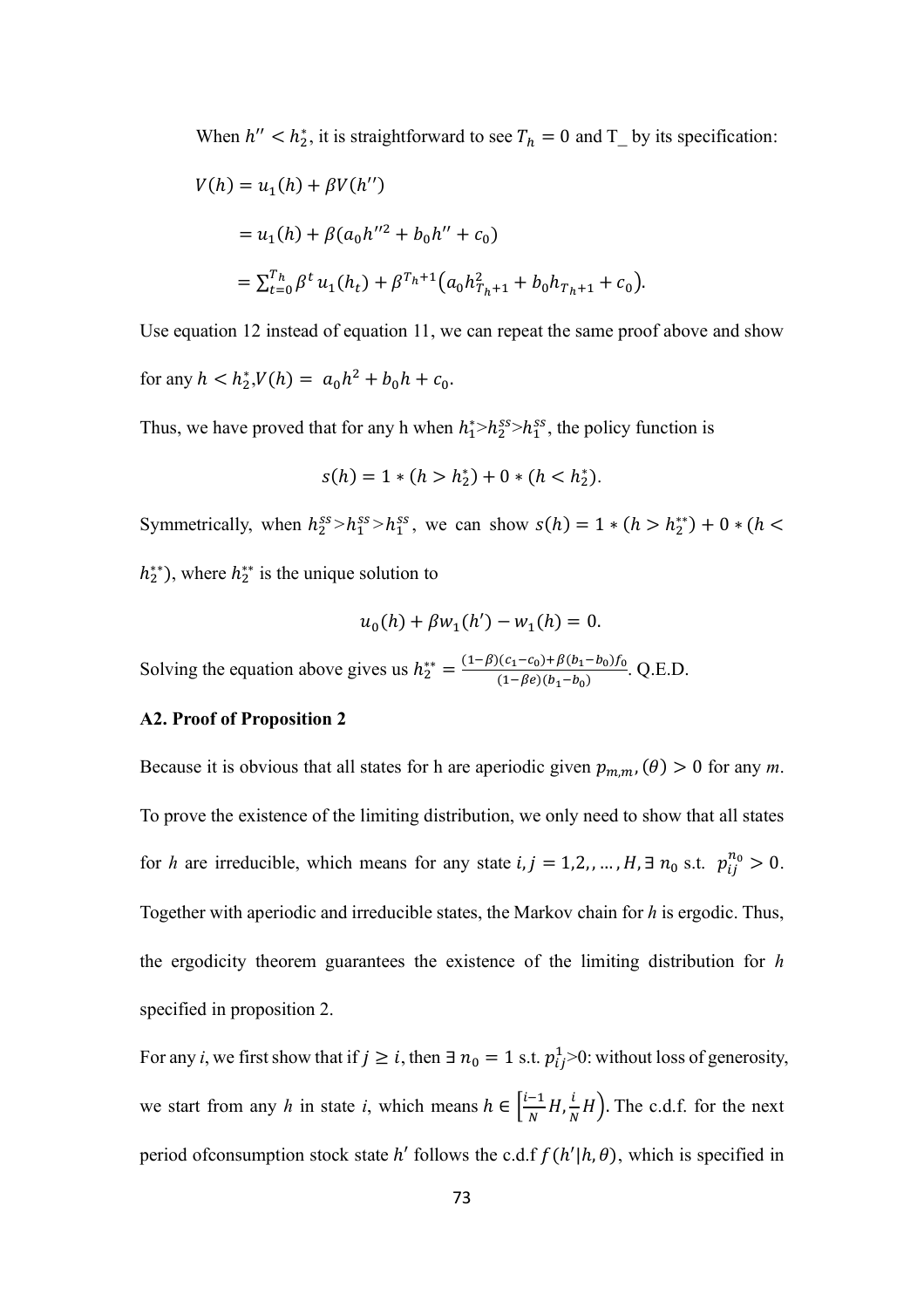When $h'' < h_2^*$, it is straightforward to see $T_h = 0$ and T_ by its specification:

$$V(h) = u_1(h) + \beta V(h'')$$

$$= u_1(h) + \beta(a_0 h''^2 + b_0 h'' + c_0)$$

$$= \sum_{t=0}^{T_h} \beta^t u_1(h_t) + \beta^{T_h+1}\left(a_0 h_{T_h+1}^2 + b_0 h_{T_h+1} + c_0\right).$$

Use equation 12 instead of equation 11, we can repeat the same proof above and show for any $h < h_2^*$,$V(h) = a_0 h^2 + b_0 h + c_0$.

Thus, we have proved that for any h when $h_1^* > h_2^{ss} > h_1^{ss}$, the policy function is

$$s(h) = 1 * (h > h_2^*) + 0 * (h < h_2^*).$$

Symmetrically, when $h_2^{ss} > h_1^{ss} > h_1^{ss}$, we can show $s(h) = 1 * (h > h_2^{**}) + 0 * (h < h_2^{**})$, where $h_2^{**}$ is the unique solution to

$$u_0(h) + \beta w_1(h') - w_1(h) = 0.$$

Solving the equation above gives us $h_2^{**} = \frac{(1-\beta)(c_1 - c_0) + \beta(b_1 - b_0) f_0}{(1-\beta e)(b_1 - b_0)}$. Q.E.D.

**A2. Proof of Proposition 2**

Because it is obvious that all states for h are aperiodic given $p_{m,m'}(\theta) > 0$ for any *m*. To prove the existence of the limiting distribution, we only need to show that all states for *h* are irreducible, which means for any state $i, j = 1,2,, \dots, H, \exists\, n_0$ s.t. $p_{ij}^{n_0} > 0$. Together with aperiodic and irreducible states, the Markov chain for *h* is ergodic. Thus, the ergodicity theorem guarantees the existence of the limiting distribution for *h* specified in proposition 2.

For any *i*, we first show that if $j \geq i$, then $\exists\, n_0 = 1$ s.t. $p_{ij}^1 > 0$: without loss of generosity, we start from any *h* in state *i*, which means $h \in \left[\frac{i-1}{N} H, \frac{i}{N} H\right)$. The c.d.f. for the next period ofconsumption stock state $h'$ follows the c.d.f $f(h'|h, \theta)$, which is specified in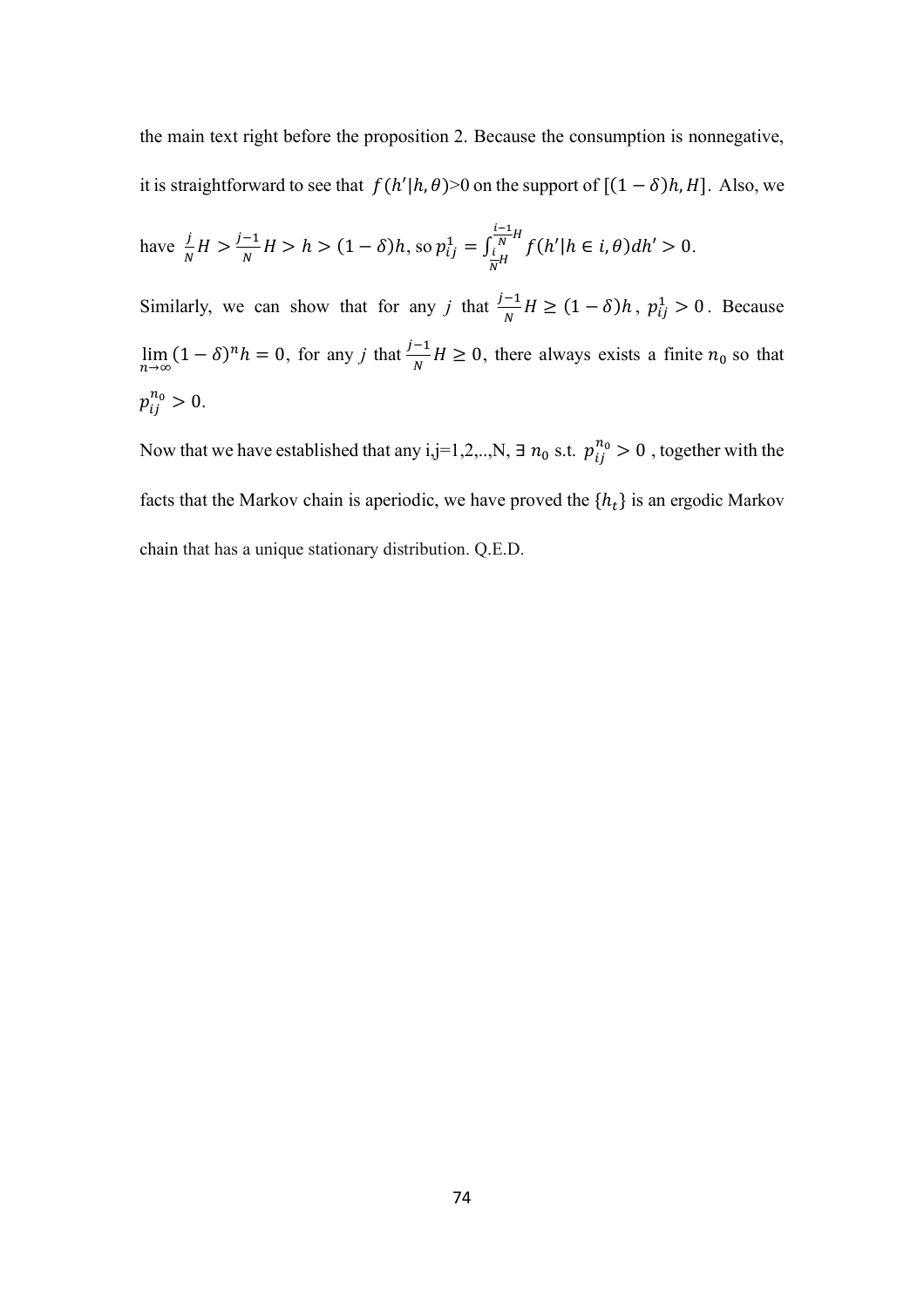the main text right before the proposition 2. Because the consumption is nonnegative, it is straightforward to see that $f(h'|h,\theta)>0$ on the support of $[(1-\delta)h, H]$. Also, we have $\frac{j}{N}H > \frac{j-1}{N}H > h > (1-\delta)h$, so $p_{ij}^1 = \int_{\frac{i}{N}H}^{\frac{i-1}{N}H} f(h'|h \in i, \theta)dh' > 0$.

Similarly, we can show that for any $j$ that $\frac{j-1}{N}H \geq (1-\delta)h$, $p_{ij}^1 > 0$. Because $\lim_{n\to\infty}(1-\delta)^n h = 0$, for any $j$ that $\frac{j-1}{N}H \geq 0$, there always exists a finite $n_0$ so that $p_{ij}^{n_0} > 0$.

Now that we have established that any i,j=1,2,..,N, $\exists\, n_0$ s.t. $p_{ij}^{n_0} > 0$ , together with the facts that the Markov chain is aperiodic, we have proved the $\{h_t\}$ is an ergodic Markov chain that has a unique stationary distribution. Q.E.D.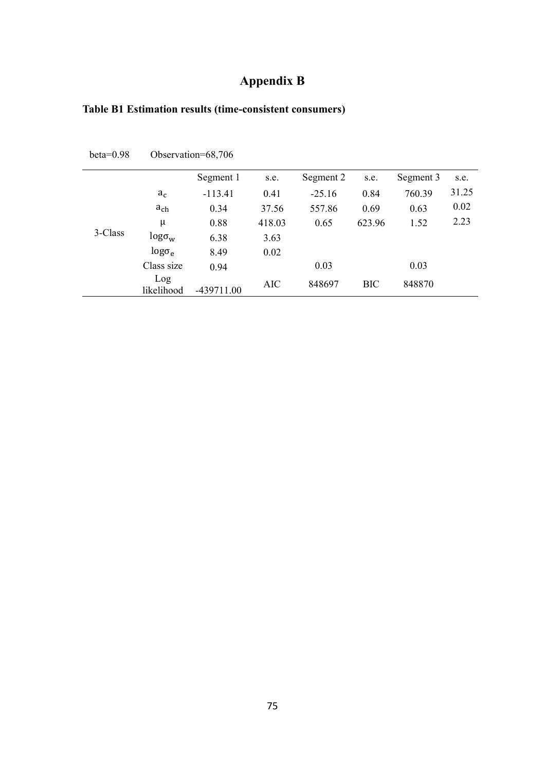# Appendix B

**Table B1 Estimation results (time-consistent consumers)**

beta=0.98 Observation=68,706

| | | Segment 1 | s.e. | Segment 2 | s.e. | Segment 3 | s.e. |
|---|---|---|---|---|---|---|---|
| 3-Class | $a_c$ | -113.41 | 0.41 | -25.16 | 0.84 | 760.39 | 31.25 |
| | $a_{ch}$ | 0.34 | 37.56 | 557.86 | 0.69 | 0.63 | 0.02 |
| | $\mu$ | 0.88 | 418.03 | 0.65 | 623.96 | 1.52 | 2.23 |
| | $\log\sigma_w$ | 6.38 | 3.63 | | | | |
| | $\log\sigma_e$ | 8.49 | 0.02 | | | | |
| | Class size | 0.94 | | 0.03 | | 0.03 | |
| | Log likelihood | -439711.00 | AIC | 848697 | BIC | 848870 | |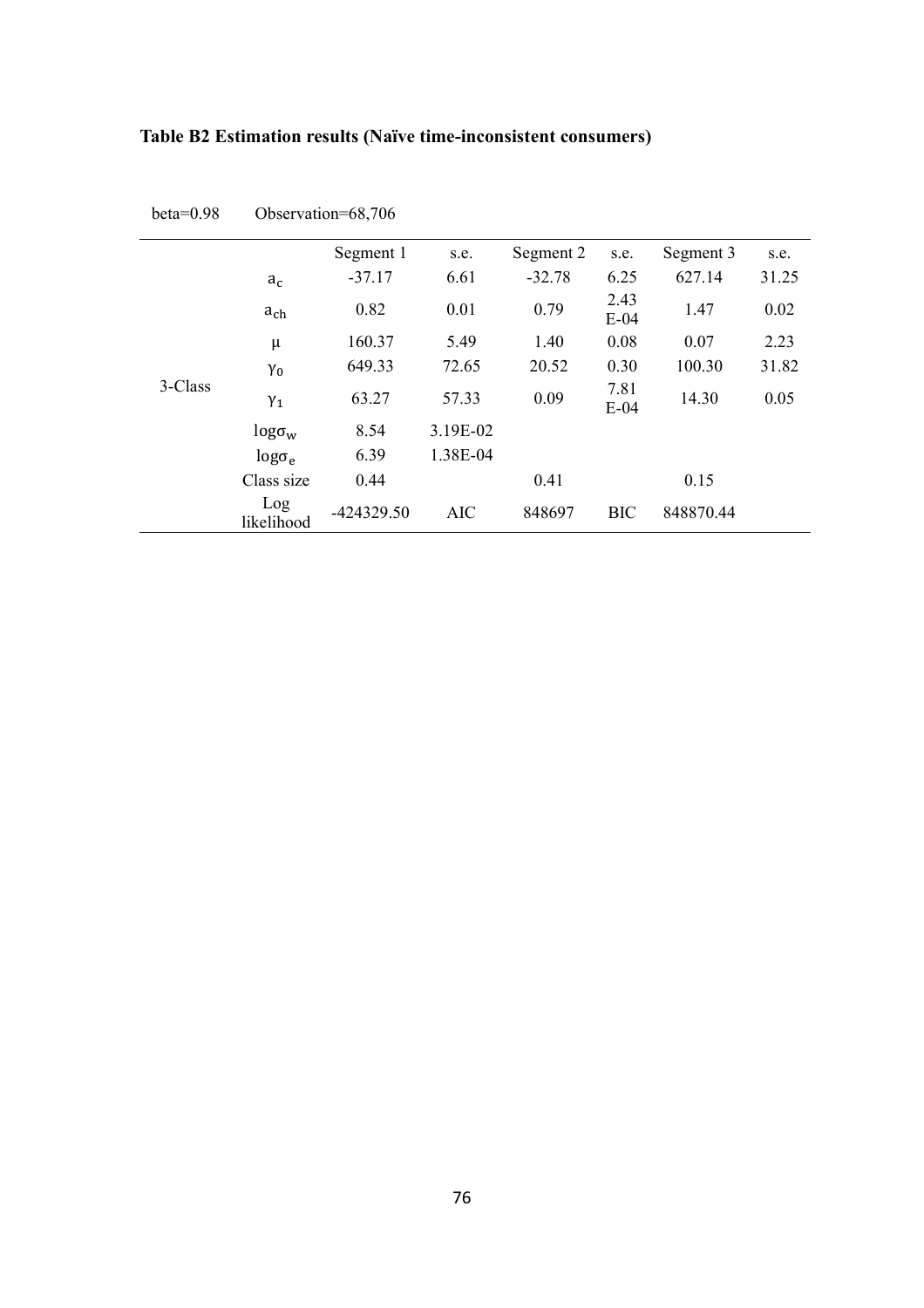**Table B2 Estimation results (Naïve time-inconsistent consumers)**

beta=0.98 Observation=68,706

| | | Segment 1 | s.e. | Segment 2 | s.e. | Segment 3 | s.e. |
|---|---|---|---|---|---|---|---|
| 3-Class | $a_c$ | -37.17 | 6.61 | -32.78 | 6.25 | 627.14 | 31.25 |
| | $a_{ch}$ | 0.82 | 0.01 | 0.79 | 2.43 E-04 | 1.47 | 0.02 |
| | $\mu$ | 160.37 | 5.49 | 1.40 | 0.08 | 0.07 | 2.23 |
| | $\gamma_0$ | 649.33 | 72.65 | 20.52 | 0.30 | 100.30 | 31.82 |
| | $\gamma_1$ | 63.27 | 57.33 | 0.09 | 7.81 E-04 | 14.30 | 0.05 |
| | $\log\sigma_w$ | 8.54 | 3.19E-02 | | | | |
| | $\log\sigma_e$ | 6.39 | 1.38E-04 | | | | |
| | Class size | 0.44 | | 0.41 | | 0.15 | |
| | Log likelihood | -424329.50 | AIC | 848697 | BIC | 848870.44 | |